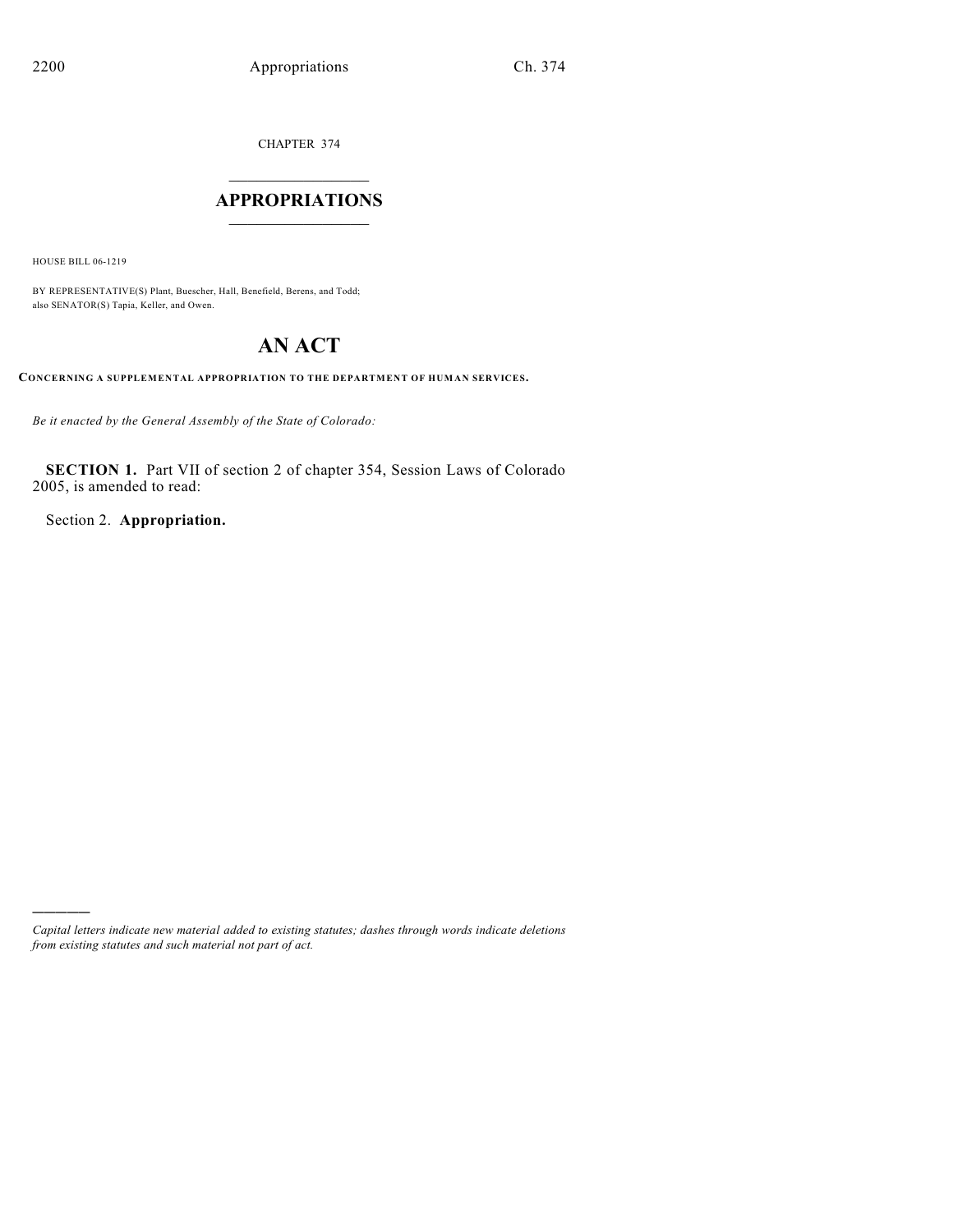CHAPTER 374

# APPROPRIATIONS

HOUSE BILL 06-1219

BY REPRESENTATIVE(S) Plant, Buescher, Hall, Benefield, Berens, and Todd; also SENATOR(S) Tapia, Keller, and Owen.

# AN ACT

**CONCERNING A SUPPLEMENTAL APPROPRIATION TO THE DEPARTMENT OF HUMAN SERVICES.**

*Be it enacted by the General Assembly of the State of Colorado:*

**SECTION 1.** Part VII of section 2 of chapter 354, Session Laws of Colorado 2005, is amended to read:

Section 2. **Appropriation.**

---

*Capital letters indicate new material added to existing statutes; dashes through words indicate deletions from existing statutes and such material not part of act.*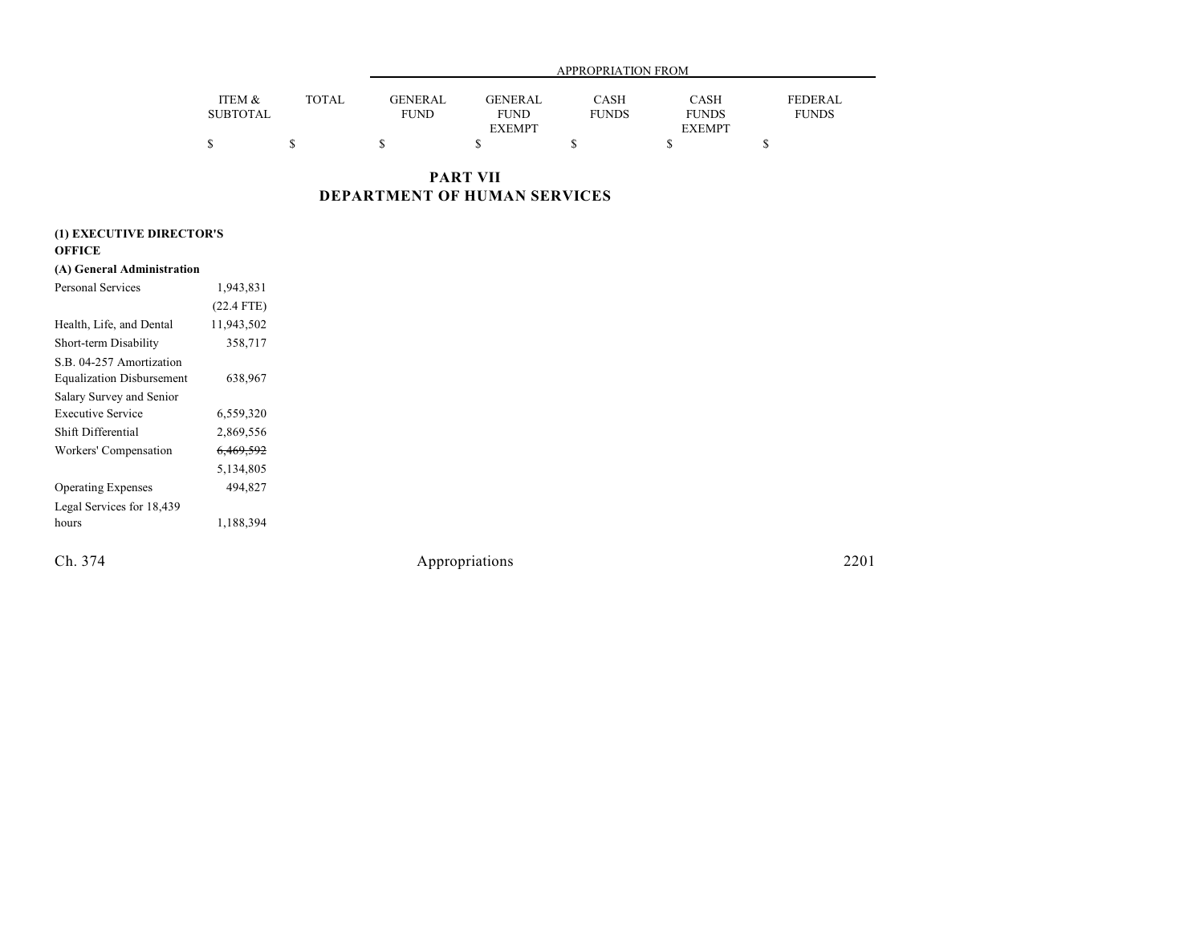| | ITEM & SUBTOTAL | TOTAL | APPROPRIATION FROM GENERAL FUND | GENERAL FUND EXEMPT | CASH FUNDS | CASH FUNDS EXEMPT | FEDERAL FUNDS |
|---|---|---|---|---|---|---|---|
| | $ | $ | $ | $ | $ | $ | $ |

## PART VII
## DEPARTMENT OF HUMAN SERVICES

**(1) EXECUTIVE DIRECTOR'S OFFICE**

**(A) General Administration**

| | ITEM & SUBTOTAL | TOTAL | GENERAL FUND | GENERAL FUND EXEMPT | CASH FUNDS | CASH FUNDS EXEMPT | FEDERAL FUNDS |
|---|---|---|---|---|---|---|---|
| Personal Services | 1,943,831 | | | | | | |
| | (22.4 FTE) | | | | | | |
| Health, Life, and Dental | 11,943,502 | | | | | | |
| Short-term Disability | 358,717 | | | | | | |
| S.B. 04-257 Amortization Equalization Disbursement | 638,967 | | | | | | |
| Salary Survey and Senior Executive Service | 6,559,320 | | | | | | |
| Shift Differential | 2,869,556 | | | | | | |
| Workers' Compensation | ~~6,469,592~~ | | | | | | |
| | 5,134,805 | | | | | | |
| Operating Expenses | 494,827 | | | | | | |
| Legal Services for 18,439 hours | 1,188,394 | | | | | | |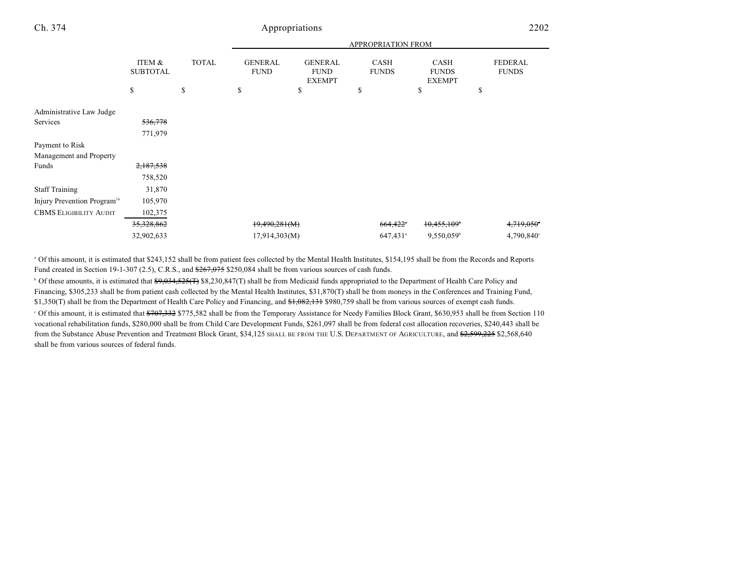| | ITEM & SUBTOTAL | TOTAL | APPROPRIATION FROM GENERAL FUND | GENERAL FUND EXEMPT | CASH FUNDS | CASH FUNDS EXEMPT | FEDERAL FUNDS |
|---|---|---|---|---|---|---|---|
| | $ | $ | $ | $ | $ | $ | $ |
| Administrative Law Judge Services | ~~536,778~~ | | | | | | |
| | 771,979 | | | | | | |
| Payment to Risk Management and Property Funds | ~~2,187,538~~ | | | | | | |
| | 758,520 | | | | | | |
| Staff Training | 31,870 | | | | | | |
| Injury Prevention Program[56] | 105,970 | | | | | | |
| CBMS ELIGIBILITY AUDIT | 102,375 | | | | | | |
| | ~~35,328,862~~ | | ~~19,490,281(M)~~ | | ~~664,422~~[a] | ~~10,455,109~~[b] | ~~4,719,050~~[c] |
| | 32,902,633 | | 17,914,303(M) | | 647,431[a] | 9,550,059[b] | 4,790,840[c] |

[a] Of this amount, it is estimated that $243,152 shall be from patient fees collected by the Mental Health Institutes, $154,195 shall be from the Records and Reports Fund created in Section 19-1-307 (2.5), C.R.S., and ~~$267,075~~ $250,084 shall be from various sources of cash funds.

[b] Of these amounts, it is estimated that ~~$9,034,525(T)~~ $8,230,847(T) shall be from Medicaid funds appropriated to the Department of Health Care Policy and Financing, $305,233 shall be from patient cash collected by the Mental Health Institutes, $31,870(T) shall be from moneys in the Conferences and Training Fund, $1,350(T) shall be from the Department of Health Care Policy and Financing, and ~~$1,082,131~~ $980,759 shall be from various sources of exempt cash funds.

[c] Of this amount, it is estimated that ~~$707,332~~ $775,582 shall be from the Temporary Assistance for Needy Families Block Grant, $630,953 shall be from Section 110 vocational rehabilitation funds, $280,000 shall be from Child Care Development Funds, $261,097 shall be from federal cost allocation recoveries, $240,443 shall be from the Substance Abuse Prevention and Treatment Block Grant, $34,125 SHALL BE FROM THE U.S. DEPARTMENT OF AGRICULTURE, and ~~$2,599,225~~ $2,568,640 shall be from various sources of federal funds.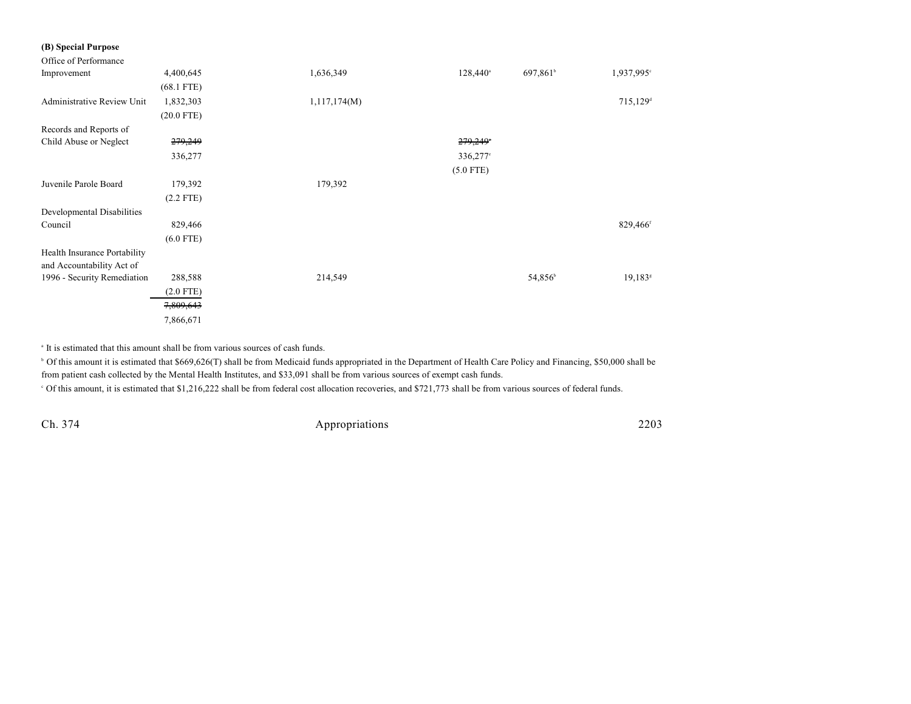**(B) Special Purpose**

| | | | | | |
|---|---|---|---|---|---|
| Office of Performance Improvement | 4,400,645 | 1,636,349 | 128,440[a] | 697,861[b] | 1,937,995[c] |
| | (68.1 FTE) | | | | |
| Administrative Review Unit | 1,832,303 | 1,117,174(M) | | | 715,129[d] |
| | (20.0 FTE) | | | | |
| Records and Reports of Child Abuse or Neglect | ~~279,249~~ | | ~~279,249~~[e] | | |
| | 336,277 | | 336,277[e] | | |
| | | | (5.0 FTE) | | |
| Juvenile Parole Board | 179,392 | 179,392 | | | |
| | (2.2 FTE) | | | | |
| Developmental Disabilities Council | 829,466 | | | | 829,466[f] |
| | (6.0 FTE) | | | | |
| Health Insurance Portability and Accountability Act of 1996 - Security Remediation | 288,588 | 214,549 | | 54,856[b] | 19,183[g] |
| | (2.0 FTE) | | | | |
| | ~~7,809,643~~ | | | | |
| | 7,866,671 | | | | |

[a] It is estimated that this amount shall be from various sources of cash funds.

[b] Of this amount it is estimated that $669,626(T) shall be from Medicaid funds appropriated in the Department of Health Care Policy and Financing, $50,000 shall be from patient cash collected by the Mental Health Institutes, and $33,091 shall be from various sources of exempt cash funds.

[c] Of this amount, it is estimated that $1,216,222 shall be from federal cost allocation recoveries, and $721,773 shall be from various sources of federal funds.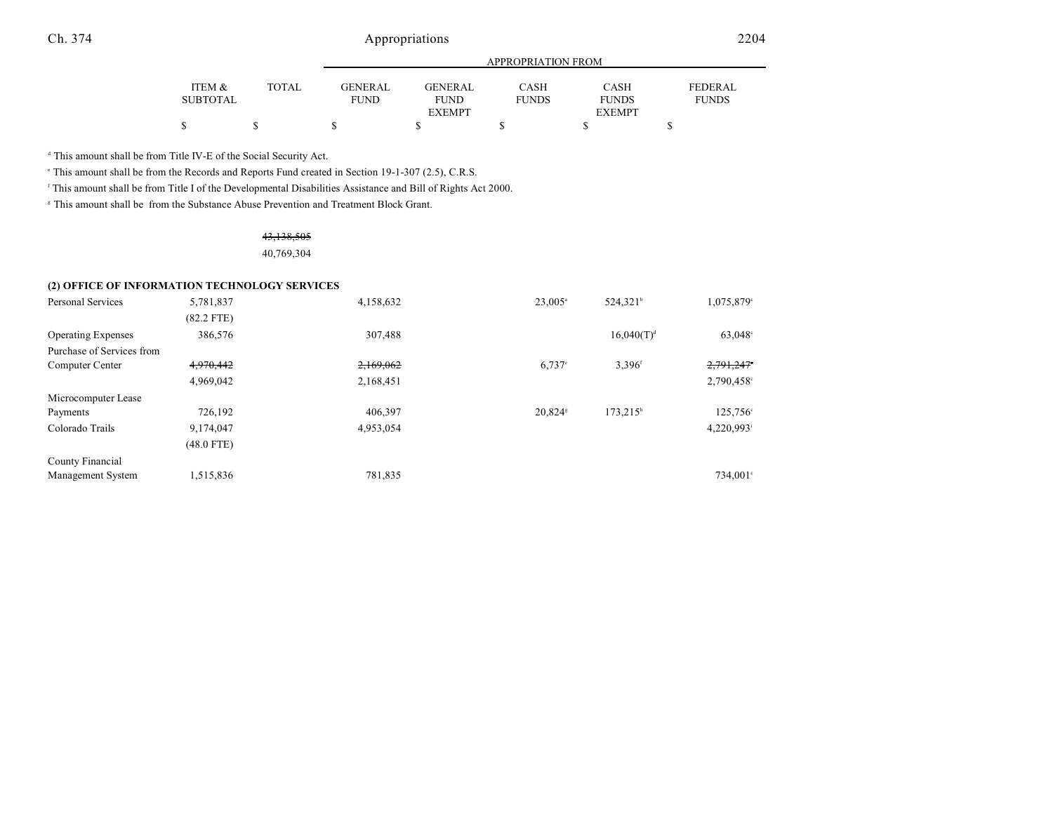| | ITEM & SUBTOTAL | TOTAL | APPROPRIATION FROM GENERAL FUND | GENERAL FUND EXEMPT | CASH FUNDS | CASH FUNDS EXEMPT | FEDERAL FUNDS |
|---|---|---|---|---|---|---|---|
| | $ | $ | $ | $ | $ | $ | $ |

[d] This amount shall be from Title IV-E of the Social Security Act.

[e] This amount shall be from the Records and Reports Fund created in Section 19-1-307 (2.5), C.R.S.

[f] This amount shall be from Title I of the Developmental Disabilities Assistance and Bill of Rights Act 2000.

[g] This amount shall be from the Substance Abuse Prevention and Treatment Block Grant.

| | ITEM & SUBTOTAL | TOTAL | GENERAL FUND | GENERAL FUND EXEMPT | CASH FUNDS | CASH FUNDS EXEMPT | FEDERAL FUNDS |
|---|---|---|---|---|---|---|---|
| | | ~~43,138,505~~ 40,769,304 | | | | | |
| **(2) OFFICE OF INFORMATION TECHNOLOGY SERVICES** | | | | | | | |
| Personal Services | 5,781,837 (82.2 FTE) | | 4,158,632 | | 23,005[a] | 524,321[b] | 1,075,879[c] |
| Operating Expenses | 386,576 | | 307,488 | | | 16,040(T)[d] | 63,048[c] |
| Purchase of Services from Computer Center | ~~4,970,442~~ 4,969,042 | | ~~2,169,062~~ 2,168,451 | | 6,737[e] | 3,396[f] | ~~2,791,247~~[c] 2,790,458[c] |
| Microcomputer Lease Payments | 726,192 | | 406,397 | | 20,824[g] | 173,215[h] | 125,756[c] |
| Colorado Trails | 9,174,047 (48.0 FTE) | | 4,953,054 | | | | 4,220,993[i] |
| County Financial Management System | 1,515,836 | | 781,835 | | | | 734,001[c] |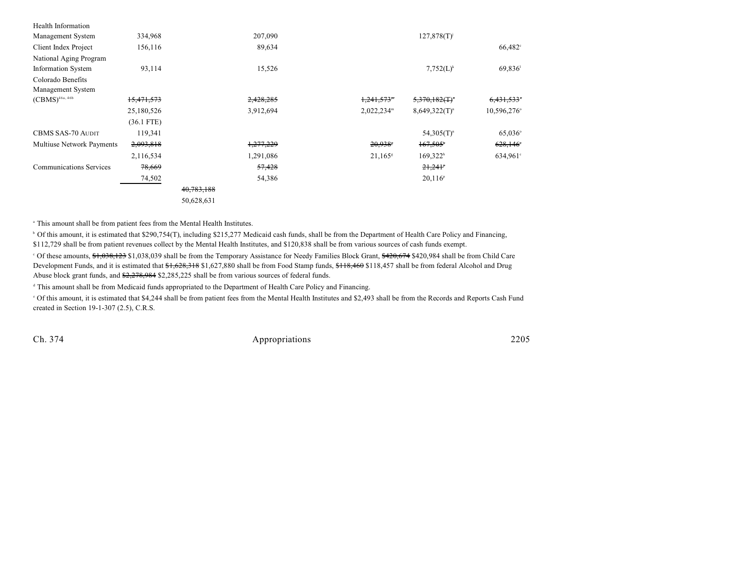| | | | | | | |
|---|---|---|---|---|---|---|
| Health Information Management System | 334,968 | | 207,090 | | 127,878(T)[j] | |
| Client Index Project | 156,116 | | 89,634 | | | 66,482[c] |
| National Aging Program Information System | 93,114 | | 15,526 | | 7,752(L)[k] | 69,836[l] |
| Colorado Benefits Management System (CBMS)[46a, 46b] | ~~15,471,573~~ | | ~~2,428,285~~ | ~~1,241,573~~[m] | ~~5,370,182(T)~~[n] | ~~6,431,533~~[o] |
| | 25,180,526 | | 3,912,694 | 2,022,234[m] | 8,649,322(T)[n] | 10,596,276[o] |
| | (36.1 FTE) | | | | | |
| CBMS SAS-70 Audit | 119,341 | | | | 54,305(T)[n] | 65,036[o] |
| Multiuse Network Payments | ~~2,093,818~~ | | ~~1,277,229~~ | ~~20,938~~[g] | ~~167,505~~[h] | ~~628,146~~[c] |
| | 2,116,534 | | 1,291,086 | 21,165[g] | 169,322[h] | 634,961[c] |
| Communications Services | ~~78,669~~ | | ~~57,428~~ | | ~~21,241~~[p] | |
| | 74,502 | | 54,386 | | 20,116[p] | |
| | | ~~40,783,188~~ | | | | |
| | | 50,628,631 | | | | |

[a] This amount shall be from patient fees from the Mental Health Institutes.

[b] Of this amount, it is estimated that $290,754(T), including $215,277 Medicaid cash funds, shall be from the Department of Health Care Policy and Financing, $112,729 shall be from patient revenues collect by the Mental Health Institutes, and $120,838 shall be from various sources of cash funds exempt.

[c] Of these amounts, ~~$1,038,123~~ $1,038,039 shall be from the Temporary Assistance for Needy Families Block Grant, ~~$420,674~~ $420,984 shall be from Child Care Development Funds, and it is estimated that ~~$1,628,318~~ $1,627,880 shall be from Food Stamp funds, ~~$118,460~~ $118,457 shall be from federal Alcohol and Drug Abuse block grant funds, and ~~$2,278,984~~ $2,285,225 shall be from various sources of federal funds.

[d] This amount shall be from Medicaid funds appropriated to the Department of Health Care Policy and Financing.

[e] Of this amount, it is estimated that $4,244 shall be from patient fees from the Mental Health Institutes and $2,493 shall be from the Records and Reports Cash Fund created in Section 19-1-307 (2.5), C.R.S.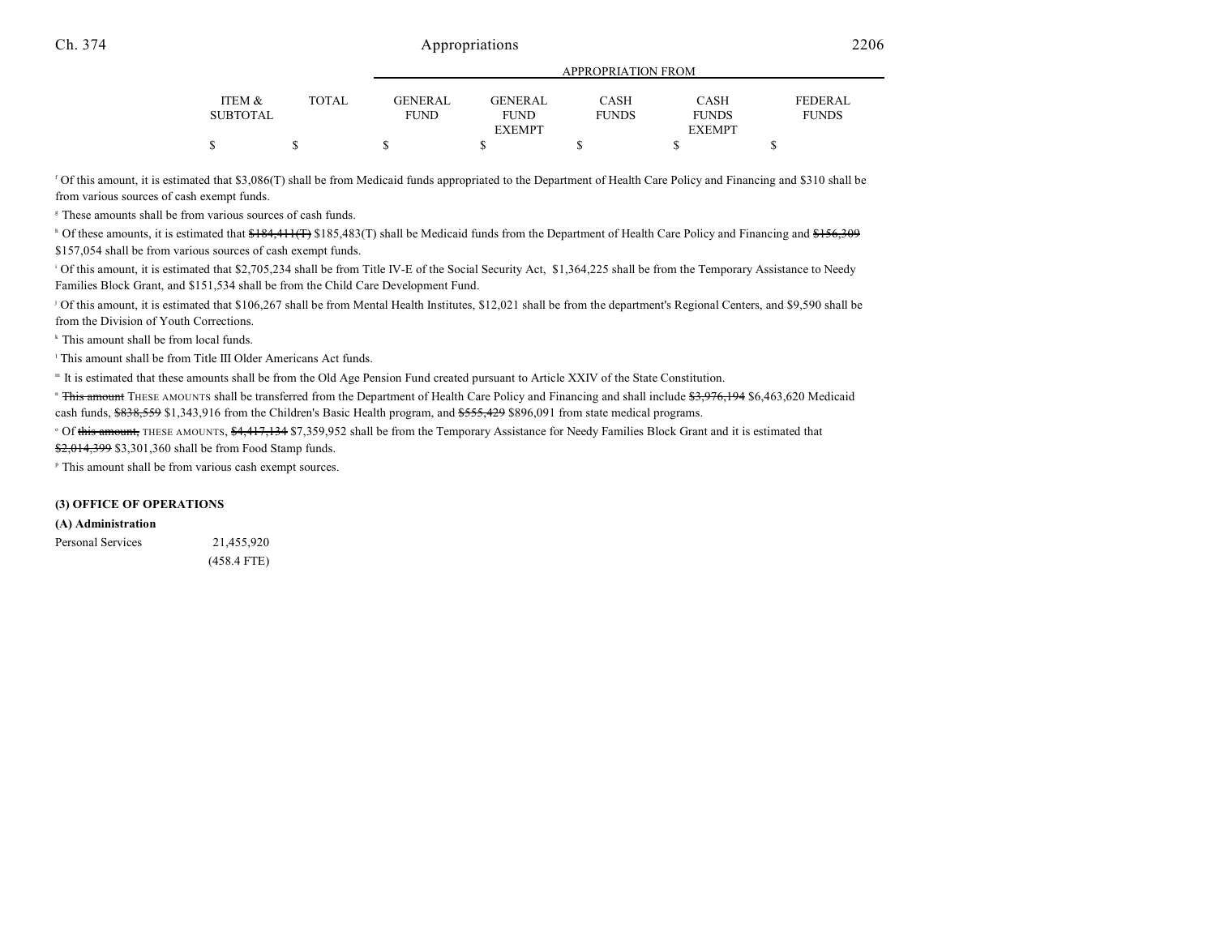| ITEM & SUBTOTAL | TOTAL | GENERAL FUND | GENERAL FUND EXEMPT | CASH FUNDS | CASH FUNDS EXEMPT | FEDERAL FUNDS |
|---|---|---|---|---|---|---|
| $ | $ | $ | $ | $ | $ | $ |

[f] Of this amount, it is estimated that $3,086(T) shall be from Medicaid funds appropriated to the Department of Health Care Policy and Financing and $310 shall be from various sources of cash exempt funds.

[g] These amounts shall be from various sources of cash funds.

[h] Of these amounts, it is estimated that ~~$184,411(T)~~ $185,483(T) shall be Medicaid funds from the Department of Health Care Policy and Financing and ~~$156,309~~ $157,054 shall be from various sources of cash exempt funds.

[i] Of this amount, it is estimated that $2,705,234 shall be from Title IV-E of the Social Security Act, $1,364,225 shall be from the Temporary Assistance to Needy Families Block Grant, and $151,534 shall be from the Child Care Development Fund.

[j] Of this amount, it is estimated that $106,267 shall be from Mental Health Institutes, $12,021 shall be from the department's Regional Centers, and $9,590 shall be from the Division of Youth Corrections.

[k] This amount shall be from local funds.

[l] This amount shall be from Title III Older Americans Act funds.

[m] It is estimated that these amounts shall be from the Old Age Pension Fund created pursuant to Article XXIV of the State Constitution.

[n] ~~This amount~~ THESE AMOUNTS shall be transferred from the Department of Health Care Policy and Financing and shall include ~~$3,976,194~~ $6,463,620 Medicaid cash funds, ~~$838,559~~ $1,343,916 from the Children's Basic Health program, and ~~$555,429~~ $896,091 from state medical programs.

[o] Of ~~this amount,~~ THESE AMOUNTS, ~~$4,417,134~~ $7,359,952 shall be from the Temporary Assistance for Needy Families Block Grant and it is estimated that ~~$2,014,399~~ $3,301,360 shall be from Food Stamp funds.

[p] This amount shall be from various cash exempt sources.

**(3) OFFICE OF OPERATIONS**

**(A) Administration**

| | ITEM & SUBTOTAL | TOTAL | GENERAL FUND | GENERAL FUND EXEMPT | CASH FUNDS | CASH FUNDS EXEMPT | FEDERAL FUNDS |
|---|---|---|---|---|---|---|---|
| Personal Services | 21,455,920 | | | | | | |
| | (458.4 FTE) | | | | | | |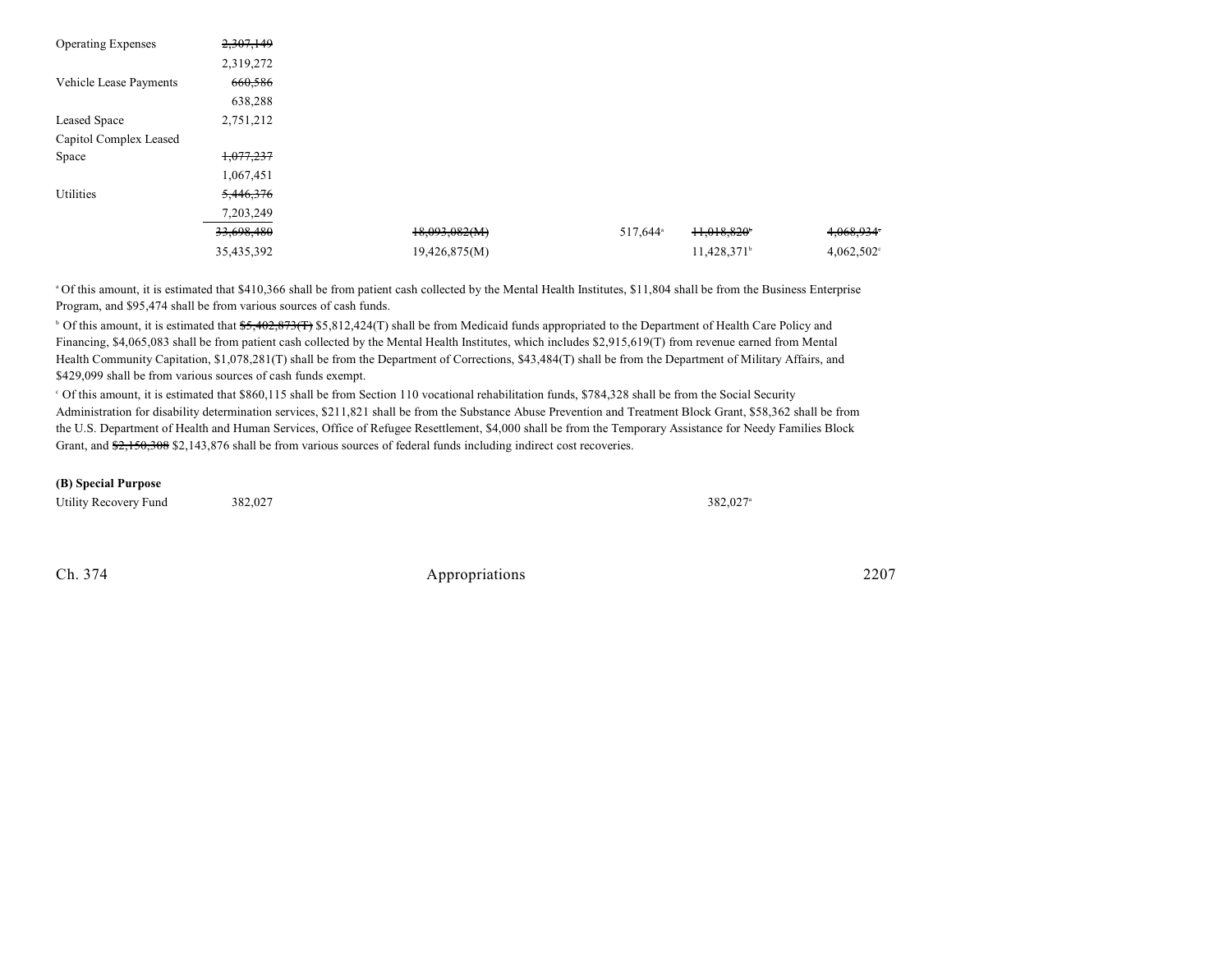| | | | | | |
|---|---|---|---|---|---|
| Operating Expenses | ~~2,307,149~~ | | | | |
| | 2,319,272 | | | | |
| Vehicle Lease Payments | ~~660,586~~ | | | | |
| | 638,288 | | | | |
| Leased Space | 2,751,212 | | | | |
| Capitol Complex Leased Space | ~~1,077,237~~ | | | | |
| | 1,067,451 | | | | |
| Utilities | ~~5,446,376~~ | | | | |
| | 7,203,249 | | | | |
| | ~~33,698,480~~ | ~~18,093,082(M)~~ | 517,644[a] | ~~11,018,820~~[b] | ~~4,068,934~~[c] |
| | 35,435,392 | 19,426,875(M) | | 11,428,371[b] | 4,062,502[c] |

[a] Of this amount, it is estimated that $410,366 shall be from patient cash collected by the Mental Health Institutes, $11,804 shall be from the Business Enterprise Program, and $95,474 shall be from various sources of cash funds.

[b] Of this amount, it is estimated that ~~$5,402,873(T)~~ $5,812,424(T) shall be from Medicaid funds appropriated to the Department of Health Care Policy and Financing, $4,065,083 shall be from patient cash collected by the Mental Health Institutes, which includes $2,915,619(T) from revenue earned from Mental Health Community Capitation, $1,078,281(T) shall be from the Department of Corrections, $43,484(T) shall be from the Department of Military Affairs, and $429,099 shall be from various sources of cash funds exempt.

[c] Of this amount, it is estimated that $860,115 shall be from Section 110 vocational rehabilitation funds, $784,328 shall be from the Social Security Administration for disability determination services, $211,821 shall be from the Substance Abuse Prevention and Treatment Block Grant, $58,362 shall be from the U.S. Department of Health and Human Services, Office of Refugee Resettlement, $4,000 shall be from the Temporary Assistance for Needy Families Block Grant, and ~~$2,150,308~~ $2,143,876 shall be from various sources of federal funds including indirect cost recoveries.

**(B) Special Purpose**

| | | | | | |
|---|---|---|---|---|---|
| Utility Recovery Fund | 382,027 | | | 382,027[a] | |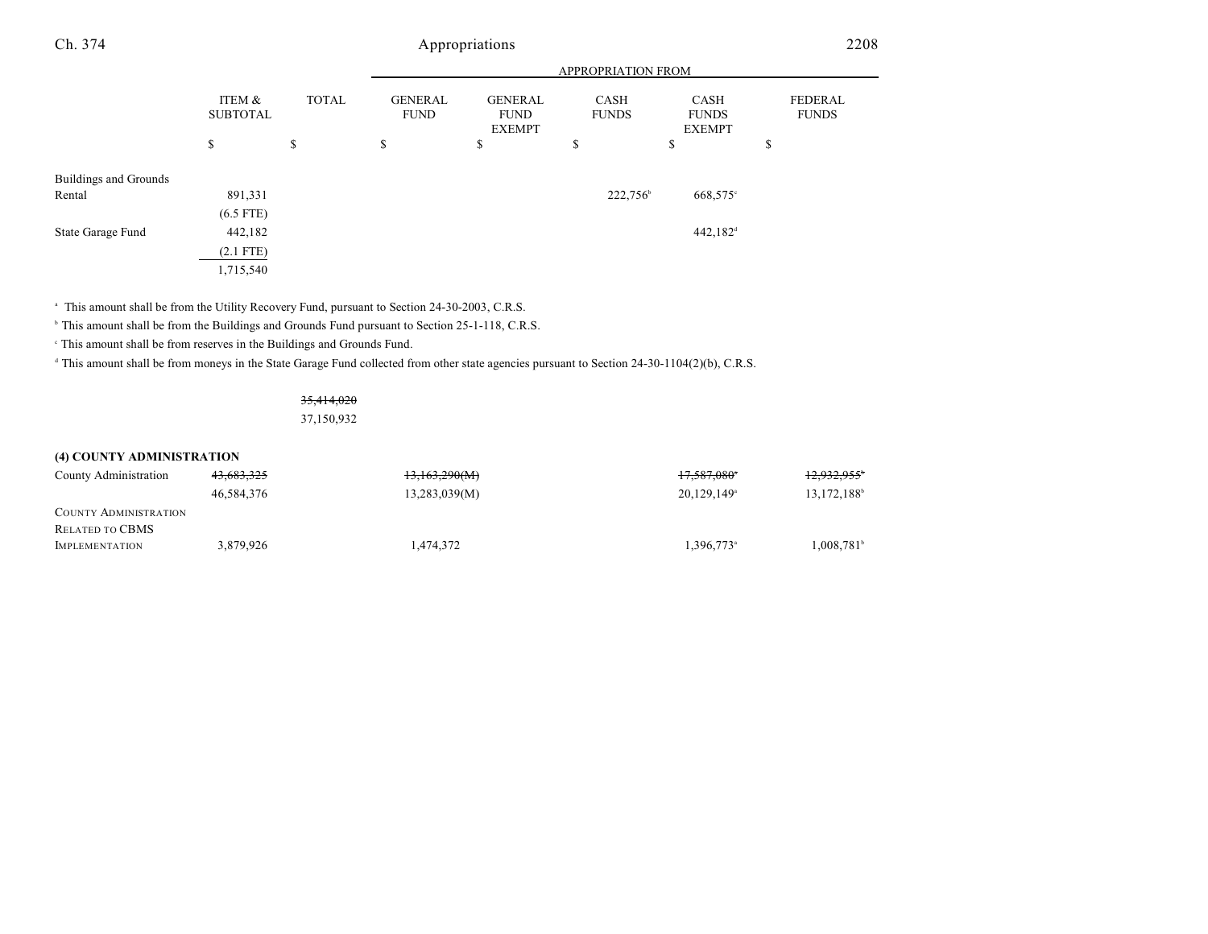| | ITEM & SUBTOTAL | TOTAL | APPROPRIATION FROM GENERAL FUND | GENERAL FUND EXEMPT | CASH FUNDS | CASH FUNDS EXEMPT | FEDERAL FUNDS |
|---|---|---|---|---|---|---|---|
| | $ | $ | $ | $ | $ | $ | $ |
| Buildings and Grounds Rental | 891,331 | | | | 222,756[b] | 668,575[c] | |
| | (6.5 FTE) | | | | | | |
| State Garage Fund | 442,182 | | | | | 442,182[d] | |
| | (2.1 FTE) | | | | | | |
| | 1,715,540 | | | | | | |

[a] This amount shall be from the Utility Recovery Fund, pursuant to Section 24-30-2003, C.R.S.

[b] This amount shall be from the Buildings and Grounds Fund pursuant to Section 25-1-118, C.R.S.

[c] This amount shall be from reserves in the Buildings and Grounds Fund.

[d] This amount shall be from moneys in the State Garage Fund collected from other state agencies pursuant to Section 24-30-1104(2)(b), C.R.S.

| | ITEM & SUBTOTAL | TOTAL | GENERAL FUND | GENERAL FUND EXEMPT | CASH FUNDS | CASH FUNDS EXEMPT | FEDERAL FUNDS |
|---|---|---|---|---|---|---|---|
| | | ~~35,414,020~~ | | | | | |
| | | 37,150,932 | | | | | |

**(4) COUNTY ADMINISTRATION**

| | ITEM & SUBTOTAL | TOTAL | GENERAL FUND | GENERAL FUND EXEMPT | CASH FUNDS | CASH FUNDS EXEMPT | FEDERAL FUNDS |
|---|---|---|---|---|---|---|---|
| County Administration | ~~43,683,325~~ | | ~~13,163,290(M)~~ | | | ~~17,587,080[a]~~ | ~~12,932,955[b]~~ |
| | 46,584,376 | | 13,283,039(M) | | | 20,129,149[a] | 13,172,188[b] |
| COUNTY ADMINISTRATION RELATED TO CBMS IMPLEMENTATION | 3,879,926 | | 1,474,372 | | | 1,396,773[a] | 1,008,781[b] |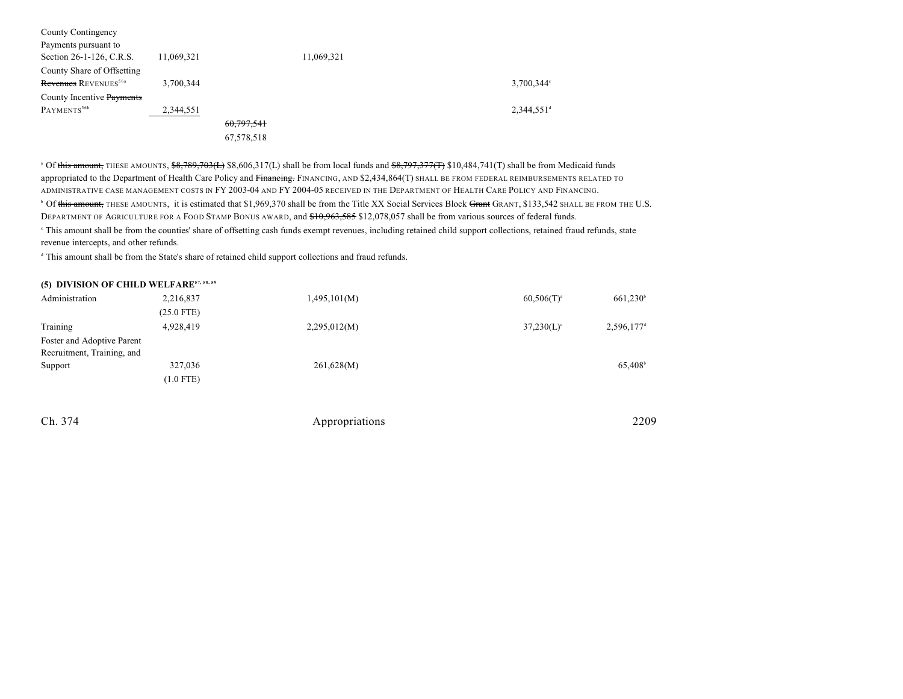| | | | | | | |
|---|---|---|---|---|---|---|
| County Contingency Payments pursuant to Section 26-1-126, C.R.S. | 11,069,321 | | 11,069,321 | | | |
| County Share of Offsetting ~~Revenues~~ REVENUES[56a] | 3,700,344 | | | | 3,700,344[c] | |
| County Incentive ~~Payments~~ PAYMENTS[56b] | 2,344,551 | | | | 2,344,551[d] | |
| | | ~~60,797,541~~ 67,578,518 | | | | |

[a] Of ~~this amount,~~ THESE AMOUNTS, ~~$8,789,703(L)~~ $8,606,317(L) shall be from local funds and ~~$8,797,377(T)~~ $10,484,741(T) shall be from Medicaid funds appropriated to the Department of Health Care Policy and ~~Financing.~~ FINANCING, AND $2,434,864(T) SHALL BE FROM FEDERAL REIMBURSEMENTS RELATED TO ADMINISTRATIVE CASE MANAGEMENT COSTS IN FY 2003-04 AND FY 2004-05 RECEIVED IN THE DEPARTMENT OF HEALTH CARE POLICY AND FINANCING.

[b] Of ~~this amount,~~ THESE AMOUNTS, it is estimated that $1,969,370 shall be from the Title XX Social Services Block ~~Grant~~ GRANT, $133,542 SHALL BE FROM THE U.S. DEPARTMENT OF AGRICULTURE FOR A FOOD STAMP BONUS AWARD, and ~~$10,963,585~~ $12,078,057 shall be from various sources of federal funds.

[c] This amount shall be from the counties' share of offsetting cash funds exempt revenues, including retained child support collections, retained fraud refunds, state revenue intercepts, and other refunds.

[d] This amount shall be from the State's share of retained child support collections and fraud refunds.

**(5) DIVISION OF CHILD WELFARE[57, 58, 59]**

| | | | | | | |
|---|---|---|---|---|---|---|
| Administration | 2,216,837 (25.0 FTE) | | 1,495,101(M) | | 60,506(T)[a] | 661,230[b] |
| Training | 4,928,419 | | 2,295,012(M) | | 37,230(L)[c] | 2,596,177[d] |
| Foster and Adoptive Parent Recruitment, Training, and Support | 327,036 (1.0 FTE) | | 261,628(M) | | | 65,408[b] |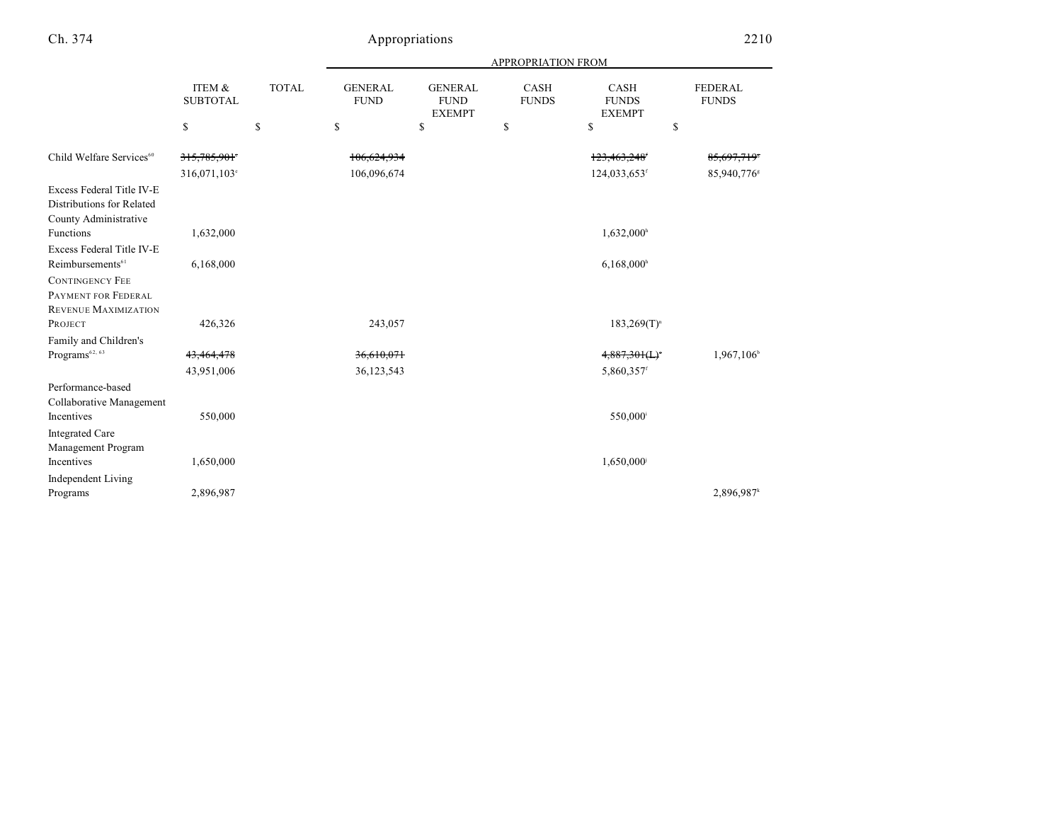| | ITEM & SUBTOTAL | TOTAL | APPROPRIATION FROM GENERAL FUND | GENERAL FUND EXEMPT | CASH FUNDS | CASH FUNDS EXEMPT | FEDERAL FUNDS |
|---|---|---|---|---|---|---|---|
| | $ | $ | $ | $ | $ | $ | $ |
| Child Welfare Services[60] | ~~315,785,901~~[e] | | ~~106,624,934~~ | | | ~~123,463,248~~[f] | ~~85,697,719~~[g] |
| | 316,071,103[e] | | 106,096,674 | | | 124,033,653[f] | 85,940,776[g] |
| Excess Federal Title IV-E Distributions for Related County Administrative Functions | 1,632,000 | | | | | 1,632,000[h] | |
| Excess Federal Title IV-E Reimbursements[61] | 6,168,000 | | | | | 6,168,000[h] | |
| CONTINGENCY FEE PAYMENT FOR FEDERAL REVENUE MAXIMIZATION PROJECT | 426,326 | | 243,057 | | | 183,269(T)[a] | |
| Family and Children's Programs[62, 63] | ~~43,464,478~~ | | ~~36,610,071~~ | | | ~~4,887,301(L)~~[c] | 1,967,106[b] |
| | 43,951,006 | | 36,123,543 | | | 5,860,357[f] | |
| Performance-based Collaborative Management Incentives | 550,000 | | | | | 550,000[i] | |
| Integrated Care Management Program Incentives | 1,650,000 | | | | | 1,650,000[j] | |
| Independent Living Programs | 2,896,987 | | | | | | 2,896,987[k] |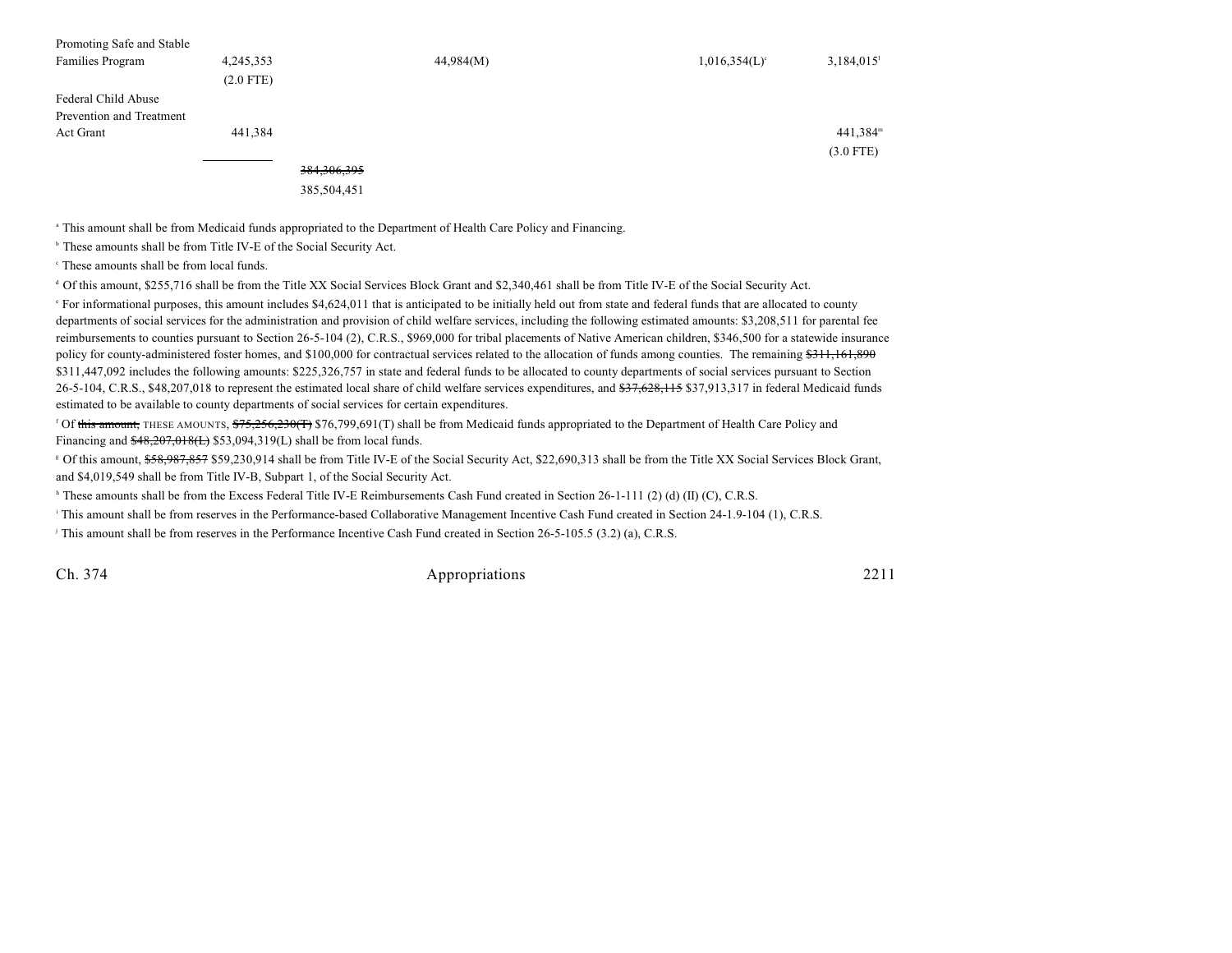| | | | | | | |
|---|---|---|---|---|---|---|
| Promoting Safe and Stable Families Program | 4,245,353 (2.0 FTE) | | 44,984(M) | | 1,016,354(L)[c] | 3,184,015[l] |
| Federal Child Abuse Prevention and Treatment Act Grant | 441,384 | | | | | 441,384[m] (3.0 FTE) |
| | | ~~384,306,395~~ 385,504,451 | | | | |

[a] This amount shall be from Medicaid funds appropriated to the Department of Health Care Policy and Financing.

[b] These amounts shall be from Title IV-E of the Social Security Act.

[c] These amounts shall be from local funds.

[d] Of this amount, $255,716 shall be from the Title XX Social Services Block Grant and $2,340,461 shall be from Title IV-E of the Social Security Act.

[e] For informational purposes, this amount includes $4,624,011 that is anticipated to be initially held out from state and federal funds that are allocated to county departments of social services for the administration and provision of child welfare services, including the following estimated amounts: $3,208,511 for parental fee reimbursements to counties pursuant to Section 26-5-104 (2), C.R.S., $969,000 for tribal placements of Native American children, $346,500 for a statewide insurance policy for county-administered foster homes, and $100,000 for contractual services related to the allocation of funds among counties. The remaining ~~$311,161,890~~ $311,447,092 includes the following amounts: $225,326,757 in state and federal funds to be allocated to county departments of social services pursuant to Section 26-5-104, C.R.S., $48,207,018 to represent the estimated local share of child welfare services expenditures, and ~~$37,628,115~~ $37,913,317 in federal Medicaid funds estimated to be available to county departments of social services for certain expenditures.

[f] Of ~~this amount,~~ THESE AMOUNTS, ~~$75,256,230(T)~~ $76,799,691(T) shall be from Medicaid funds appropriated to the Department of Health Care Policy and Financing and ~~$48,207,018(L)~~ $53,094,319(L) shall be from local funds.

[g] Of this amount, ~~$58,987,857~~ $59,230,914 shall be from Title IV-E of the Social Security Act, $22,690,313 shall be from the Title XX Social Services Block Grant, and $4,019,549 shall be from Title IV-B, Subpart 1, of the Social Security Act.

[h] These amounts shall be from the Excess Federal Title IV-E Reimbursements Cash Fund created in Section 26-1-111 (2) (d) (II) (C), C.R.S.

[i] This amount shall be from reserves in the Performance-based Collaborative Management Incentive Cash Fund created in Section 24-1.9-104 (1), C.R.S.

[j] This amount shall be from reserves in the Performance Incentive Cash Fund created in Section 26-5-105.5 (3.2) (a), C.R.S.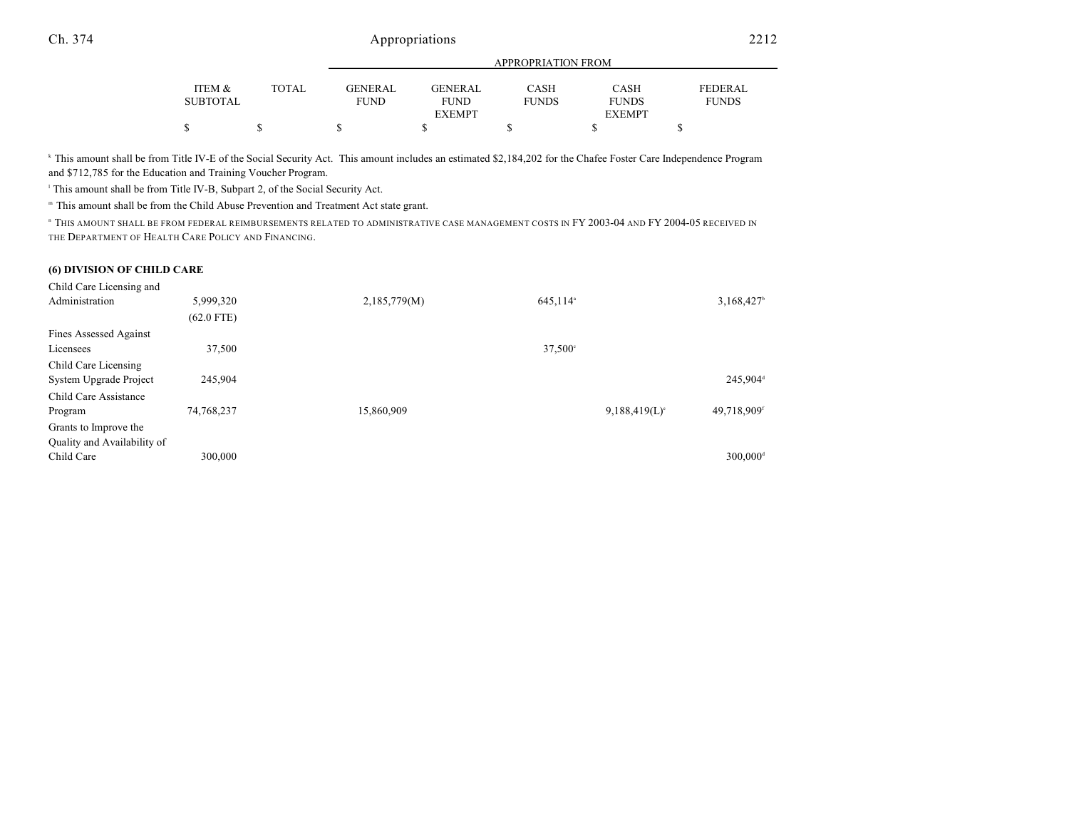| | ITEM & SUBTOTAL | TOTAL | GENERAL FUND | GENERAL FUND EXEMPT | CASH FUNDS | CASH FUNDS EXEMPT | FEDERAL FUNDS |
|---|---|---|---|---|---|---|---|
| | | | APPROPRIATION FROM | | | | |
| | $ | $ | $ | $ | $ | $ | $ |

[k] This amount shall be from Title IV-E of the Social Security Act. This amount includes an estimated $2,184,202 for the Chafee Foster Care Independence Program and $712,785 for the Education and Training Voucher Program.

[l] This amount shall be from Title IV-B, Subpart 2, of the Social Security Act.

[m] This amount shall be from the Child Abuse Prevention and Treatment Act state grant.

[n] THIS AMOUNT SHALL BE FROM FEDERAL REIMBURSEMENTS RELATED TO ADMINISTRATIVE CASE MANAGEMENT COSTS IN FY 2003-04 AND FY 2004-05 RECEIVED IN THE DEPARTMENT OF HEALTH CARE POLICY AND FINANCING.

**(6) DIVISION OF CHILD CARE**

| | ITEM & SUBTOTAL | TOTAL | GENERAL FUND | GENERAL FUND EXEMPT | CASH FUNDS | CASH FUNDS EXEMPT | FEDERAL FUNDS |
|---|---|---|---|---|---|---|---|
| Child Care Licensing and Administration | 5,999,320 (62.0 FTE) | | 2,185,779(M) | | 645,114[a] | | 3,168,427[b] |
| Fines Assessed Against Licensees | 37,500 | | | | 37,500[c] | | |
| Child Care Licensing System Upgrade Project | 245,904 | | | | | | 245,904[d] |
| Child Care Assistance Program | 74,768,237 | | 15,860,909 | | | 9,188,419(L)[e] | 49,718,909[f] |
| Grants to Improve the Quality and Availability of Child Care | 300,000 | | | | | | 300,000[d] |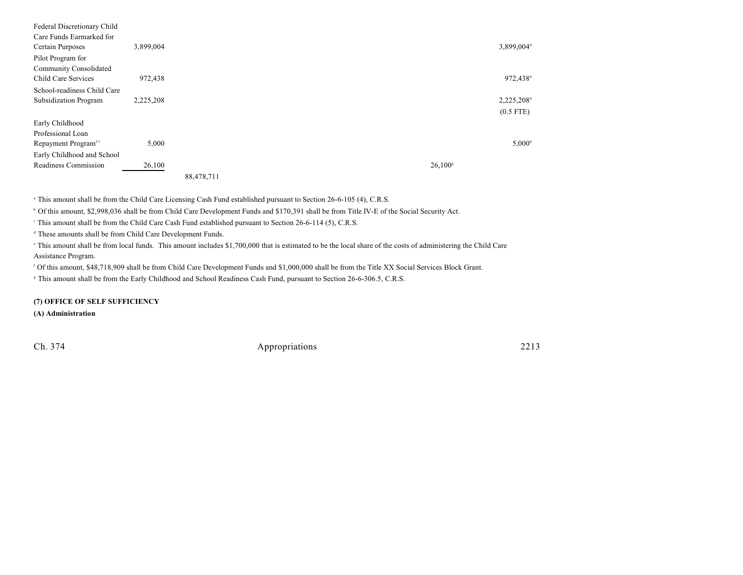| | | | | | | | |
|---|---|---|---|---|---|---|---|
| Federal Discretionary Child Care Funds Earmarked for Certain Purposes | 3,899,004 | | | | | | 3,899,004[d] |
| Pilot Program for Community Consolidated Child Care Services | 972,438 | | | | | | 972,438[d] |
| School-readiness Child Care Subsidization Program | 2,225,208 | | | | | | 2,225,208[d] (0.5 FTE) |
| Early Childhood Professional Loan Repayment Program[53] | 5,000 | | | | | | 5,000[d] |
| Early Childhood and School Readiness Commission | 26,100 | | | | | 26,100[g] | |
| | | 88,478,711 | | | | | |

[a] This amount shall be from the Child Care Licensing Cash Fund established pursuant to Section 26-6-105 (4), C.R.S.

[b] Of this amount, $2,998,036 shall be from Child Care Development Funds and $170,391 shall be from Title IV-E of the Social Security Act.

[c] This amount shall be from the Child Care Cash Fund established pursuant to Section 26-6-114 (5), C.R.S.

[d] These amounts shall be from Child Care Development Funds.

[e] This amount shall be from local funds. This amount includes $1,700,000 that is estimated to be the local share of the costs of administering the Child Care Assistance Program.

[f] Of this amount, $48,718,909 shall be from Child Care Development Funds and $1,000,000 shall be from the Title XX Social Services Block Grant.

[g] This amount shall be from the Early Childhood and School Readiness Cash Fund, pursuant to Section 26-6-306.5, C.R.S.

**(7) OFFICE OF SELF SUFFICIENCY**

**(A) Administration**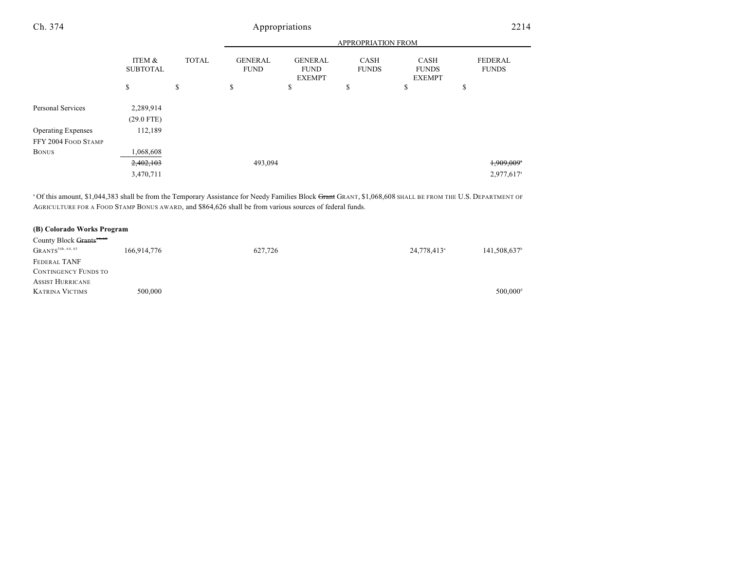| | ITEM & SUBTOTAL | TOTAL | GENERAL FUND | GENERAL FUND EXEMPT | CASH FUNDS | CASH FUNDS EXEMPT | FEDERAL FUNDS |
|---|---|---|---|---|---|---|---|
| | | | APPROPRIATION FROM | | | | |
| | $ | $ | $ | $ | $ | $ | $ |
| Personal Services | 2,289,914 | | | | | | |
| | (29.0 FTE) | | | | | | |
| Operating Expenses | 112,189 | | | | | | |
| FFY 2004 FOOD STAMP BONUS | 1,068,608 | | | | | | |
| | ~~2,402,103~~ | | 493,094 | | | | ~~1,909,009~~[a] |
| | 3,470,711 | | | | | | 2,977,617[a] |

[a] Of this amount, $1,044,383 shall be from the Temporary Assistance for Needy Families Block ~~Grant~~ GRANT, $1,068,608 SHALL BE FROM THE U.S. DEPARTMENT OF AGRICULTURE FOR A FOOD STAMP BONUS AWARD, and $864,626 shall be from various sources of federal funds.

**(B) Colorado Works Program**

| | ITEM & SUBTOTAL | TOTAL | GENERAL FUND | GENERAL FUND EXEMPT | CASH FUNDS | CASH FUNDS EXEMPT | FEDERAL FUNDS |
|---|---|---|---|---|---|---|---|
| County Block ~~Grants~~[64, 65] GRANTS[56b, 64, 65] | 166,914,776 | | 627,726 | | | 24,778,413[a] | 141,508,637[b] |
| FEDERAL TANF CONTINGENCY FUNDS TO ASSIST HURRICANE KATRINA VICTIMS | 500,000 | | | | | | 500,000[d] |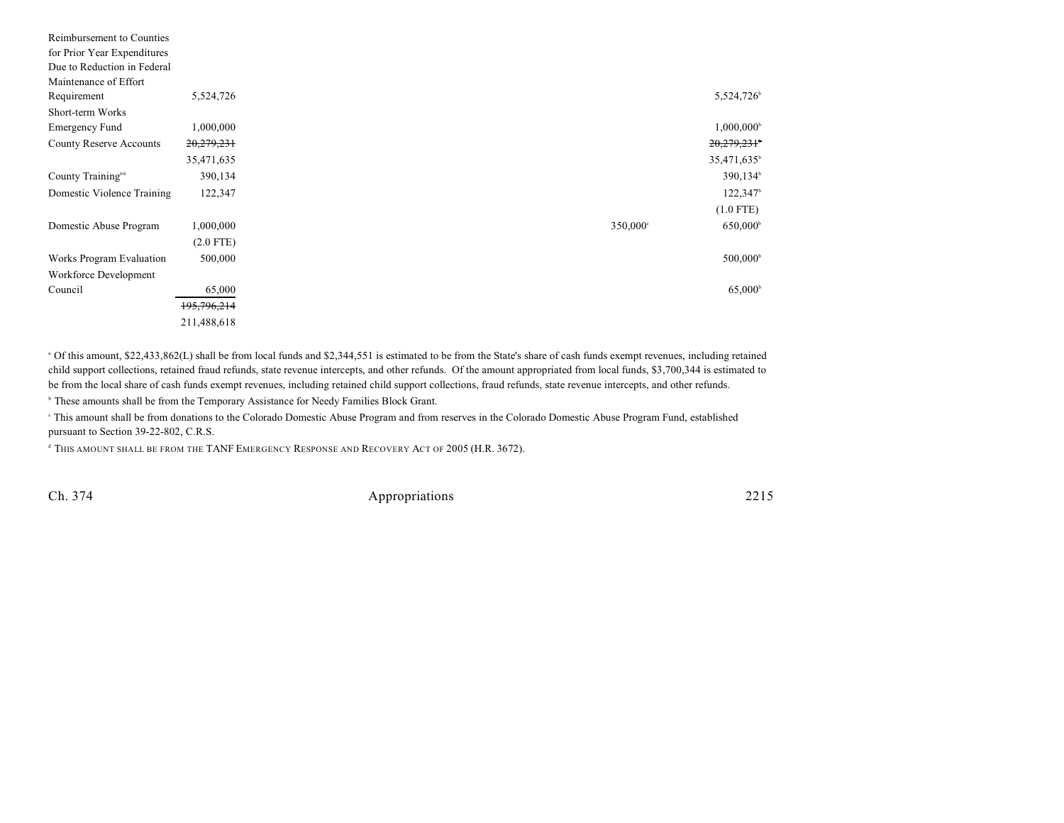| | | | | | |
|---|---|---|---|---|---|
| Reimbursement to Counties for Prior Year Expenditures Due to Reduction in Federal Maintenance of Effort Requirement | 5,524,726 | | | | 5,524,726[b] |
| Short-term Works Emergency Fund | 1,000,000 | | | | 1,000,000[b] |
| County Reserve Accounts | ~~20,279,231~~ | | | | ~~20,279,231[b]~~ |
| | 35,471,635 | | | | 35,471,635[b] |
| County Training[66] | 390,134 | | | | 390,134[b] |
| Domestic Violence Training | 122,347 | | | | 122,347[b] |
| | | | | | (1.0 FTE) |
| Domestic Abuse Program | 1,000,000 | | | 350,000[c] | 650,000[b] |
| | (2.0 FTE) | | | | |
| Works Program Evaluation | 500,000 | | | | 500,000[b] |
| Workforce Development Council | 65,000 | | | | 65,000[b] |
| | ~~195,796,214~~ | | | | |
| | 211,488,618 | | | | |

[a] Of this amount, $22,433,862(L) shall be from local funds and $2,344,551 is estimated to be from the State's share of cash funds exempt revenues, including retained child support collections, retained fraud refunds, state revenue intercepts, and other refunds. Of the amount appropriated from local funds, $3,700,344 is estimated to be from the local share of cash funds exempt revenues, including retained child support collections, fraud refunds, state revenue intercepts, and other refunds.

[b] These amounts shall be from the Temporary Assistance for Needy Families Block Grant.

[c] This amount shall be from donations to the Colorado Domestic Abuse Program and from reserves in the Colorado Domestic Abuse Program Fund, established pursuant to Section 39-22-802, C.R.S.

[d] THIS AMOUNT SHALL BE FROM THE TANF EMERGENCY RESPONSE AND RECOVERY ACT OF 2005 (H.R. 3672).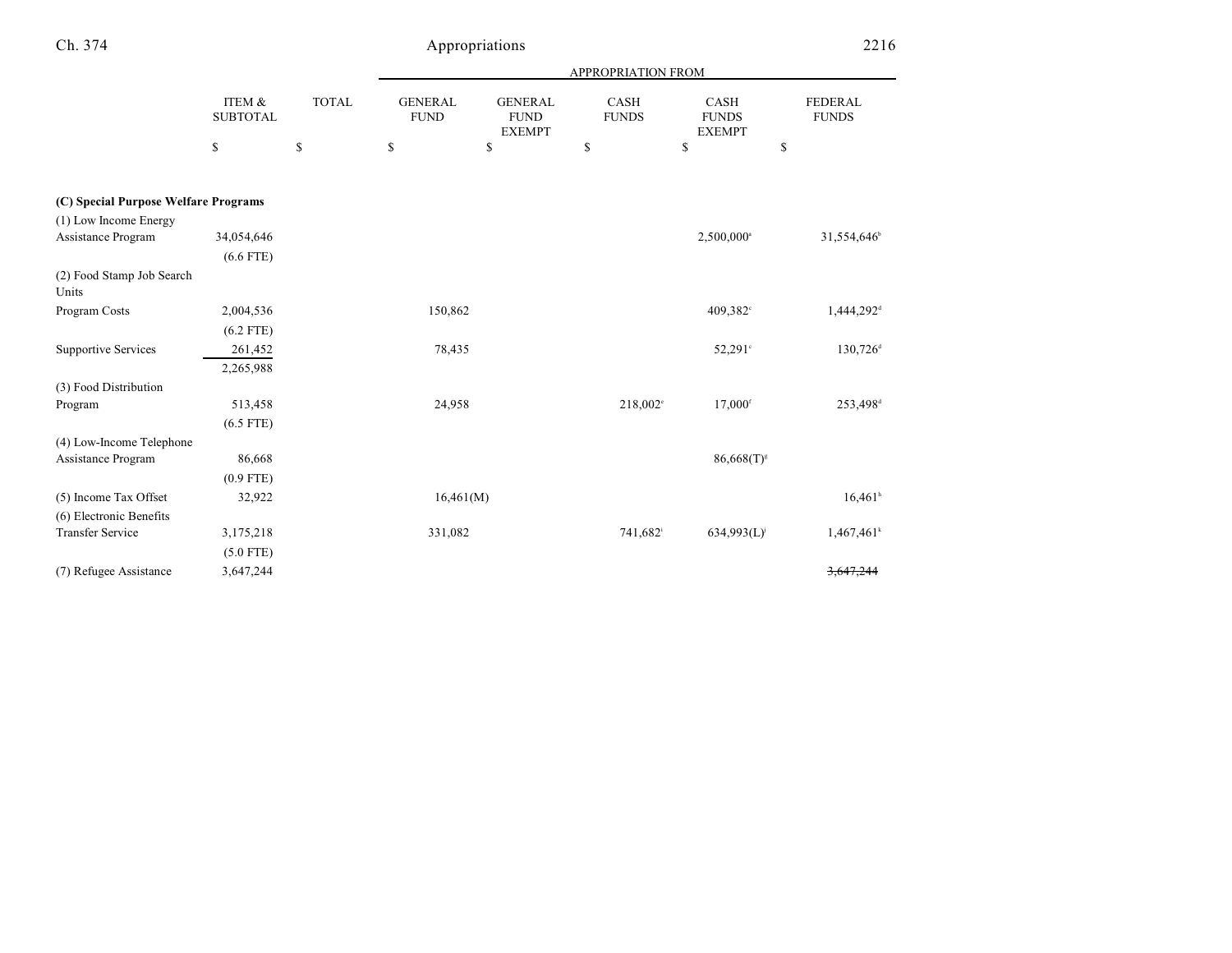| | ITEM & SUBTOTAL | TOTAL | GENERAL FUND | GENERAL FUND EXEMPT | CASH FUNDS | CASH FUNDS EXEMPT | FEDERAL FUNDS |
|---|---|---|---|---|---|---|---|
| | | | APPROPRIATION FROM | | | | |
| | $ | $ | $ | $ | $ | $ | $ |
| **(C) Special Purpose Welfare Programs** | | | | | | | |
| (1) Low Income Energy Assistance Program | 34,054,646 | | | | | 2,500,000[a] | 31,554,646[b] |
| | (6.6 FTE) | | | | | | |
| (2) Food Stamp Job Search Units | | | | | | | |
| Program Costs | 2,004,536 | | 150,862 | | | 409,382[c] | 1,444,292[d] |
| | (6.2 FTE) | | | | | | |
| Supportive Services | 261,452 | | 78,435 | | | 52,291[c] | 130,726[d] |
| | 2,265,988 | | | | | | |
| (3) Food Distribution Program | 513,458 | | 24,958 | | 218,002[e] | 17,000[f] | 253,498[d] |
| | (6.5 FTE) | | | | | | |
| (4) Low-Income Telephone Assistance Program | 86,668 | | | | | 86,668(T)[g] | |
| | (0.9 FTE) | | | | | | |
| (5) Income Tax Offset | 32,922 | | 16,461(M) | | | | 16,461[h] |
| (6) Electronic Benefits Transfer Service | 3,175,218 | | 331,082 | | 741,682[i] | 634,993(L)[j] | 1,467,461[k] |
| | (5.0 FTE) | | | | | | |
| (7) Refugee Assistance | 3,647,244 | | | | | | ~~3,647,244~~ |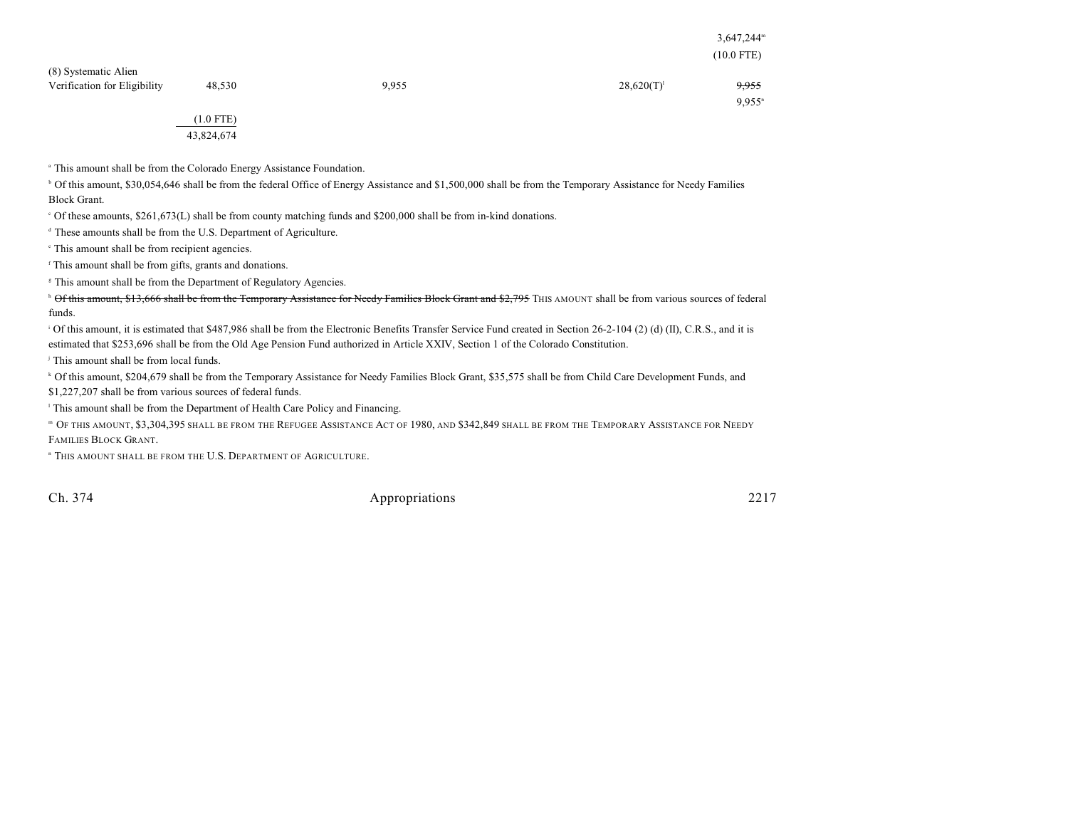| | | | | | |
|---|---|---|---|---|---|
| | | | | | 3,647,244[m] |
| | | | | | (10.0 FTE) |
| (8) Systematic Alien Verification for Eligibility | 48,530 | 9,955 | | 28,620(T)[l] | ~~9,955~~ 9,955[n] |
| | (1.0 FTE) | | | | |
| | 43,824,674 | | | | |

[a] This amount shall be from the Colorado Energy Assistance Foundation.

[b] Of this amount, $30,054,646 shall be from the federal Office of Energy Assistance and $1,500,000 shall be from the Temporary Assistance for Needy Families Block Grant.

[c] Of these amounts, $261,673(L) shall be from county matching funds and $200,000 shall be from in-kind donations.

[d] These amounts shall be from the U.S. Department of Agriculture.

[e] This amount shall be from recipient agencies.

[f] This amount shall be from gifts, grants and donations.

[g] This amount shall be from the Department of Regulatory Agencies.

[h] ~~Of this amount, $13,666 shall be from the Temporary Assistance for Needy Families Block Grant and $2,795~~ THIS AMOUNT shall be from various sources of federal funds.

[i] Of this amount, it is estimated that $487,986 shall be from the Electronic Benefits Transfer Service Fund created in Section 26-2-104 (2) (d) (II), C.R.S., and it is estimated that $253,696 shall be from the Old Age Pension Fund authorized in Article XXIV, Section 1 of the Colorado Constitution.

[j] This amount shall be from local funds.

[k] Of this amount, $204,679 shall be from the Temporary Assistance for Needy Families Block Grant, $35,575 shall be from Child Care Development Funds, and $1,227,207 shall be from various sources of federal funds.

[l] This amount shall be from the Department of Health Care Policy and Financing.

[m] OF THIS AMOUNT, $3,304,395 SHALL BE FROM THE REFUGEE ASSISTANCE ACT OF 1980, AND $342,849 SHALL BE FROM THE TEMPORARY ASSISTANCE FOR NEEDY FAMILIES BLOCK GRANT.

[n] THIS AMOUNT SHALL BE FROM THE U.S. DEPARTMENT OF AGRICULTURE.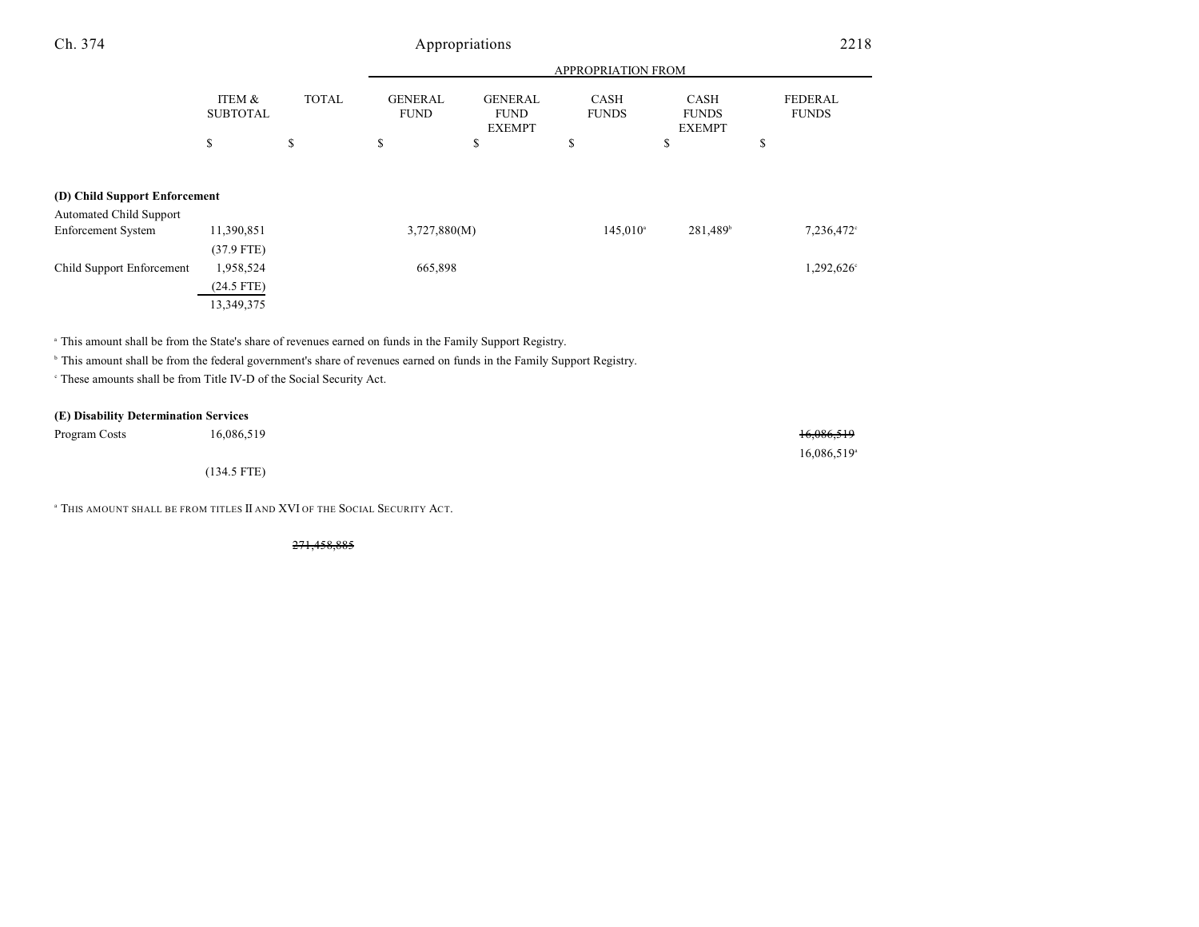| | ITEM & SUBTOTAL | TOTAL | APPROPRIATION FROM GENERAL FUND | GENERAL FUND EXEMPT | CASH FUNDS | CASH FUNDS EXEMPT | FEDERAL FUNDS |
|---|---|---|---|---|---|---|---|
| | $ | $ | $ | $ | $ | $ | $ |
| **(D) Child Support Enforcement** | | | | | | | |
| Automated Child Support Enforcement System | 11,390,851 | | 3,727,880(M) | | 145,010[a] | 281,489[b] | 7,236,472[c] |
| | (37.9 FTE) | | | | | | |
| Child Support Enforcement | 1,958,524 | | 665,898 | | | | 1,292,626[c] |
| | (24.5 FTE) | | | | | | |
| | 13,349,375 | | | | | | |

[a] This amount shall be from the State's share of revenues earned on funds in the Family Support Registry.

[b] This amount shall be from the federal government's share of revenues earned on funds in the Family Support Registry.

[c] These amounts shall be from Title IV-D of the Social Security Act.

| | ITEM & SUBTOTAL | TOTAL | GENERAL FUND | GENERAL FUND EXEMPT | CASH FUNDS | CASH FUNDS EXEMPT | FEDERAL FUNDS |
|---|---|---|---|---|---|---|---|
| **(E) Disability Determination Services** | | | | | | | |
| Program Costs | 16,086,519 | | | | | | ~~16,086,519~~ 16,086,519[a] |
| | (134.5 FTE) | | | | | | |

[a] THIS AMOUNT SHALL BE FROM TITLES II AND XVI OF THE SOCIAL SECURITY ACT.

~~271,458,885~~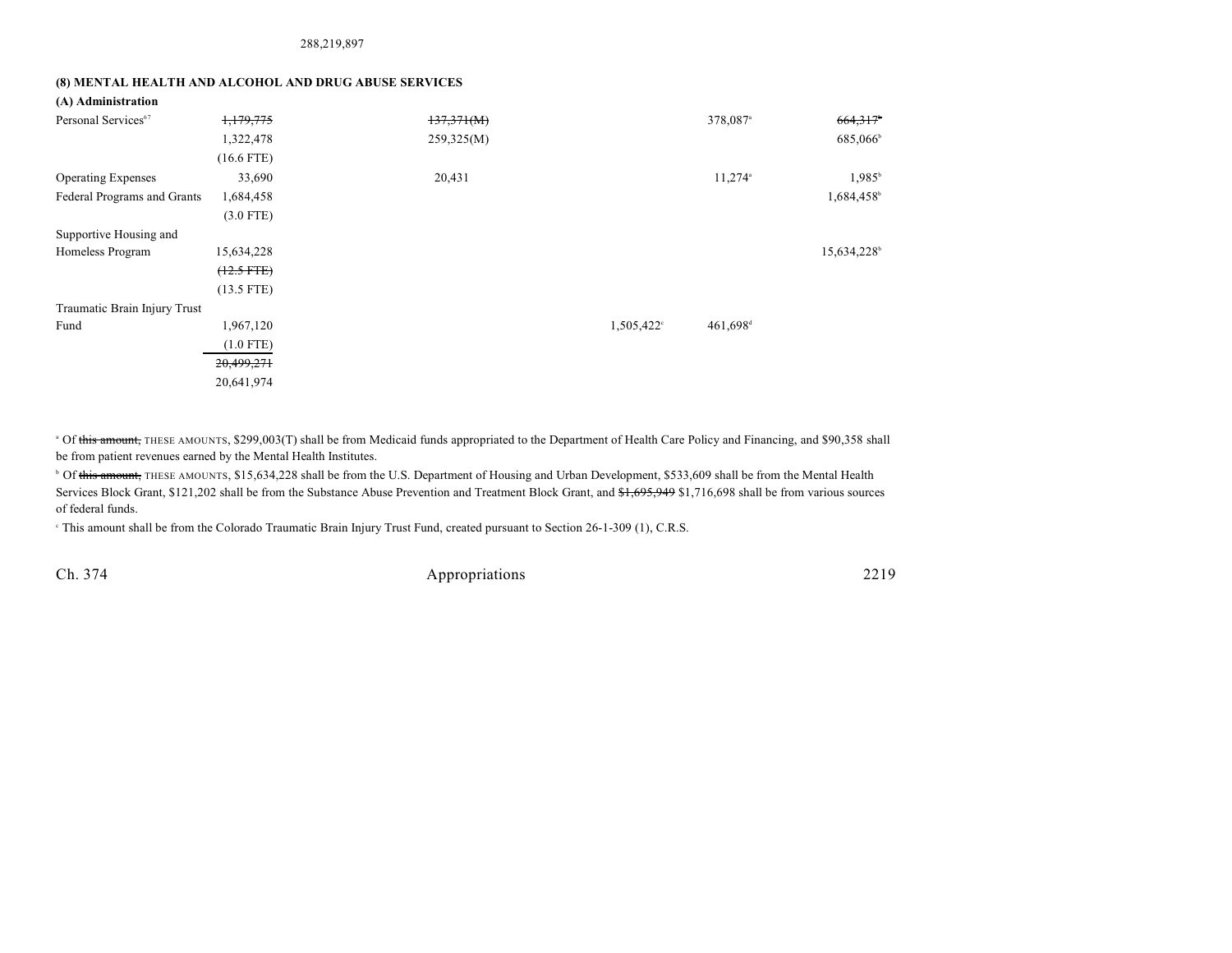288,219,897

**(8) MENTAL HEALTH AND ALCOHOL AND DRUG ABUSE SERVICES**

**(A) Administration**

| | | | | | |
|---|---|---|---|---|---|
| Personal Services[67] | ~~1,179,775~~ | ~~137,371(M)~~ | | 378,087[a] | ~~664,317~~[b] |
| | 1,322,478 | 259,325(M) | | | 685,066[b] |
| | (16.6 FTE) | | | | |
| Operating Expenses | 33,690 | 20,431 | | 11,274[a] | 1,985[b] |
| Federal Programs and Grants | 1,684,458 | | | | 1,684,458[b] |
| | (3.0 FTE) | | | | |
| Supportive Housing and Homeless Program | 15,634,228 | | | | 15,634,228[b] |
| | ~~(12.5 FTE)~~ | | | | |
| | (13.5 FTE) | | | | |
| Traumatic Brain Injury Trust Fund | 1,967,120 | | 1,505,422[c] | 461,698[d] | |
| | (1.0 FTE) | | | | |
| | ~~20,499,271~~ | | | | |
| | 20,641,974 | | | | |

[a] Of ~~this amount,~~ THESE AMOUNTS, $299,003(T) shall be from Medicaid funds appropriated to the Department of Health Care Policy and Financing, and $90,358 shall be from patient revenues earned by the Mental Health Institutes.

[b] Of ~~this amount,~~ THESE AMOUNTS, $15,634,228 shall be from the U.S. Department of Housing and Urban Development, $533,609 shall be from the Mental Health Services Block Grant, $121,202 shall be from the Substance Abuse Prevention and Treatment Block Grant, and ~~$1,695,949~~ $1,716,698 shall be from various sources of federal funds.

[c] This amount shall be from the Colorado Traumatic Brain Injury Trust Fund, created pursuant to Section 26-1-309 (1), C.R.S.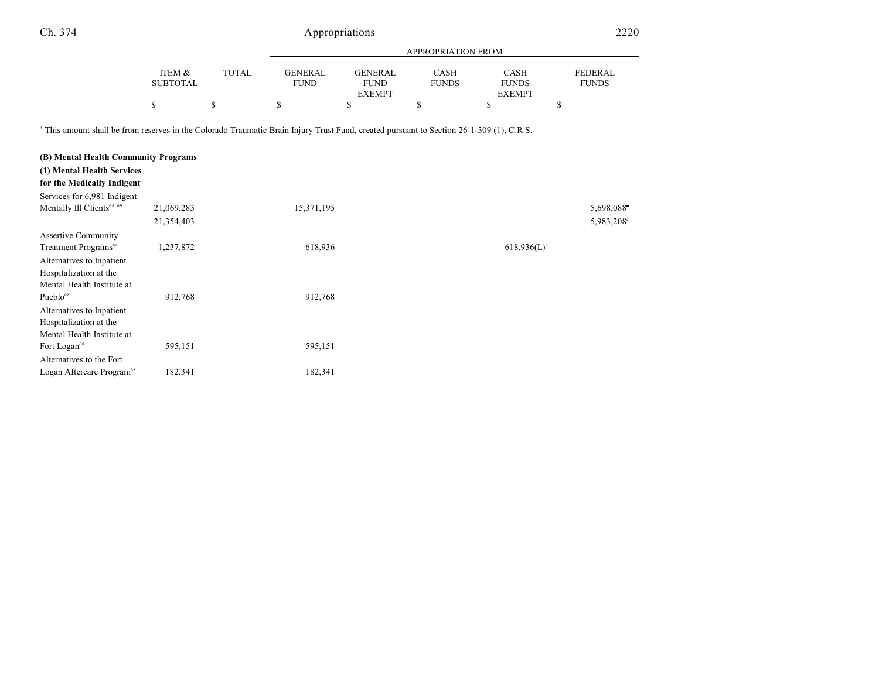| | ITEM & SUBTOTAL | TOTAL | GENERAL FUND | GENERAL FUND EXEMPT | CASH FUNDS | CASH FUNDS EXEMPT | FEDERAL FUNDS |
|---|---|---|---|---|---|---|---|
| | $ | $ | $ | $ | $ | $ | $ |

[d] This amount shall be from reserves in the Colorado Traumatic Brain Injury Trust Fund, created pursuant to Section 26-1-309 (1), C.R.S.

| | ITEM & SUBTOTAL | TOTAL | GENERAL FUND | GENERAL FUND EXEMPT | CASH FUNDS | CASH FUNDS EXEMPT | FEDERAL FUNDS |
|---|---|---|---|---|---|---|---|
| **(B) Mental Health Community Programs** | | | | | | | |
| **(1) Mental Health Services for the Medically Indigent** | | | | | | | |
| Services for 6,981 Indigent Mentally Ill Clients[68, 69] | ~~21,069,283~~ | | 15,371,195 | | | | ~~5,698,088~~[a] |
| | 21,354,403 | | | | | | 5,983,208[a] |
| Assertive Community Treatment Programs[68] | 1,237,872 | | 618,936 | | | 618,936(L)[b] | |
| Alternatives to Inpatient Hospitalization at the Mental Health Institute at Pueblo[68] | 912,768 | | 912,768 | | | | |
| Alternatives to Inpatient Hospitalization at the Mental Health Institute at Fort Logan[68] | 595,151 | | 595,151 | | | | |
| Alternatives to the Fort Logan Aftercare Program[68] | 182,341 | | 182,341 | | | | |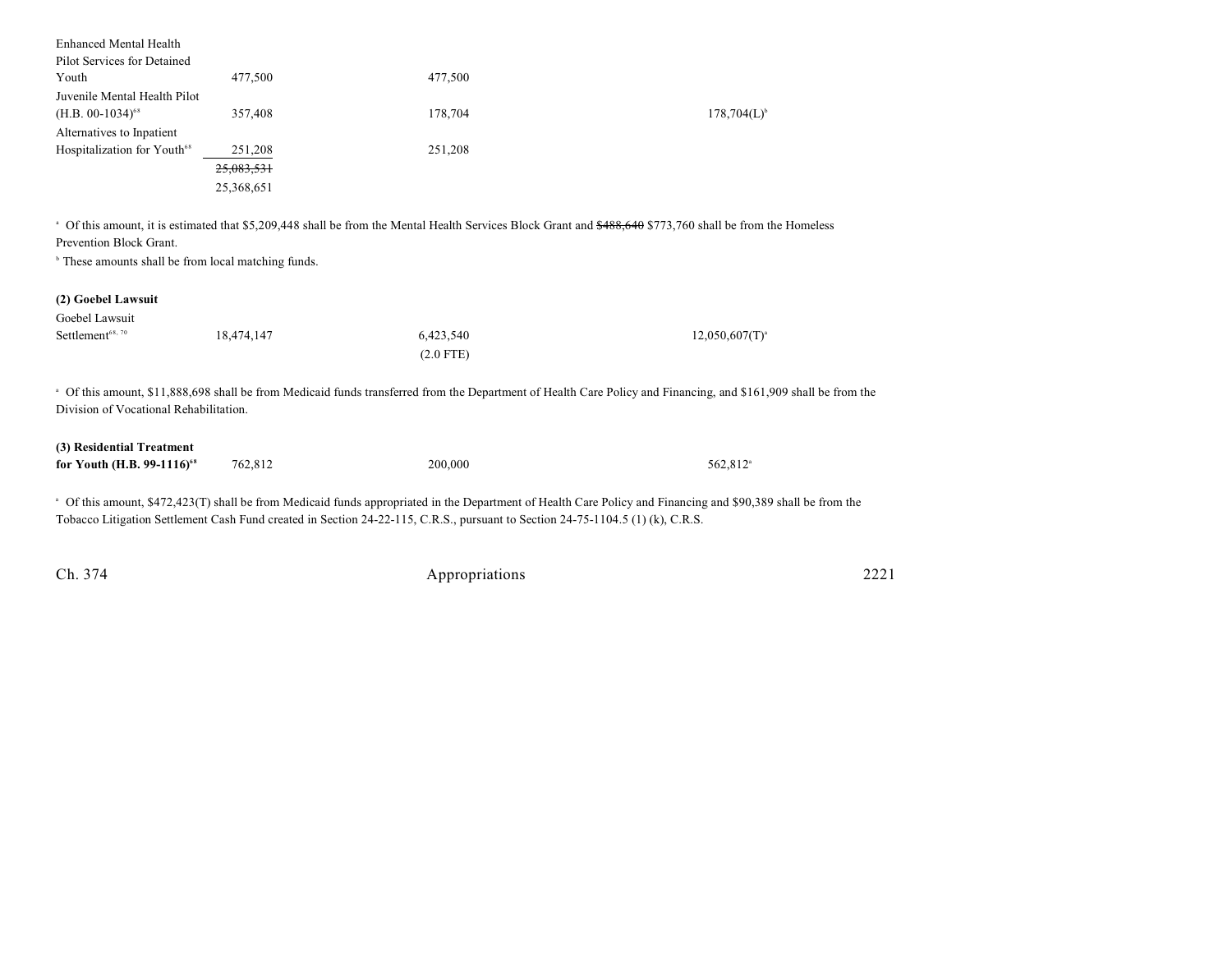| | | | | |
|---|---|---|---|---|
| Enhanced Mental Health Pilot Services for Detained Youth | 477,500 | 477,500 | | |
| Juvenile Mental Health Pilot (H.B. 00-1034)[68] | 357,408 | 178,704 | | 178,704(L)[b] |
| Alternatives to Inpatient Hospitalization for Youth[68] | 251,208 | 251,208 | | |
| | ~~25,083,531~~ | | | |
| | 25,368,651 | | | |

[a] Of this amount, it is estimated that $5,209,448 shall be from the Mental Health Services Block Grant and ~~$488,640~~ $773,760 shall be from the Homeless Prevention Block Grant.

[b] These amounts shall be from local matching funds.

**(2) Goebel Lawsuit**

| | | | | |
|---|---|---|---|---|
| Goebel Lawsuit Settlement[68, 70] | 18,474,147 | 6,423,540 | | 12,050,607(T)[a] |
| | | (2.0 FTE) | | |

[a] Of this amount, $11,888,698 shall be from Medicaid funds transferred from the Department of Health Care Policy and Financing, and $161,909 shall be from the Division of Vocational Rehabilitation.

| | | | | |
|---|---|---|---|---|
| **(3) Residential Treatment for Youth (H.B. 99-1116)[68]** | 762,812 | 200,000 | | 562,812[a] |

[a] Of this amount, $472,423(T) shall be from Medicaid funds appropriated in the Department of Health Care Policy and Financing and $90,389 shall be from the Tobacco Litigation Settlement Cash Fund created in Section 24-22-115, C.R.S., pursuant to Section 24-75-1104.5 (1) (k), C.R.S.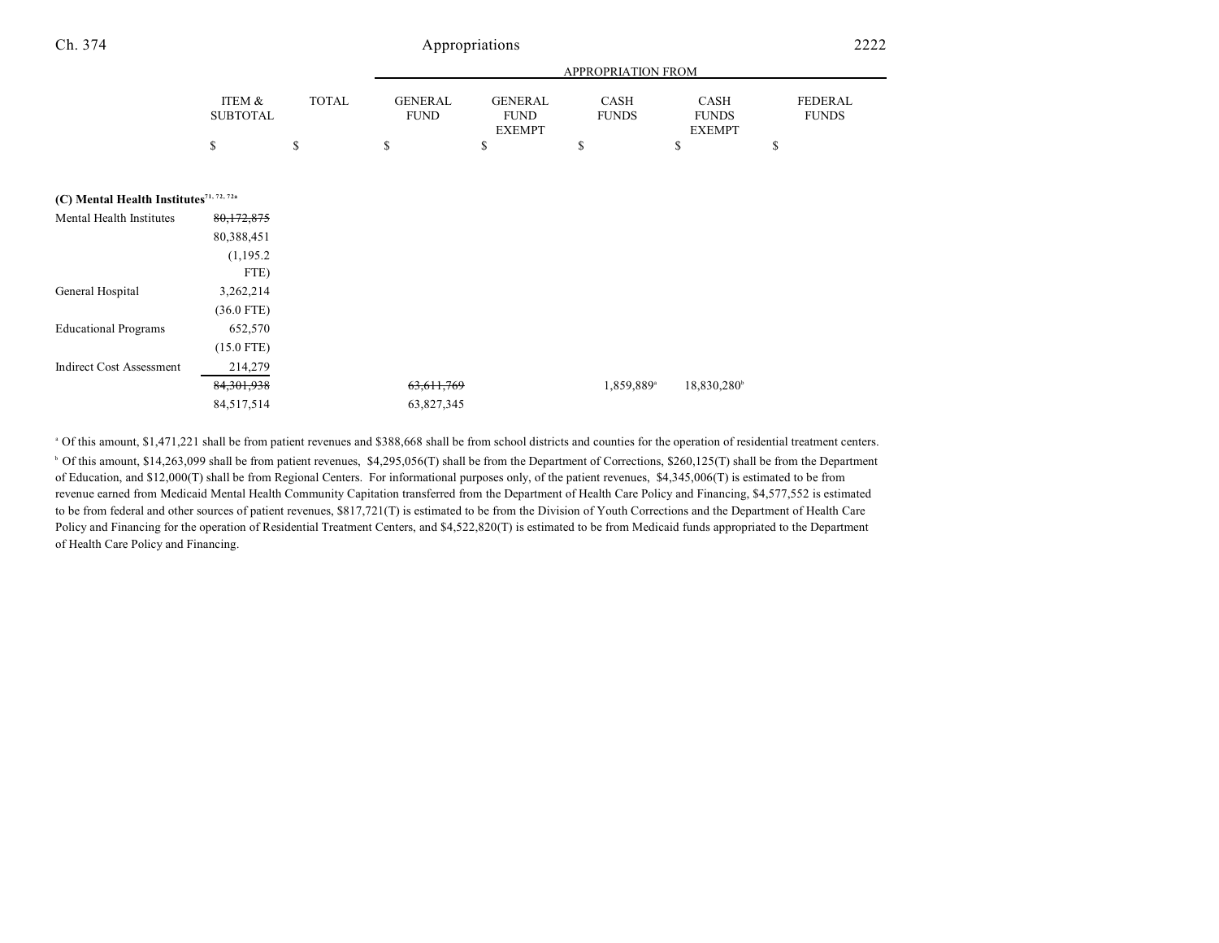| | ITEM & SUBTOTAL | TOTAL | APPROPRIATION FROM GENERAL FUND | GENERAL FUND EXEMPT | CASH FUNDS | CASH FUNDS EXEMPT | FEDERAL FUNDS |
|---|---|---|---|---|---|---|---|
| | $ | $ | $ | $ | $ | $ | $ |
| **(C) Mental Health Institutes**[71, 72, 72a] | | | | | | | |
| Mental Health Institutes | ~~80,172,875~~ 80,388,451 (1,195.2 FTE) | | | | | | |
| General Hospital | 3,262,214 (36.0 FTE) | | | | | | |
| Educational Programs | 652,570 (15.0 FTE) | | | | | | |
| Indirect Cost Assessment | 214,279 | | | | | | |
| | ~~84,301,938~~ 84,517,514 | | ~~63,611,769~~ 63,827,345 | | 1,859,889[a] | 18,830,280[b] | |

[a] Of this amount, $1,471,221 shall be from patient revenues and $388,668 shall be from school districts and counties for the operation of residential treatment centers.

[b] Of this amount, $14,263,099 shall be from patient revenues, $4,295,056(T) shall be from the Department of Corrections, $260,125(T) shall be from the Department of Education, and $12,000(T) shall be from Regional Centers. For informational purposes only, of the patient revenues, $4,345,006(T) is estimated to be from revenue earned from Medicaid Mental Health Community Capitation transferred from the Department of Health Care Policy and Financing, $4,577,552 is estimated to be from federal and other sources of patient revenues, $817,721(T) is estimated to be from the Division of Youth Corrections and the Department of Health Care Policy and Financing for the operation of Residential Treatment Centers, and $4,522,820(T) is estimated to be from Medicaid funds appropriated to the Department of Health Care Policy and Financing.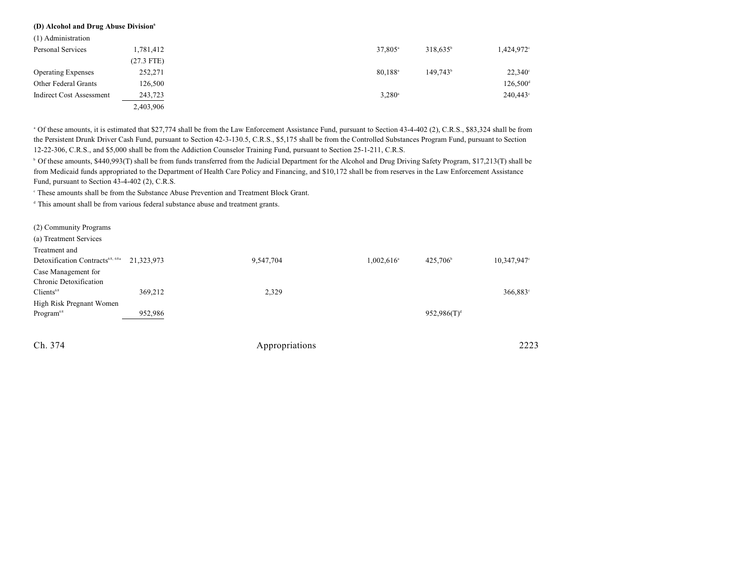**(D) Alcohol and Drug Abuse Division**[6]

(1) Administration

| | | | | | | | |
|---|---|---|---|---|---|---|---|
| Personal Services | 1,781,412 | | | 37,805[a] | 318,635[b] | 1,424,972[c] |
| | (27.3 FTE) | | | | | |
| Operating Expenses | 252,271 | | | 80,188[a] | 149,743[b] | 22,340[c] |
| Other Federal Grants | 126,500 | | | | | 126,500[d] |
| Indirect Cost Assessment | 243,723 | | | 3,280[a] | | 240,443[c] |
| | 2,403,906 | | | | | |

[a] Of these amounts, it is estimated that $27,774 shall be from the Law Enforcement Assistance Fund, pursuant to Section 43-4-402 (2), C.R.S., $83,324 shall be from the Persistent Drunk Driver Cash Fund, pursuant to Section 42-3-130.5, C.R.S., $5,175 shall be from the Controlled Substances Program Fund, pursuant to Section 12-22-306, C.R.S., and $5,000 shall be from the Addiction Counselor Training Fund, pursuant to Section 25-1-211, C.R.S.

[b] Of these amounts, $440,993(T) shall be from funds transferred from the Judicial Department for the Alcohol and Drug Driving Safety Program, $17,213(T) shall be from Medicaid funds appropriated to the Department of Health Care Policy and Financing, and $10,172 shall be from reserves in the Law Enforcement Assistance Fund, pursuant to Section 43-4-402 (2), C.R.S.

[c] These amounts shall be from the Substance Abuse Prevention and Treatment Block Grant.

[d] This amount shall be from various federal substance abuse and treatment grants.

(2) Community Programs

(a) Treatment Services

| | | | | | | |
|---|---|---|---|---|---|---|
| Treatment and Detoxification Contracts[68, 68a] | 21,323,973 | 9,547,704 | | 1,002,616[a] | 425,706[b] | 10,347,947[c] |
| Case Management for Chronic Detoxification Clients[68] | 369,212 | 2,329 | | | | 366,883[c] |
| High Risk Pregnant Women Program[68] | 952,986 | | | | 952,986(T)[d] | |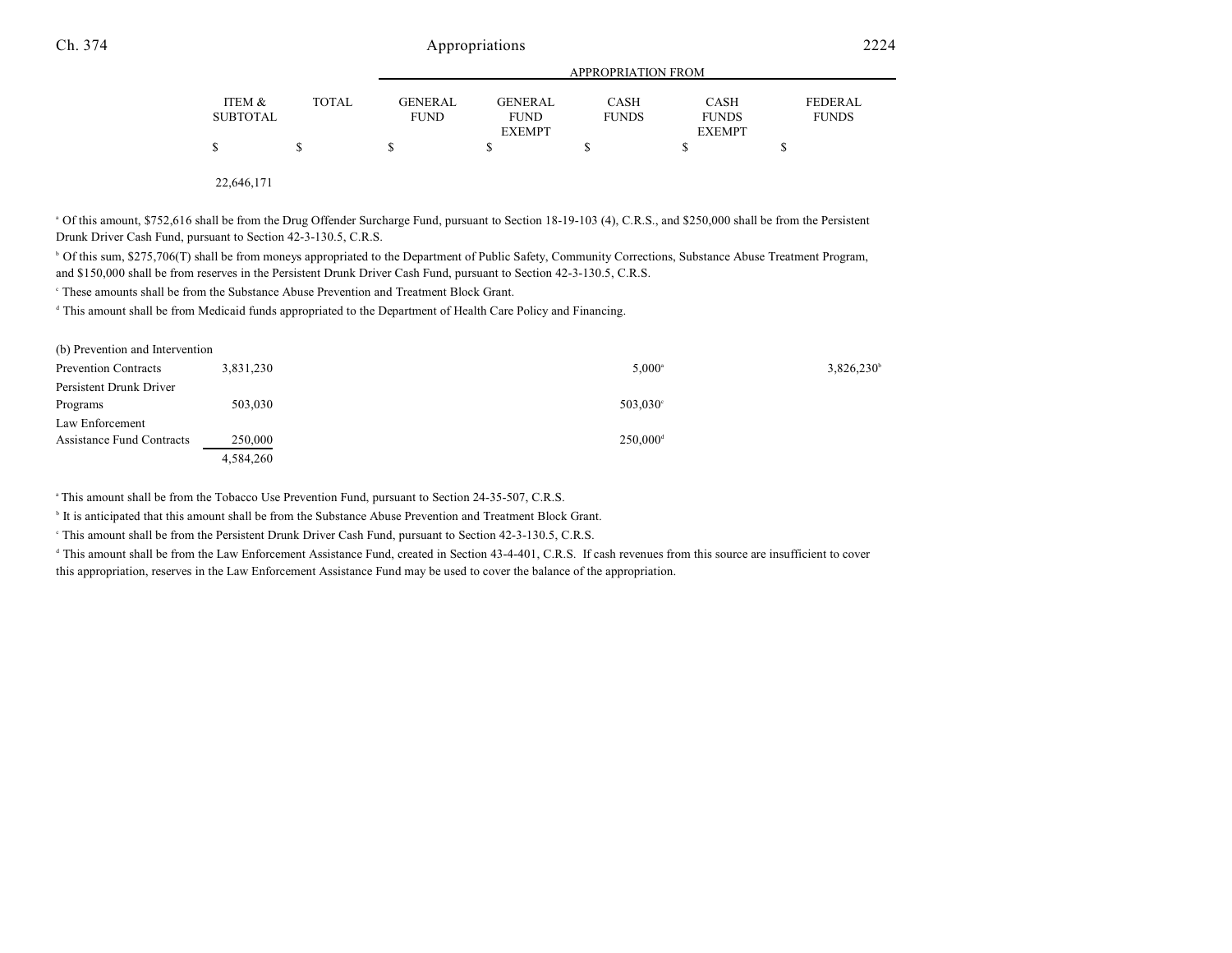| | ITEM & SUBTOTAL | TOTAL | GENERAL FUND | GENERAL FUND EXEMPT | CASH FUNDS | CASH FUNDS EXEMPT | FEDERAL FUNDS |
|---|---|---|---|---|---|---|---|
| | $ | $ | $ | $ | $ | $ | $ |
| | 22,646,171 | | | | | | |

[a] Of this amount, $752,616 shall be from the Drug Offender Surcharge Fund, pursuant to Section 18-19-103 (4), C.R.S., and $250,000 shall be from the Persistent Drunk Driver Cash Fund, pursuant to Section 42-3-130.5, C.R.S.

[b] Of this sum, $275,706(T) shall be from moneys appropriated to the Department of Public Safety, Community Corrections, Substance Abuse Treatment Program, and $150,000 shall be from reserves in the Persistent Drunk Driver Cash Fund, pursuant to Section 42-3-130.5, C.R.S.

[c] These amounts shall be from the Substance Abuse Prevention and Treatment Block Grant.

[d] This amount shall be from Medicaid funds appropriated to the Department of Health Care Policy and Financing.

| | ITEM & SUBTOTAL | TOTAL | GENERAL FUND | GENERAL FUND EXEMPT | CASH FUNDS | CASH FUNDS EXEMPT | FEDERAL FUNDS |
|---|---|---|---|---|---|---|---|
| (b) Prevention and Intervention | | | | | | | |
| Prevention Contracts | 3,831,230 | | | | 5,000[a] | | 3,826,230[b] |
| Persistent Drunk Driver Programs | 503,030 | | | | 503,030[c] | | |
| Law Enforcement Assistance Fund Contracts | 250,000 | | | | 250,000[d] | | |
| | 4,584,260 | | | | | | |

[a] This amount shall be from the Tobacco Use Prevention Fund, pursuant to Section 24-35-507, C.R.S.

[b] It is anticipated that this amount shall be from the Substance Abuse Prevention and Treatment Block Grant.

[c] This amount shall be from the Persistent Drunk Driver Cash Fund, pursuant to Section 42-3-130.5, C.R.S.

[d] This amount shall be from the Law Enforcement Assistance Fund, created in Section 43-4-401, C.R.S. If cash revenues from this source are insufficient to cover this appropriation, reserves in the Law Enforcement Assistance Fund may be used to cover the balance of the appropriation.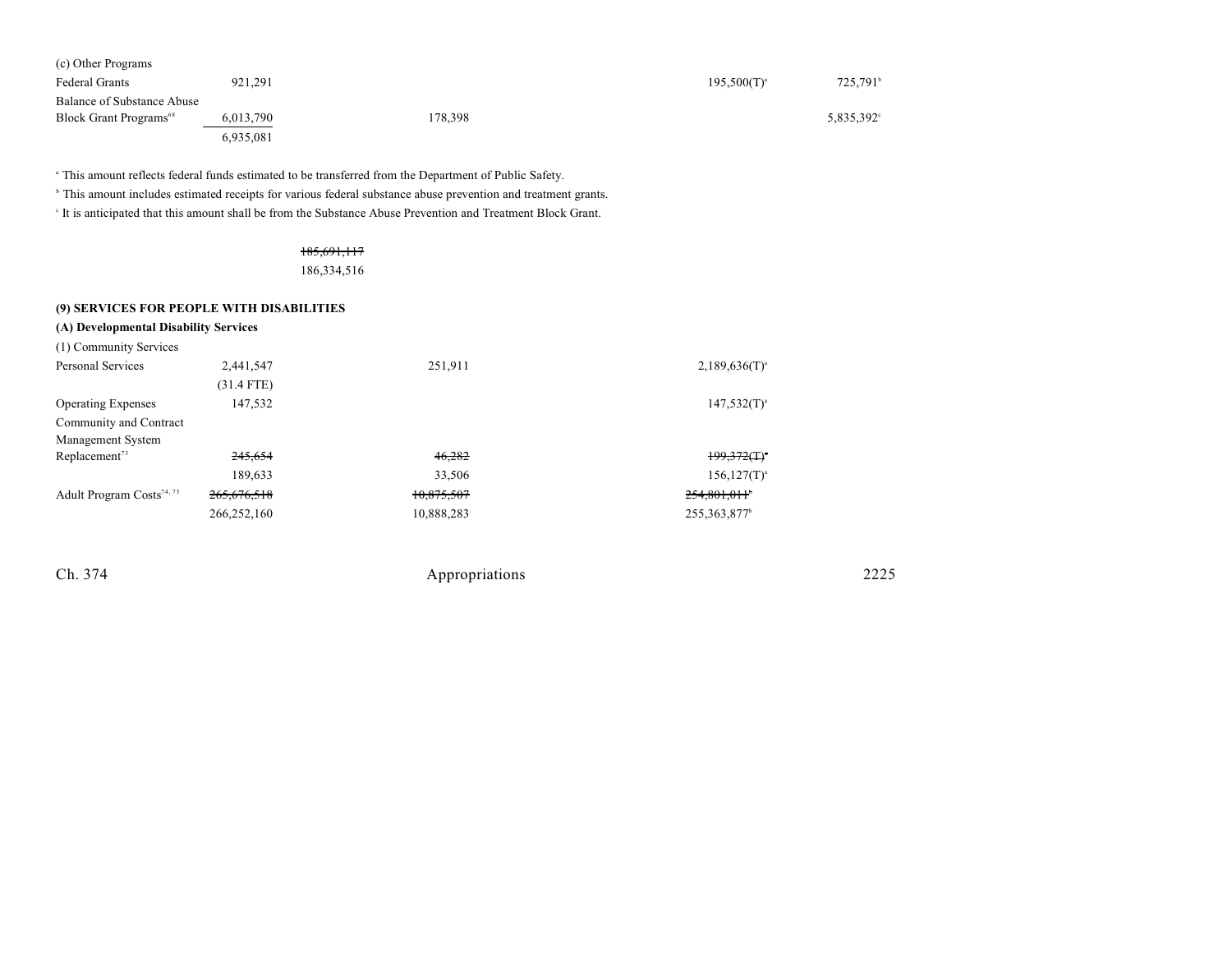| | | | | |
|---|---|---|---|---|
| (c) Other Programs | | | | |
| Federal Grants | 921,291 | | 195,500(T)[a] | 725,791[b] |
| Balance of Substance Abuse Block Grant Programs[68] | 6,013,790 | 178,398 | | 5,835,392[c] |
| | 6,935,081 | | | |

[a] This amount reflects federal funds estimated to be transferred from the Department of Public Safety.

[b] This amount includes estimated receipts for various federal substance abuse prevention and treatment grants.

[c] It is anticipated that this amount shall be from the Substance Abuse Prevention and Treatment Block Grant.

~~185,691,117~~
186,334,516

**(9) SERVICES FOR PEOPLE WITH DISABILITIES**

**(A) Developmental Disability Services**

| | | | |
|---|---|---|---|
| (1) Community Services | | | |
| Personal Services | 2,441,547 (31.4 FTE) | 251,911 | 2,189,636(T)[a] |
| Operating Expenses | 147,532 | | 147,532(T)[a] |
| Community and Contract Management System Replacement[73] | ~~245,654~~ 189,633 | ~~46,282~~ 33,506 | ~~199,372(T)[a]~~ 156,127(T)[a] |
| Adult Program Costs[74, 75] | ~~265,676,518~~ 266,252,160 | ~~10,875,507~~ 10,888,283 | ~~254,801,011[b]~~ 255,363,877[b] |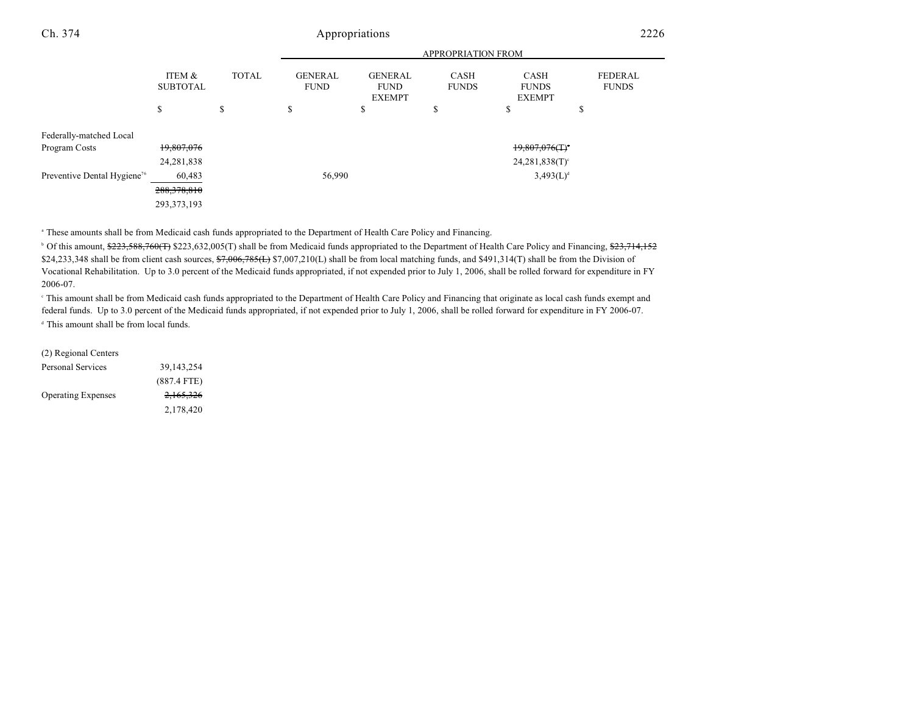| | ITEM & SUBTOTAL | TOTAL | GENERAL FUND | GENERAL FUND EXEMPT | CASH FUNDS | CASH FUNDS EXEMPT | FEDERAL FUNDS |
|---|---|---|---|---|---|---|---|
| | | | APPROPRIATION FROM | | | | |
| | $ | $ | $ | $ | $ | $ | $ |
| Federally-matched Local Program Costs | ~~19,807,076~~ | | | | | ~~19,807,076(T)~~[a] | |
| | 24,281,838 | | | | | 24,281,838(T)[c] | |
| Preventive Dental Hygiene[76] | 60,483 | | 56,990 | | | 3,493(L)[d] | |
| | ~~288,378,810~~ | | | | | | |
| | 293,373,193 | | | | | | |

[a] These amounts shall be from Medicaid cash funds appropriated to the Department of Health Care Policy and Financing.

[b] Of this amount, ~~$223,588,760(T)~~ $223,632,005(T) shall be from Medicaid funds appropriated to the Department of Health Care Policy and Financing, ~~$23,714,152~~ $24,233,348 shall be from client cash sources, ~~$7,006,785(L)~~ $7,007,210(L) shall be from local matching funds, and $491,314(T) shall be from the Division of Vocational Rehabilitation. Up to 3.0 percent of the Medicaid funds appropriated, if not expended prior to July 1, 2006, shall be rolled forward for expenditure in FY 2006-07.

[c] This amount shall be from Medicaid cash funds appropriated to the Department of Health Care Policy and Financing that originate as local cash funds exempt and federal funds. Up to 3.0 percent of the Medicaid funds appropriated, if not expended prior to July 1, 2006, shall be rolled forward for expenditure in FY 2006-07.

[d] This amount shall be from local funds.

| (2) Regional Centers | | | | | | | |
|---|---|---|---|---|---|---|---|
| Personal Services | 39,143,254 | | | | | | |
| | (887.4 FTE) | | | | | | |
| Operating Expenses | ~~2,165,326~~ | | | | | | |
| | 2,178,420 | | | | | | |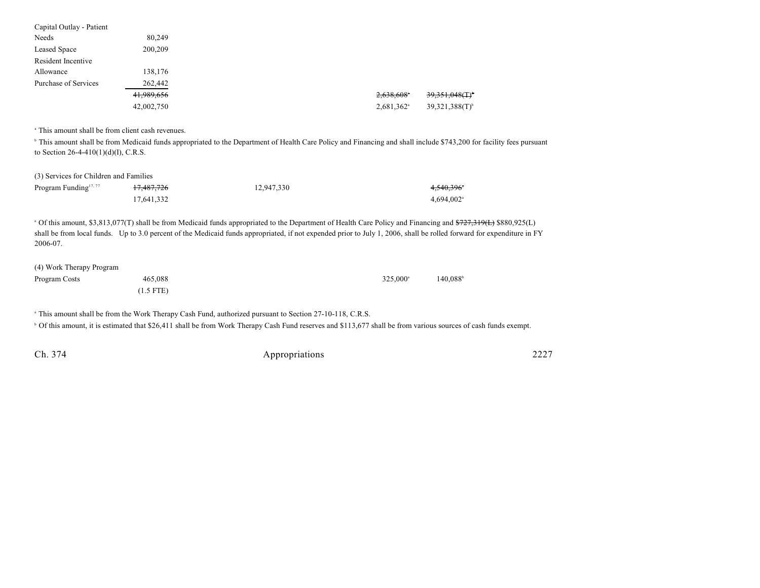| | | | | | |
|---|---|---|---|---|---|
| Capital Outlay - Patient Needs | 80,249 | | | | |
| Leased Space | 200,209 | | | | |
| Resident Incentive Allowance | 138,176 | | | | |
| Purchase of Services | 262,442 | | | | |
| | ~~41,989,656~~ | | | ~~2,638,608~~[a] | ~~39,351,048(T)~~[b] |
| | 42,002,750 | | | 2,681,362[a] | 39,321,388(T)[b] |

[a] This amount shall be from client cash revenues.

[b] This amount shall be from Medicaid funds appropriated to the Department of Health Care Policy and Financing and shall include $743,200 for facility fees pursuant to Section 26-4-410(1)(d)(I), C.R.S.

(3) Services for Children and Families

| | | | | | |
|---|---|---|---|---|---|
| Program Funding[17, 77] | ~~17,487,726~~ | 12,947,330 | | | ~~4,540,396~~[a] |
| | 17,641,332 | | | | 4,694,002[a] |

[a] Of this amount, $3,813,077(T) shall be from Medicaid funds appropriated to the Department of Health Care Policy and Financing and ~~$727,319(L)~~ $880,925(L) shall be from local funds. Up to 3.0 percent of the Medicaid funds appropriated, if not expended prior to July 1, 2006, shall be rolled forward for expenditure in FY 2006-07.

(4) Work Therapy Program

| | | | | | |
|---|---|---|---|---|---|
| Program Costs | 465,088 | | | 325,000[a] | 140,088[b] |
| | (1.5 FTE) | | | | |

[a] This amount shall be from the Work Therapy Cash Fund, authorized pursuant to Section 27-10-118, C.R.S.

[b] Of this amount, it is estimated that $26,411 shall be from Work Therapy Cash Fund reserves and $113,677 shall be from various sources of cash funds exempt.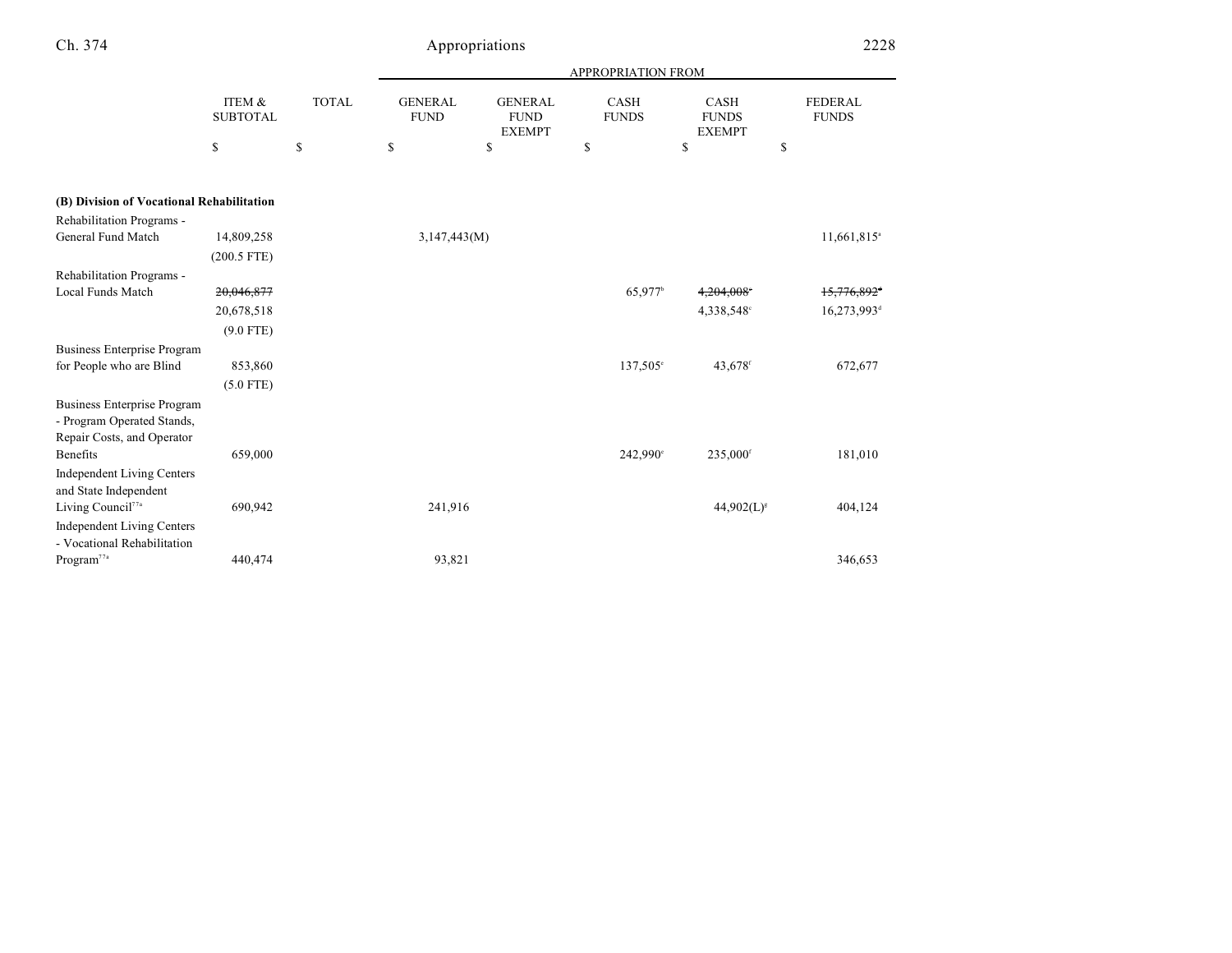| | ITEM & SUBTOTAL | TOTAL | APPROPRIATION FROM | | | | |
|---|---|---|---|---|---|---|---|
| | | | GENERAL FUND | GENERAL FUND EXEMPT | CASH FUNDS | CASH FUNDS EXEMPT | FEDERAL FUNDS |
| | $ | $ | $ | $ | $ | $ | $ |
| **(B) Division of Vocational Rehabilitation** | | | | | | | |
| Rehabilitation Programs - General Fund Match | 14,809,258 | | 3,147,443(M) | | | | 11,661,815[a] |
| | (200.5 FTE) | | | | | | |
| Rehabilitation Programs - Local Funds Match | ~~20,046,877~~ | | | | 65,977[b] | ~~4,204,008~~[c] | ~~15,776,892~~[d] |
| | 20,678,518 | | | | | 4,338,548[c] | 16,273,993[d] |
| | (9.0 FTE) | | | | | | |
| Business Enterprise Program for People who are Blind | 853,860 | | | | 137,505[e] | 43,678[f] | 672,677 |
| | (5.0 FTE) | | | | | | |
| Business Enterprise Program - Program Operated Stands, Repair Costs, and Operator Benefits | 659,000 | | | | 242,990[e] | 235,000[f] | 181,010 |
| Independent Living Centers and State Independent Living Council[77a] | 690,942 | | 241,916 | | | 44,902(L)[g] | 404,124 |
| Independent Living Centers - Vocational Rehabilitation Program[77a] | 440,474 | | 93,821 | | | | 346,653 |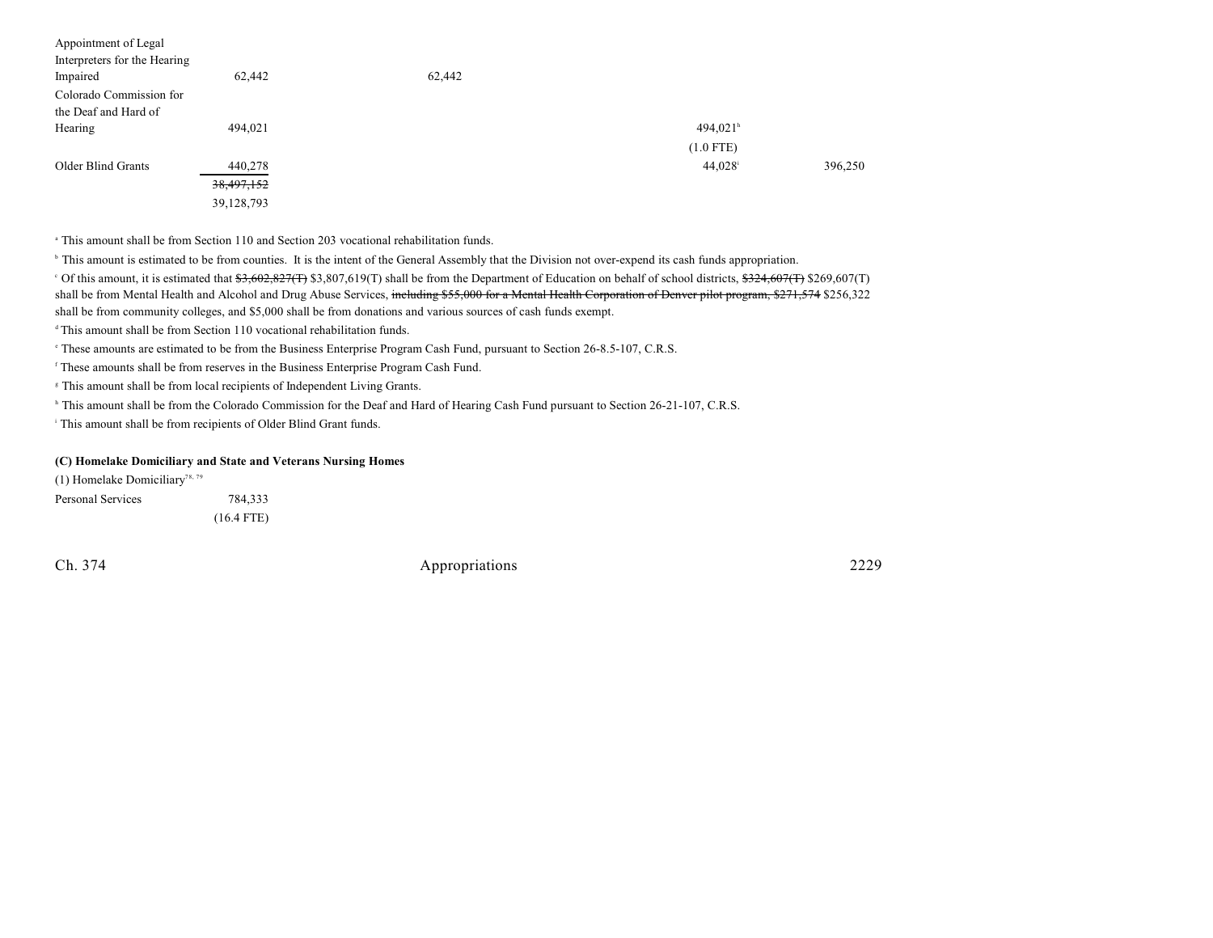| | | | | | |
|---|---|---|---|---|---|
| Appointment of Legal Interpreters for the Hearing Impaired | 62,442 | | 62,442 | | |
| Colorado Commission for the Deaf and Hard of Hearing | 494,021 | | | 494,021[h] | |
| | | | | (1.0 FTE) | |
| Older Blind Grants | 440,278 | | | 44,028[i] | 396,250 |
| | ~~38,497,152~~ | | | | |
| | 39,128,793 | | | | |

[a] This amount shall be from Section 110 and Section 203 vocational rehabilitation funds.

[b] This amount is estimated to be from counties. It is the intent of the General Assembly that the Division not over-expend its cash funds appropriation.

[c] Of this amount, it is estimated that ~~$3,602,827(T)~~ $3,807,619(T) shall be from the Department of Education on behalf of school districts, ~~$324,607(T)~~ $269,607(T) shall be from Mental Health and Alcohol and Drug Abuse Services, ~~including $55,000 for a Mental Health Corporation of Denver pilot program, $271,574~~ $256,322 shall be from community colleges, and $5,000 shall be from donations and various sources of cash funds exempt.

[d] This amount shall be from Section 110 vocational rehabilitation funds.

[e] These amounts are estimated to be from the Business Enterprise Program Cash Fund, pursuant to Section 26-8.5-107, C.R.S.

[f] These amounts shall be from reserves in the Business Enterprise Program Cash Fund.

[g] This amount shall be from local recipients of Independent Living Grants.

[h] This amount shall be from the Colorado Commission for the Deaf and Hard of Hearing Cash Fund pursuant to Section 26-21-107, C.R.S.

[i] This amount shall be from recipients of Older Blind Grant funds.

**(C) Homelake Domiciliary and State and Veterans Nursing Homes**

(1) Homelake Domiciliary[78, 79]

| | |
|---|---|
| Personal Services | 784,333 |
| | (16.4 FTE) |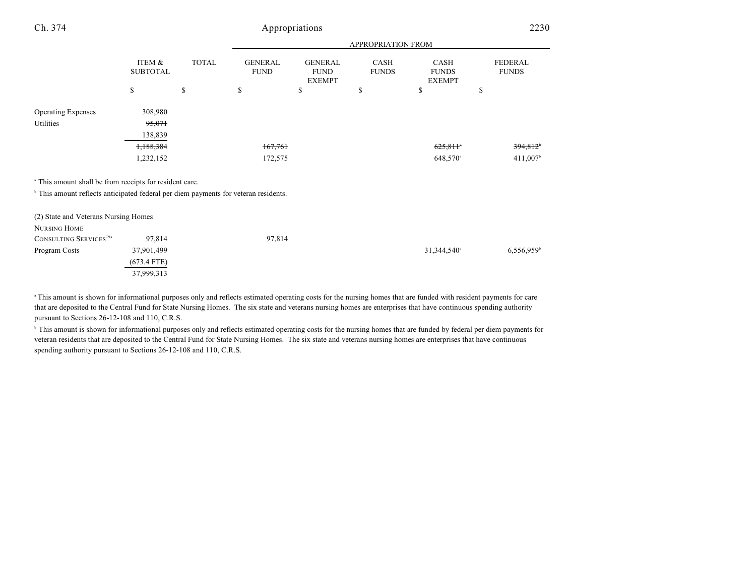| | ITEM & SUBTOTAL | TOTAL | APPROPRIATION FROM GENERAL FUND | GENERAL FUND EXEMPT | CASH FUNDS | CASH FUNDS EXEMPT | FEDERAL FUNDS |
|---|---|---|---|---|---|---|---|
| | $ | $ | $ | $ | $ | $ | $ |
| Operating Expenses | 308,980 | | | | | | |
| Utilities | ~~95,071~~ | | | | | | |
| | 138,839 | | | | | | |
| | ~~1,188,384~~ | | ~~167,761~~ | | | ~~625,811~~[a] | ~~394,812~~[b] |
| | 1,232,152 | | 172,575 | | | 648,570[a] | 411,007[b] |

[a] This amount shall be from receipts for resident care.

[b] This amount reflects anticipated federal per diem payments for veteran residents.

| | ITEM & SUBTOTAL | TOTAL | GENERAL FUND | GENERAL FUND EXEMPT | CASH FUNDS | CASH FUNDS EXEMPT | FEDERAL FUNDS |
|---|---|---|---|---|---|---|---|
| (2) State and Veterans Nursing Homes | | | | | | | |
| NURSING HOME CONSULTING SERVICES[79a] | 97,814 | | 97,814 | | | | |
| Program Costs | 37,901,499 | | | | | 31,344,540[a] | 6,556,959[b] |
| | (673.4 FTE) | | | | | | |
| | 37,999,313 | | | | | | |

[a] This amount is shown for informational purposes only and reflects estimated operating costs for the nursing homes that are funded with resident payments for care that are deposited to the Central Fund for State Nursing Homes. The six state and veterans nursing homes are enterprises that have continuous spending authority pursuant to Sections 26-12-108 and 110, C.R.S.

[b] This amount is shown for informational purposes only and reflects estimated operating costs for the nursing homes that are funded by federal per diem payments for veteran residents that are deposited to the Central Fund for State Nursing Homes. The six state and veterans nursing homes are enterprises that have continuous spending authority pursuant to Sections 26-12-108 and 110, C.R.S.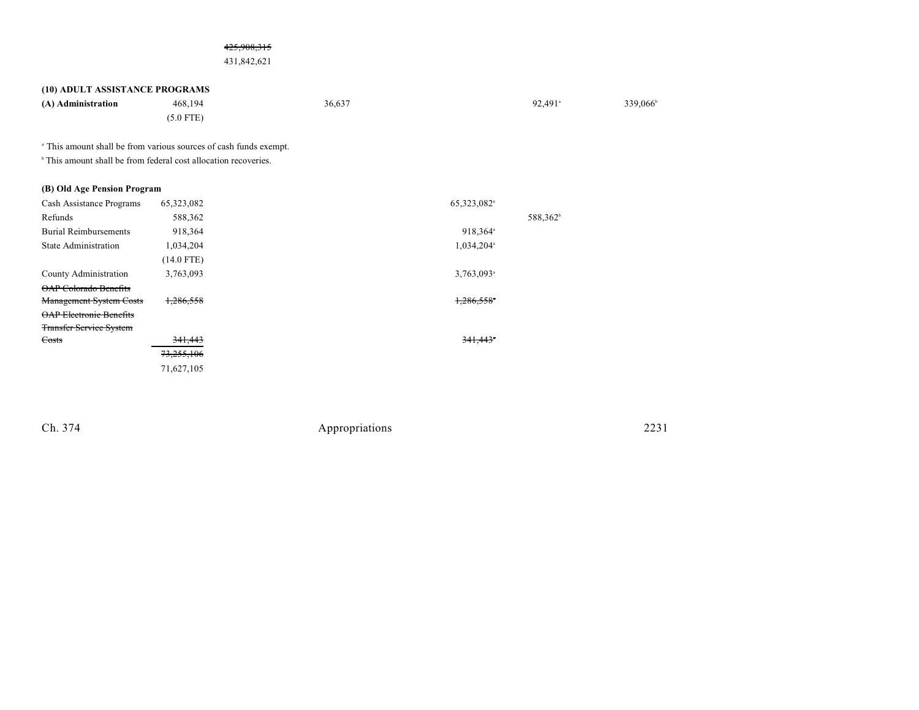~~425,908,315~~
431,842,621

## (10) ADULT ASSISTANCE PROGRAMS

| | | | | | |
|---|---|---|---|---|---|
| **(A) Administration** | 468,194 | 36,637 | | 92,491[a] | 339,066[b] |
| | (5.0 FTE) | | | | |

[a] This amount shall be from various sources of cash funds exempt.
[b] This amount shall be from federal cost allocation recoveries.

### (B) Old Age Pension Program

| | | | | |
|---|---|---|---|---|
| Cash Assistance Programs | 65,323,082 | | 65,323,082[a] | |
| Refunds | 588,362 | | | 588,362[b] |
| Burial Reimbursements | 918,364 | | 918,364[a] | |
| State Administration | 1,034,204 | | 1,034,204[a] | |
| | (14.0 FTE) | | | |
| County Administration | 3,763,093 | | 3,763,093[a] | |
| ~~OAP Colorado Benefits Management System Costs~~ | ~~1,286,558~~ | | ~~1,286,558[a]~~ | |
| ~~OAP Electronic Benefits Transfer Service System Costs~~ | ~~341,443~~ | | ~~341,443[a]~~ | |
| | ~~73,255,106~~ | | | |
| | 71,627,105 | | | |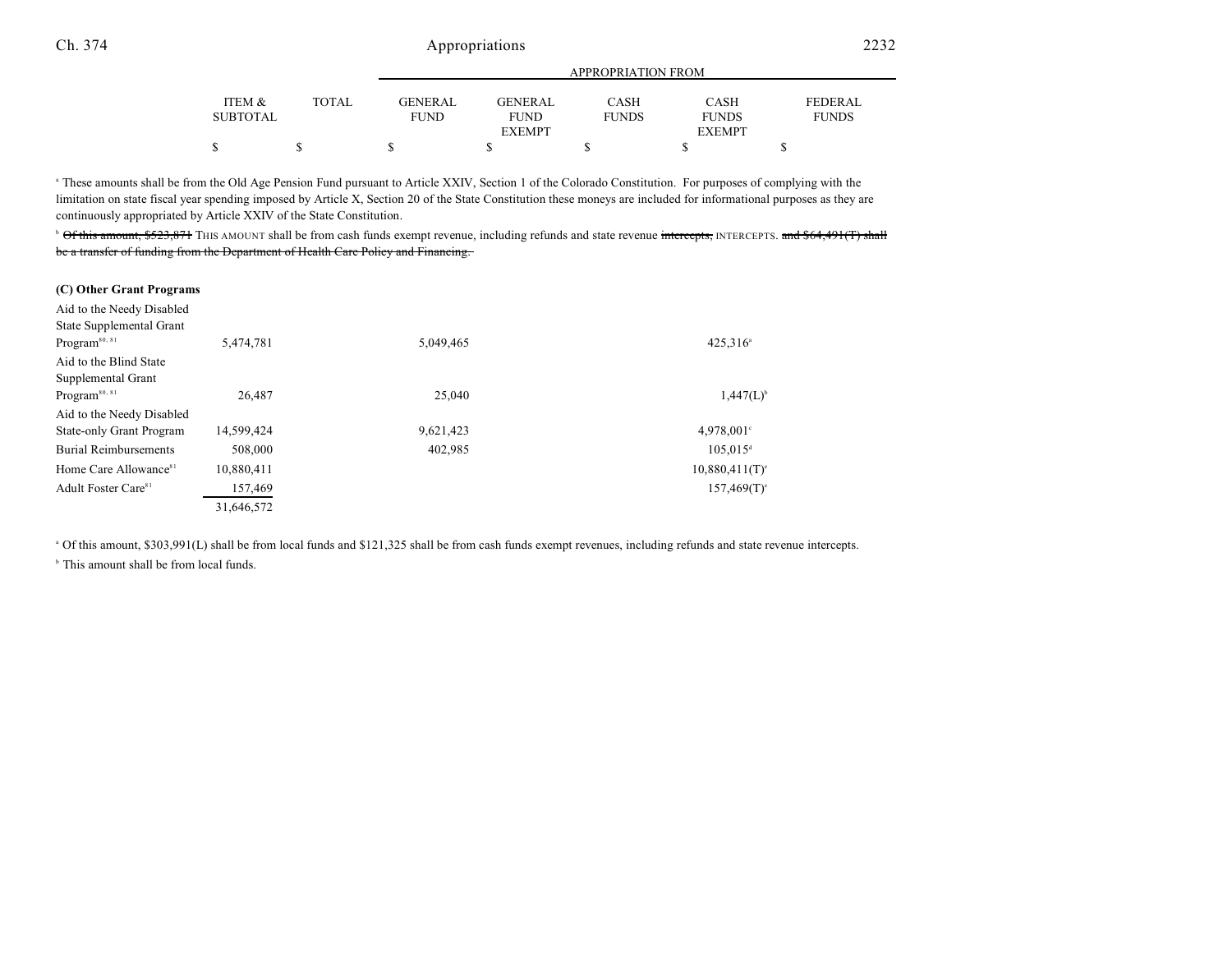| | ITEM & SUBTOTAL | TOTAL | APPROPRIATION FROM GENERAL FUND | GENERAL FUND EXEMPT | CASH FUNDS | CASH FUNDS EXEMPT | FEDERAL FUNDS |
|---|---|---|---|---|---|---|---|
| | $ | $ | $ | $ | $ | $ | $ |

[a] These amounts shall be from the Old Age Pension Fund pursuant to Article XXIV, Section 1 of the Colorado Constitution. For purposes of complying with the limitation on state fiscal year spending imposed by Article X, Section 20 of the State Constitution these moneys are included for informational purposes as they are continuously appropriated by Article XXIV of the State Constitution.

[b] ~~Of this amount, $523,871~~ THIS AMOUNT shall be from cash funds exempt revenue, including refunds and state revenue ~~intercepts,~~ INTERCEPTS. ~~and $64,491(T) shall be a transfer of funding from the Department of Health Care Policy and Financing.~~

**(C) Other Grant Programs**

| | ITEM & SUBTOTAL | TOTAL | GENERAL FUND | GENERAL FUND EXEMPT | CASH FUNDS | CASH FUNDS EXEMPT | FEDERAL FUNDS |
|---|---|---|---|---|---|---|---|
| Aid to the Needy Disabled State Supplemental Grant Program[80, 81] | 5,474,781 | | 5,049,465 | | | 425,316[a] | |
| Aid to the Blind State Supplemental Grant Program[80, 81] | 26,487 | | 25,040 | | | 1,447(L)[b] | |
| Aid to the Needy Disabled State-only Grant Program | 14,599,424 | | 9,621,423 | | | 4,978,001[c] | |
| Burial Reimbursements | 508,000 | | 402,985 | | | 105,015[d] | |
| Home Care Allowance[81] | 10,880,411 | | | | | 10,880,411(T)[e] | |
| Adult Foster Care[81] | 157,469 | | | | | 157,469(T)[e] | |
| | 31,646,572 | | | | | | |

[a] Of this amount, $303,991(L) shall be from local funds and $121,325 shall be from cash funds exempt revenues, including refunds and state revenue intercepts.

[b] This amount shall be from local funds.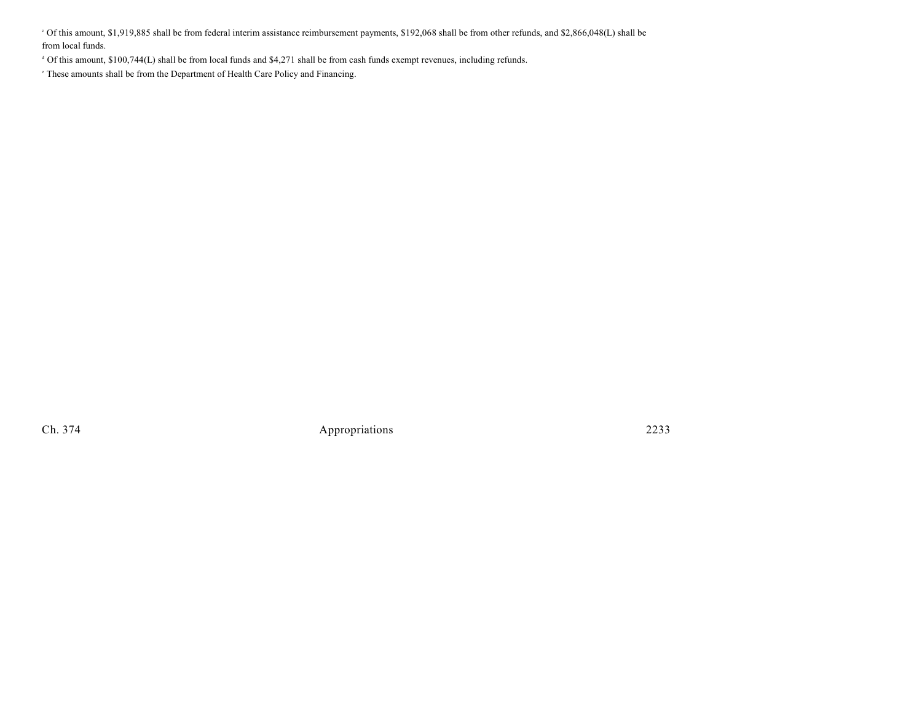[c] Of this amount, $1,919,885 shall be from federal interim assistance reimbursement payments, $192,068 shall be from other refunds, and $2,866,048(L) shall be from local funds.

[d] Of this amount, $100,744(L) shall be from local funds and $4,271 shall be from cash funds exempt revenues, including refunds.

[e] These amounts shall be from the Department of Health Care Policy and Financing.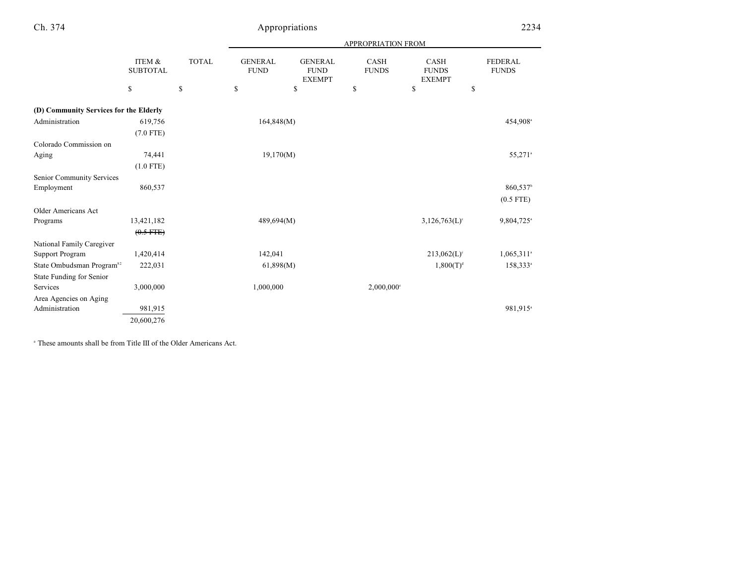| | ITEM & SUBTOTAL | TOTAL | APPROPRIATION FROM GENERAL FUND | GENERAL FUND EXEMPT | CASH FUNDS | CASH FUNDS EXEMPT | FEDERAL FUNDS |
|---|---|---|---|---|---|---|---|
| | $ | $ | $ | $ | $ | $ | $ |
| **(D) Community Services for the Elderly** | | | | | | | |
| Administration | 619,756 | | 164,848(M) | | | | 454,908[a] |
| | (7.0 FTE) | | | | | | |
| Colorado Commission on Aging | 74,441 | | 19,170(M) | | | | 55,271[a] |
| | (1.0 FTE) | | | | | | |
| Senior Community Services Employment | 860,537 | | | | | | 860,537[b] |
| | | | | | | | (0.5 FTE) |
| Older Americans Act Programs | 13,421,182 | | 489,694(M) | | | 3,126,763(L)[c] | 9,804,725[a] |
| | ~~(0.5 FTE)~~ | | | | | | |
| National Family Caregiver Support Program | 1,420,414 | | 142,041 | | | 213,062(L)[c] | 1,065,311[a] |
| State Ombudsman Program[82] | 222,031 | | 61,898(M) | | | 1,800(T)[d] | 158,333[a] |
| State Funding for Senior Services | 3,000,000 | | 1,000,000 | | 2,000,000[e] | | |
| Area Agencies on Aging Administration | 981,915 | | | | | | 981,915[a] |
| | 20,600,276 | | | | | | |

[a] These amounts shall be from Title III of the Older Americans Act.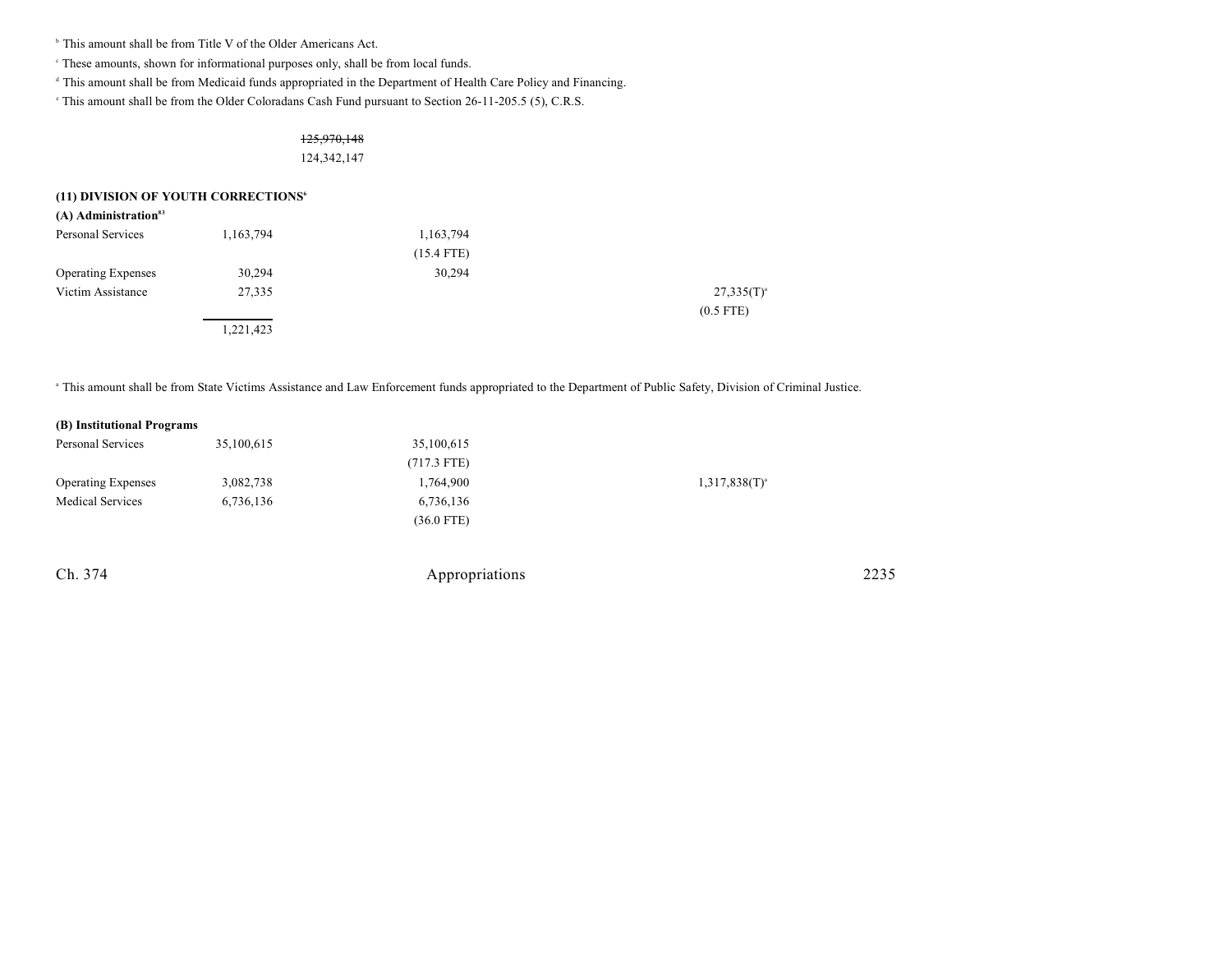[b] This amount shall be from Title V of the Older Americans Act.

[c] These amounts, shown for informational purposes only, shall be from local funds.

[d] This amount shall be from Medicaid funds appropriated in the Department of Health Care Policy and Financing.

[e] This amount shall be from the Older Coloradans Cash Fund pursuant to Section 26-11-205.5 (5), C.R.S.

| | | | | |
|---|---|---|---|---|
| | | ~~125,970,148~~ | | |
| | | 124,342,147 | | |

**(11) DIVISION OF YOUTH CORRECTIONS[6]**

**(A) Administration[83]**

| | | | |
|---|---|---|---|
| Personal Services | 1,163,794 | 1,163,794 | |
| | | (15.4 FTE) | |
| Operating Expenses | 30,294 | 30,294 | |
| Victim Assistance | 27,335 | | 27,335(T)[a] |
| | | | (0.5 FTE) |
| | 1,221,423 | | |

[a] This amount shall be from State Victims Assistance and Law Enforcement funds appropriated to the Department of Public Safety, Division of Criminal Justice.

**(B) Institutional Programs**

| | | | |
|---|---|---|---|
| Personal Services | 35,100,615 | 35,100,615 | |
| | | (717.3 FTE) | |
| Operating Expenses | 3,082,738 | 1,764,900 | 1,317,838(T)[a] |
| Medical Services | 6,736,136 | 6,736,136 | |
| | | (36.0 FTE) | |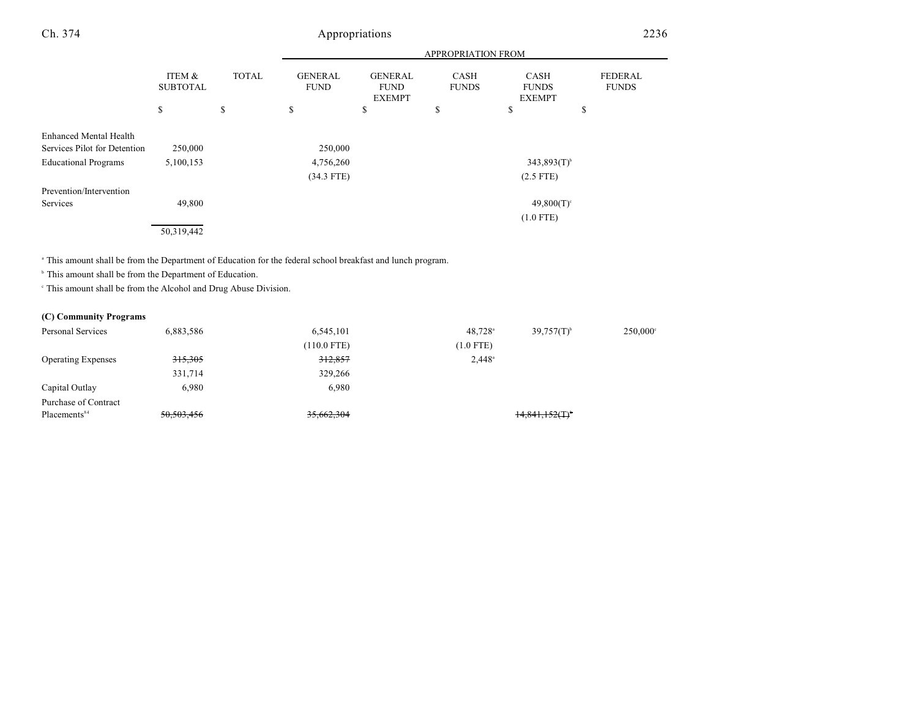| | ITEM & SUBTOTAL | TOTAL | GENERAL FUND | GENERAL FUND EXEMPT | CASH FUNDS | CASH FUNDS EXEMPT | FEDERAL FUNDS |
|---|---|---|---|---|---|---|---|
| | | | APPROPRIATION FROM | | | | |
| | $ | $ | $ | $ | $ | $ | $ |
| Enhanced Mental Health Services Pilot for Detention | 250,000 | | 250,000 | | | | |
| Educational Programs | 5,100,153 | | 4,756,260 | | | 343,893(T)[b] | |
| | | | (34.3 FTE) | | | (2.5 FTE) | |
| Prevention/Intervention Services | 49,800 | | | | | 49,800(T)[c] | |
| | | | | | | (1.0 FTE) | |
| | 50,319,442 | | | | | | |

[a] This amount shall be from the Department of Education for the federal school breakfast and lunch program.

[b] This amount shall be from the Department of Education.

[c] This amount shall be from the Alcohol and Drug Abuse Division.

**(C) Community Programs**

| | ITEM & SUBTOTAL | TOTAL | GENERAL FUND | GENERAL FUND EXEMPT | CASH FUNDS | CASH FUNDS EXEMPT | FEDERAL FUNDS |
|---|---|---|---|---|---|---|---|
| Personal Services | 6,883,586 | | 6,545,101 | | 48,728[a] | 39,757(T)[b] | 250,000[c] |
| | | | (110.0 FTE) | | (1.0 FTE) | | |
| Operating Expenses | ~~315,305~~ | | ~~312,857~~ | | 2,448[a] | | |
| | 331,714 | | 329,266 | | | | |
| Capital Outlay | 6,980 | | 6,980 | | | | |
| Purchase of Contract Placements[84] | ~~50,503,456~~ | | ~~35,662,304~~ | | | ~~14,841,152(T)[d]~~ | |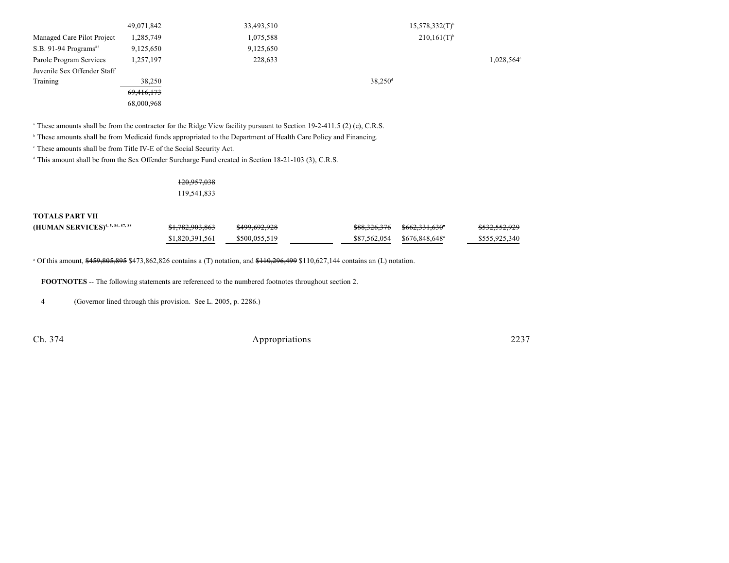| | | | | | | |
|---|---|---|---|---|---|---|
| | 49,071,842 | 33,493,510 | | | 15,578,332(T)[b] | |
| Managed Care Pilot Project | 1,285,749 | 1,075,588 | | | 210,161(T)[b] | |
| S.B. 91-94 Programs[85] | 9,125,650 | 9,125,650 | | | | |
| Parole Program Services | 1,257,197 | 228,633 | | | | 1,028,564[c] |
| Juvenile Sex Offender Staff Training | 38,250 | | | 38,250[d] | | |
| | ~~69,416,173~~ | | | | | |
| | 68,000,968 | | | | | |

[a] These amounts shall be from the contractor for the Ridge View facility pursuant to Section 19-2-411.5 (2) (e), C.R.S.

[b] These amounts shall be from Medicaid funds appropriated to the Department of Health Care Policy and Financing.

[c] These amounts shall be from Title IV-E of the Social Security Act.

[d] This amount shall be from the Sex Offender Surcharge Fund created in Section 18-21-103 (3), C.R.S.

~~120,957,038~~
119,541,833

| | | | | | | |
|---|---|---|---|---|---|---|
| **TOTALS PART VII (HUMAN SERVICES)**[4, 5, 86, 87, 88] | ~~$1,782,903,863~~ | ~~$499,692,928~~ | | ~~$88,326,376~~ | ~~$662,331,630~~[a] | ~~$532,552,929~~ |
| | $1,820,391,561 | $500,055,519 | | $87,562,054 | $676,848,648[a] | $555,925,340 |

[a] Of this amount, ~~$459,805,895~~ $473,862,826 contains a (T) notation, and ~~$110,296,499~~ $110,627,144 contains an (L) notation.

**FOOTNOTES** -- The following statements are referenced to the numbered footnotes throughout section 2.

4 (Governor lined through this provision. See L. 2005, p. 2286.)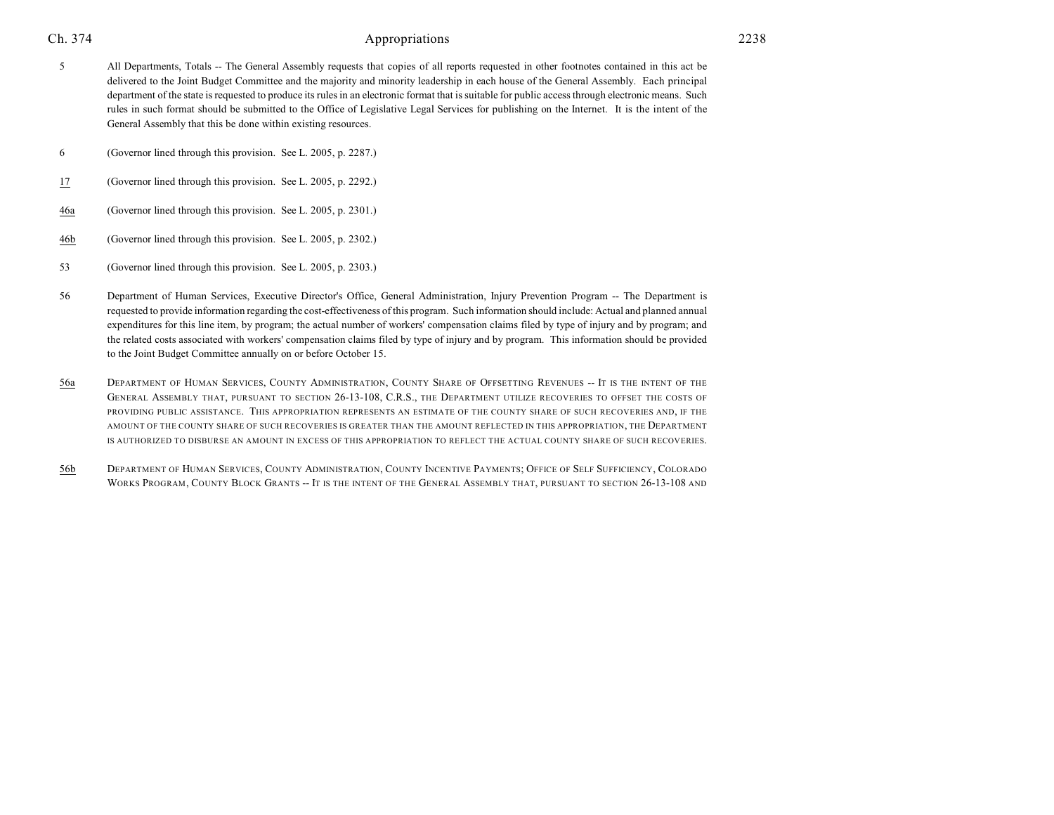5 All Departments, Totals -- The General Assembly requests that copies of all reports requested in other footnotes contained in this act be delivered to the Joint Budget Committee and the majority and minority leadership in each house of the General Assembly. Each principal department of the state is requested to produce its rules in an electronic format that is suitable for public access through electronic means. Such rules in such format should be submitted to the Office of Legislative Legal Services for publishing on the Internet. It is the intent of the General Assembly that this be done within existing resources.

6 (Governor lined through this provision. See L. 2005, p. 2287.)

17 (Governor lined through this provision. See L. 2005, p. 2292.)

46a (Governor lined through this provision. See L. 2005, p. 2301.)

46b (Governor lined through this provision. See L. 2005, p. 2302.)

53 (Governor lined through this provision. See L. 2005, p. 2303.)

56 Department of Human Services, Executive Director's Office, General Administration, Injury Prevention Program -- The Department is requested to provide information regarding the cost-effectiveness of this program. Such information should include: Actual and planned annual expenditures for this line item, by program; the actual number of workers' compensation claims filed by type of injury and by program; and the related costs associated with workers' compensation claims filed by type of injury and by program. This information should be provided to the Joint Budget Committee annually on or before October 15.

56a DEPARTMENT OF HUMAN SERVICES, COUNTY ADMINISTRATION, COUNTY SHARE OF OFFSETTING REVENUES -- IT IS THE INTENT OF THE GENERAL ASSEMBLY THAT, PURSUANT TO SECTION 26-13-108, C.R.S., THE DEPARTMENT UTILIZE RECOVERIES TO OFFSET THE COSTS OF PROVIDING PUBLIC ASSISTANCE. THIS APPROPRIATION REPRESENTS AN ESTIMATE OF THE COUNTY SHARE OF SUCH RECOVERIES AND, IF THE AMOUNT OF THE COUNTY SHARE OF SUCH RECOVERIES IS GREATER THAN THE AMOUNT REFLECTED IN THIS APPROPRIATION, THE DEPARTMENT IS AUTHORIZED TO DISBURSE AN AMOUNT IN EXCESS OF THIS APPROPRIATION TO REFLECT THE ACTUAL COUNTY SHARE OF SUCH RECOVERIES.

56b DEPARTMENT OF HUMAN SERVICES, COUNTY ADMINISTRATION, COUNTY INCENTIVE PAYMENTS; OFFICE OF SELF SUFFICIENCY, COLORADO WORKS PROGRAM, COUNTY BLOCK GRANTS -- IT IS THE INTENT OF THE GENERAL ASSEMBLY THAT, PURSUANT TO SECTION 26-13-108 AND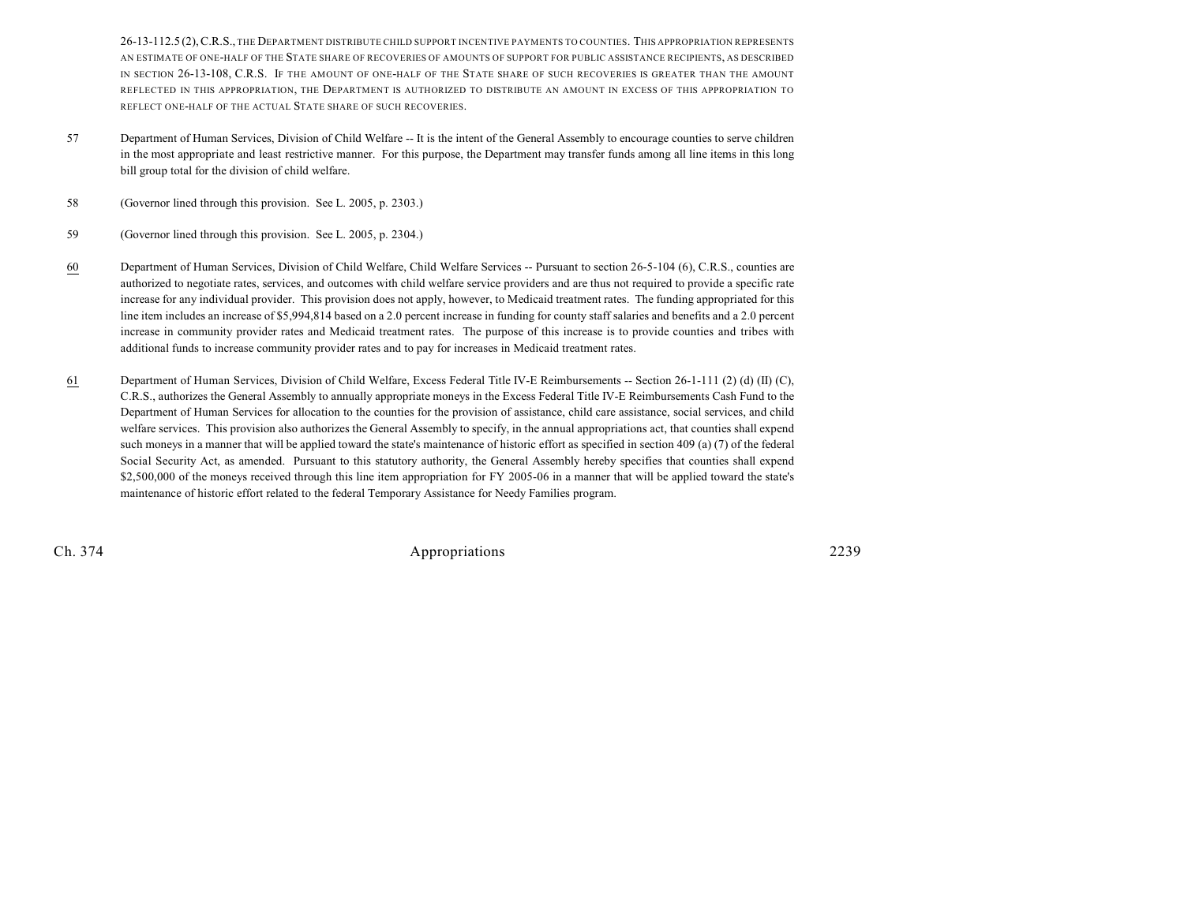26-13-112.5 (2), C.R.S., THE DEPARTMENT DISTRIBUTE CHILD SUPPORT INCENTIVE PAYMENTS TO COUNTIES. THIS APPROPRIATION REPRESENTS AN ESTIMATE OF ONE-HALF OF THE STATE SHARE OF RECOVERIES OF AMOUNTS OF SUPPORT FOR PUBLIC ASSISTANCE RECIPIENTS, AS DESCRIBED IN SECTION 26-13-108, C.R.S. IF THE AMOUNT OF ONE-HALF OF THE STATE SHARE OF SUCH RECOVERIES IS GREATER THAN THE AMOUNT REFLECTED IN THIS APPROPRIATION, THE DEPARTMENT IS AUTHORIZED TO DISTRIBUTE AN AMOUNT IN EXCESS OF THIS APPROPRIATION TO REFLECT ONE-HALF OF THE ACTUAL STATE SHARE OF SUCH RECOVERIES.

57 Department of Human Services, Division of Child Welfare -- It is the intent of the General Assembly to encourage counties to serve children in the most appropriate and least restrictive manner. For this purpose, the Department may transfer funds among all line items in this long bill group total for the division of child welfare.

58 (Governor lined through this provision. See L. 2005, p. 2303.)

59 (Governor lined through this provision. See L. 2005, p. 2304.)

60 Department of Human Services, Division of Child Welfare, Child Welfare Services -- Pursuant to section 26-5-104 (6), C.R.S., counties are authorized to negotiate rates, services, and outcomes with child welfare service providers and are thus not required to provide a specific rate increase for any individual provider. This provision does not apply, however, to Medicaid treatment rates. The funding appropriated for this line item includes an increase of $5,994,814 based on a 2.0 percent increase in funding for county staff salaries and benefits and a 2.0 percent increase in community provider rates and Medicaid treatment rates. The purpose of this increase is to provide counties and tribes with additional funds to increase community provider rates and to pay for increases in Medicaid treatment rates.

61 Department of Human Services, Division of Child Welfare, Excess Federal Title IV-E Reimbursements -- Section 26-1-111 (2) (d) (II) (C), C.R.S., authorizes the General Assembly to annually appropriate moneys in the Excess Federal Title IV-E Reimbursements Cash Fund to the Department of Human Services for allocation to the counties for the provision of assistance, child care assistance, social services, and child welfare services. This provision also authorizes the General Assembly to specify, in the annual appropriations act, that counties shall expend such moneys in a manner that will be applied toward the state's maintenance of historic effort as specified in section 409 (a) (7) of the federal Social Security Act, as amended. Pursuant to this statutory authority, the General Assembly hereby specifies that counties shall expend $2,500,000 of the moneys received through this line item appropriation for FY 2005-06 in a manner that will be applied toward the state's maintenance of historic effort related to the federal Temporary Assistance for Needy Families program.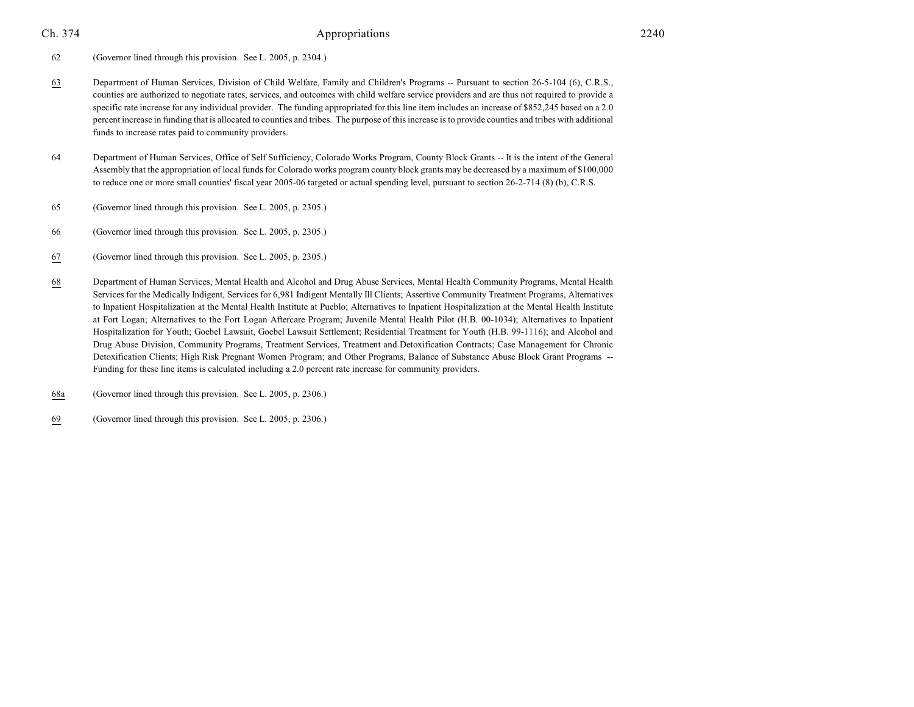62 (Governor lined through this provision. See L. 2005, p. 2304.)

63 Department of Human Services, Division of Child Welfare, Family and Children's Programs -- Pursuant to section 26-5-104 (6), C.R.S., counties are authorized to negotiate rates, services, and outcomes with child welfare service providers and are thus not required to provide a specific rate increase for any individual provider. The funding appropriated for this line item includes an increase of $852,245 based on a 2.0 percent increase in funding that is allocated to counties and tribes. The purpose of this increase is to provide counties and tribes with additional funds to increase rates paid to community providers.

64 Department of Human Services, Office of Self Sufficiency, Colorado Works Program, County Block Grants -- It is the intent of the General Assembly that the appropriation of local funds for Colorado works program county block grants may be decreased by a maximum of $100,000 to reduce one or more small counties' fiscal year 2005-06 targeted or actual spending level, pursuant to section 26-2-714 (8) (b), C.R.S.

65 (Governor lined through this provision. See L. 2005, p. 2305.)

66 (Governor lined through this provision. See L. 2005, p. 2305.)

67 (Governor lined through this provision. See L. 2005, p. 2305.)

68 Department of Human Services, Mental Health and Alcohol and Drug Abuse Services, Mental Health Community Programs, Mental Health Services for the Medically Indigent, Services for 6,981 Indigent Mentally Ill Clients; Assertive Community Treatment Programs, Alternatives to Inpatient Hospitalization at the Mental Health Institute at Pueblo; Alternatives to Inpatient Hospitalization at the Mental Health Institute at Fort Logan; Alternatives to the Fort Logan Aftercare Program; Juvenile Mental Health Pilot (H.B. 00-1034); Alternatives to Inpatient Hospitalization for Youth; Goebel Lawsuit, Goebel Lawsuit Settlement; Residential Treatment for Youth (H.B. 99-1116); and Alcohol and Drug Abuse Division, Community Programs, Treatment Services, Treatment and Detoxification Contracts; Case Management for Chronic Detoxification Clients; High Risk Pregnant Women Program; and Other Programs, Balance of Substance Abuse Block Grant Programs -- Funding for these line items is calculated including a 2.0 percent rate increase for community providers.

68a (Governor lined through this provision. See L. 2005, p. 2306.)

69 (Governor lined through this provision. See L. 2005, p. 2306.)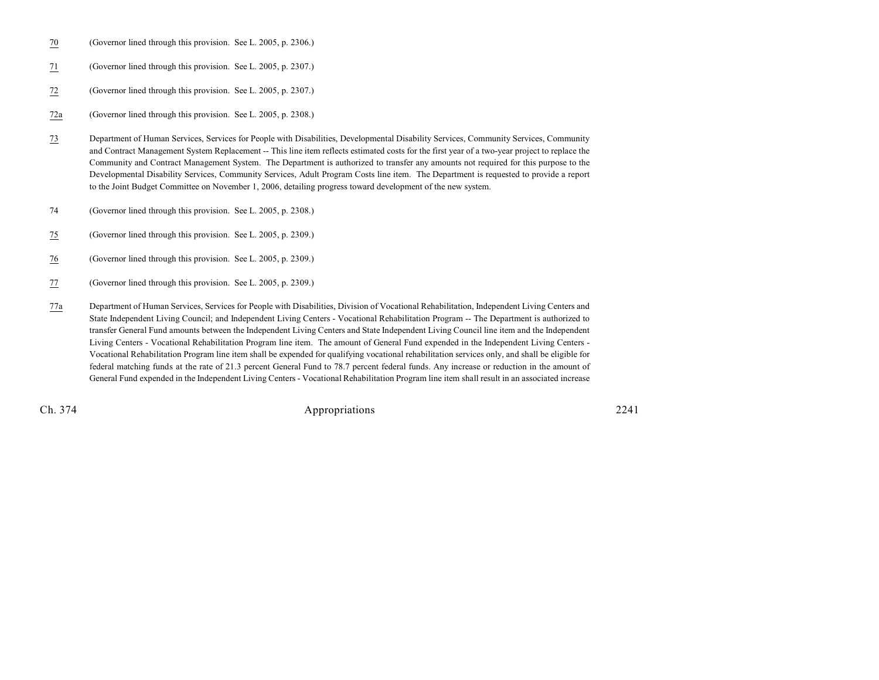70 (Governor lined through this provision. See L. 2005, p. 2306.)

71 (Governor lined through this provision. See L. 2005, p. 2307.)

72 (Governor lined through this provision. See L. 2005, p. 2307.)

72a (Governor lined through this provision. See L. 2005, p. 2308.)

73 Department of Human Services, Services for People with Disabilities, Developmental Disability Services, Community Services, Community and Contract Management System Replacement -- This line item reflects estimated costs for the first year of a two-year project to replace the Community and Contract Management System. The Department is authorized to transfer any amounts not required for this purpose to the Developmental Disability Services, Community Services, Adult Program Costs line item. The Department is requested to provide a report to the Joint Budget Committee on November 1, 2006, detailing progress toward development of the new system.

74 (Governor lined through this provision. See L. 2005, p. 2308.)

75 (Governor lined through this provision. See L. 2005, p. 2309.)

76 (Governor lined through this provision. See L. 2005, p. 2309.)

77 (Governor lined through this provision. See L. 2005, p. 2309.)

77a Department of Human Services, Services for People with Disabilities, Division of Vocational Rehabilitation, Independent Living Centers and State Independent Living Council; and Independent Living Centers - Vocational Rehabilitation Program -- The Department is authorized to transfer General Fund amounts between the Independent Living Centers and State Independent Living Council line item and the Independent Living Centers - Vocational Rehabilitation Program line item. The amount of General Fund expended in the Independent Living Centers - Vocational Rehabilitation Program line item shall be expended for qualifying vocational rehabilitation services only, and shall be eligible for federal matching funds at the rate of 21.3 percent General Fund to 78.7 percent federal funds. Any increase or reduction in the amount of General Fund expended in the Independent Living Centers - Vocational Rehabilitation Program line item shall result in an associated increase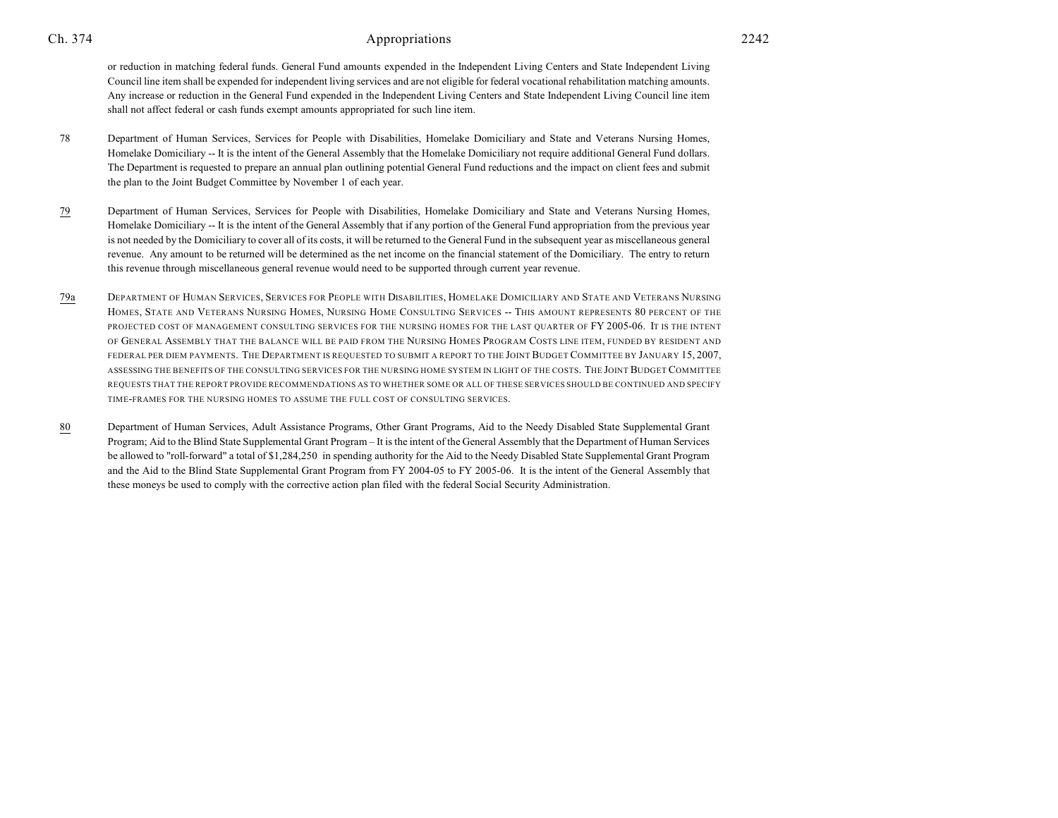or reduction in matching federal funds. General Fund amounts expended in the Independent Living Centers and State Independent Living Council line item shall be expended for independent living services and are not eligible for federal vocational rehabilitation matching amounts. Any increase or reduction in the General Fund expended in the Independent Living Centers and State Independent Living Council line item shall not affect federal or cash funds exempt amounts appropriated for such line item.

78 Department of Human Services, Services for People with Disabilities, Homelake Domiciliary and State and Veterans Nursing Homes, Homelake Domiciliary -- It is the intent of the General Assembly that the Homelake Domiciliary not require additional General Fund dollars. The Department is requested to prepare an annual plan outlining potential General Fund reductions and the impact on client fees and submit the plan to the Joint Budget Committee by November 1 of each year.

79 Department of Human Services, Services for People with Disabilities, Homelake Domiciliary and State and Veterans Nursing Homes, Homelake Domiciliary -- It is the intent of the General Assembly that if any portion of the General Fund appropriation from the previous year is not needed by the Domiciliary to cover all of its costs, it will be returned to the General Fund in the subsequent year as miscellaneous general revenue. Any amount to be returned will be determined as the net income on the financial statement of the Domiciliary. The entry to return this revenue through miscellaneous general revenue would need to be supported through current year revenue.

79a DEPARTMENT OF HUMAN SERVICES, SERVICES FOR PEOPLE WITH DISABILITIES, HOMELAKE DOMICILIARY AND STATE AND VETERANS NURSING HOMES, STATE AND VETERANS NURSING HOMES, NURSING HOME CONSULTING SERVICES -- THIS AMOUNT REPRESENTS 80 PERCENT OF THE PROJECTED COST OF MANAGEMENT CONSULTING SERVICES FOR THE NURSING HOMES FOR THE LAST QUARTER OF FY 2005-06. IT IS THE INTENT OF GENERAL ASSEMBLY THAT THE BALANCE WILL BE PAID FROM THE NURSING HOMES PROGRAM COSTS LINE ITEM, FUNDED BY RESIDENT AND FEDERAL PER DIEM PAYMENTS. THE DEPARTMENT IS REQUESTED TO SUBMIT A REPORT TO THE JOINT BUDGET COMMITTEE BY JANUARY 15, 2007, ASSESSING THE BENEFITS OF THE CONSULTING SERVICES FOR THE NURSING HOME SYSTEM IN LIGHT OF THE COSTS. THE JOINT BUDGET COMMITTEE REQUESTS THAT THE REPORT PROVIDE RECOMMENDATIONS AS TO WHETHER SOME OR ALL OF THESE SERVICES SHOULD BE CONTINUED AND SPECIFY TIME-FRAMES FOR THE NURSING HOMES TO ASSUME THE FULL COST OF CONSULTING SERVICES.

80 Department of Human Services, Adult Assistance Programs, Other Grant Programs, Aid to the Needy Disabled State Supplemental Grant Program; Aid to the Blind State Supplemental Grant Program – It is the intent of the General Assembly that the Department of Human Services be allowed to "roll-forward" a total of $1,284,250 in spending authority for the Aid to the Needy Disabled State Supplemental Grant Program and the Aid to the Blind State Supplemental Grant Program from FY 2004-05 to FY 2005-06. It is the intent of the General Assembly that these moneys be used to comply with the corrective action plan filed with the federal Social Security Administration.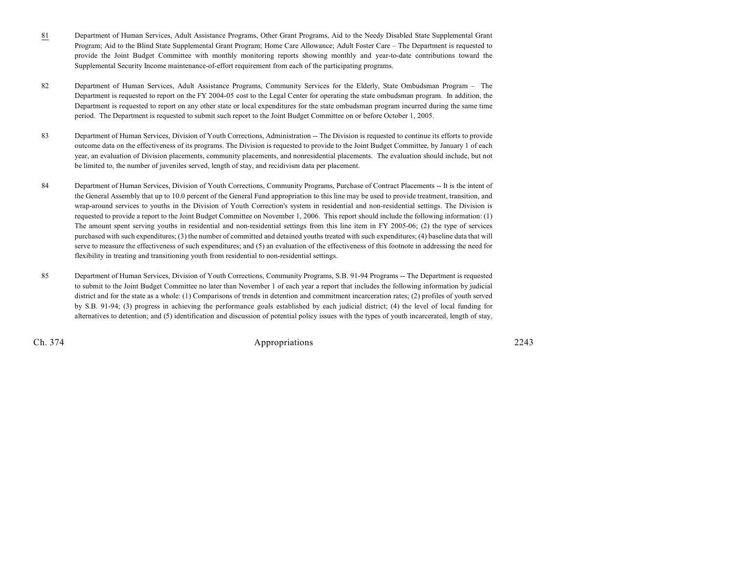81 Department of Human Services, Adult Assistance Programs, Other Grant Programs, Aid to the Needy Disabled State Supplemental Grant Program; Aid to the Blind State Supplemental Grant Program; Home Care Allowance; Adult Foster Care – The Department is requested to provide the Joint Budget Committee with monthly monitoring reports showing monthly and year-to-date contributions toward the Supplemental Security Income maintenance-of-effort requirement from each of the participating programs.

82 Department of Human Services, Adult Assistance Programs, Community Services for the Elderly, State Ombudsman Program – The Department is requested to report on the FY 2004-05 cost to the Legal Center for operating the state ombudsman program. In addition, the Department is requested to report on any other state or local expenditures for the state ombudsman program incurred during the same time period. The Department is requested to submit such report to the Joint Budget Committee on or before October 1, 2005.

83 Department of Human Services, Division of Youth Corrections, Administration -- The Division is requested to continue its efforts to provide outcome data on the effectiveness of its programs. The Division is requested to provide to the Joint Budget Committee, by January 1 of each year, an evaluation of Division placements, community placements, and nonresidential placements. The evaluation should include, but not be limited to, the number of juveniles served, length of stay, and recidivism data per placement.

84 Department of Human Services, Division of Youth Corrections, Community Programs, Purchase of Contract Placements -- It is the intent of the General Assembly that up to 10.0 percent of the General Fund appropriation to this line may be used to provide treatment, transition, and wrap-around services to youths in the Division of Youth Correction's system in residential and non-residential settings. The Division is requested to provide a report to the Joint Budget Committee on November 1, 2006. This report should include the following information: (1) The amount spent serving youths in residential and non-residential settings from this line item in FY 2005-06; (2) the type of services purchased with such expenditures; (3) the number of committed and detained youths treated with such expenditures; (4) baseline data that will serve to measure the effectiveness of such expenditures; and (5) an evaluation of the effectiveness of this footnote in addressing the need for flexibility in treating and transitioning youth from residential to non-residential settings.

85 Department of Human Services, Division of Youth Corrections, Community Programs, S.B. 91-94 Programs -- The Department is requested to submit to the Joint Budget Committee no later than November 1 of each year a report that includes the following information by judicial district and for the state as a whole: (1) Comparisons of trends in detention and commitment incarceration rates; (2) profiles of youth served by S.B. 91-94; (3) progress in achieving the performance goals established by each judicial district; (4) the level of local funding for alternatives to detention; and (5) identification and discussion of potential policy issues with the types of youth incarcerated, length of stay,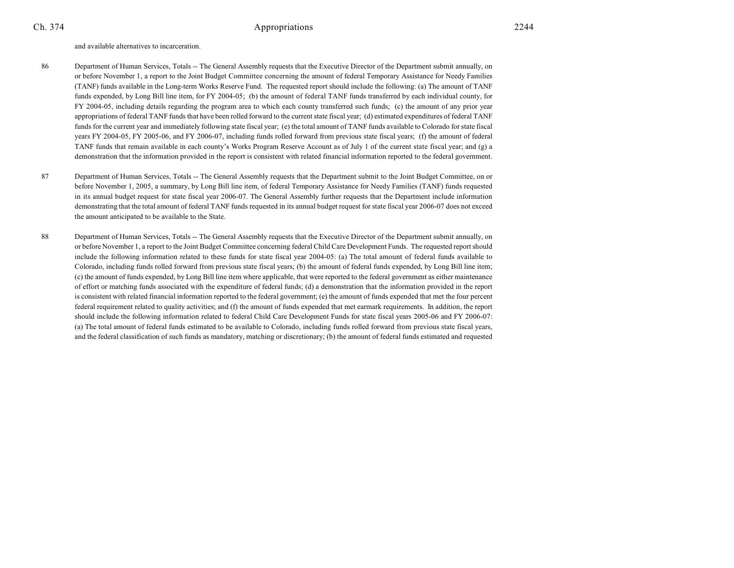and available alternatives to incarceration.

86 Department of Human Services, Totals -- The General Assembly requests that the Executive Director of the Department submit annually, on or before November 1, a report to the Joint Budget Committee concerning the amount of federal Temporary Assistance for Needy Families (TANF) funds available in the Long-term Works Reserve Fund. The requested report should include the following: (a) The amount of TANF funds expended, by Long Bill line item, for FY 2004-05; (b) the amount of federal TANF funds transferred by each individual county, for FY 2004-05, including details regarding the program area to which each county transferred such funds; (c) the amount of any prior year appropriations of federal TANF funds that have been rolled forward to the current state fiscal year; (d) estimated expenditures of federal TANF funds for the current year and immediately following state fiscal year; (e) the total amount of TANF funds available to Colorado for state fiscal years FY 2004-05, FY 2005-06, and FY 2006-07, including funds rolled forward from previous state fiscal years; (f) the amount of federal TANF funds that remain available in each county's Works Program Reserve Account as of July 1 of the current state fiscal year; and (g) a demonstration that the information provided in the report is consistent with related financial information reported to the federal government.

87 Department of Human Services, Totals -- The General Assembly requests that the Department submit to the Joint Budget Committee, on or before November 1, 2005, a summary, by Long Bill line item, of federal Temporary Assistance for Needy Families (TANF) funds requested in its annual budget request for state fiscal year 2006-07. The General Assembly further requests that the Department include information demonstrating that the total amount of federal TANF funds requested in its annual budget request for state fiscal year 2006-07 does not exceed the amount anticipated to be available to the State.

88 Department of Human Services, Totals -- The General Assembly requests that the Executive Director of the Department submit annually, on or before November 1, a report to the Joint Budget Committee concerning federal Child Care Development Funds. The requested report should include the following information related to these funds for state fiscal year 2004-05: (a) The total amount of federal funds available to Colorado, including funds rolled forward from previous state fiscal years; (b) the amount of federal funds expended, by Long Bill line item; (c) the amount of funds expended, by Long Bill line item where applicable, that were reported to the federal government as either maintenance of effort or matching funds associated with the expenditure of federal funds; (d) a demonstration that the information provided in the report is consistent with related financial information reported to the federal government; (e) the amount of funds expended that met the four percent federal requirement related to quality activities; and (f) the amount of funds expended that met earmark requirements. In addition, the report should include the following information related to federal Child Care Development Funds for state fiscal years 2005-06 and FY 2006-07: (a) The total amount of federal funds estimated to be available to Colorado, including funds rolled forward from previous state fiscal years, and the federal classification of such funds as mandatory, matching or discretionary; (b) the amount of federal funds estimated and requested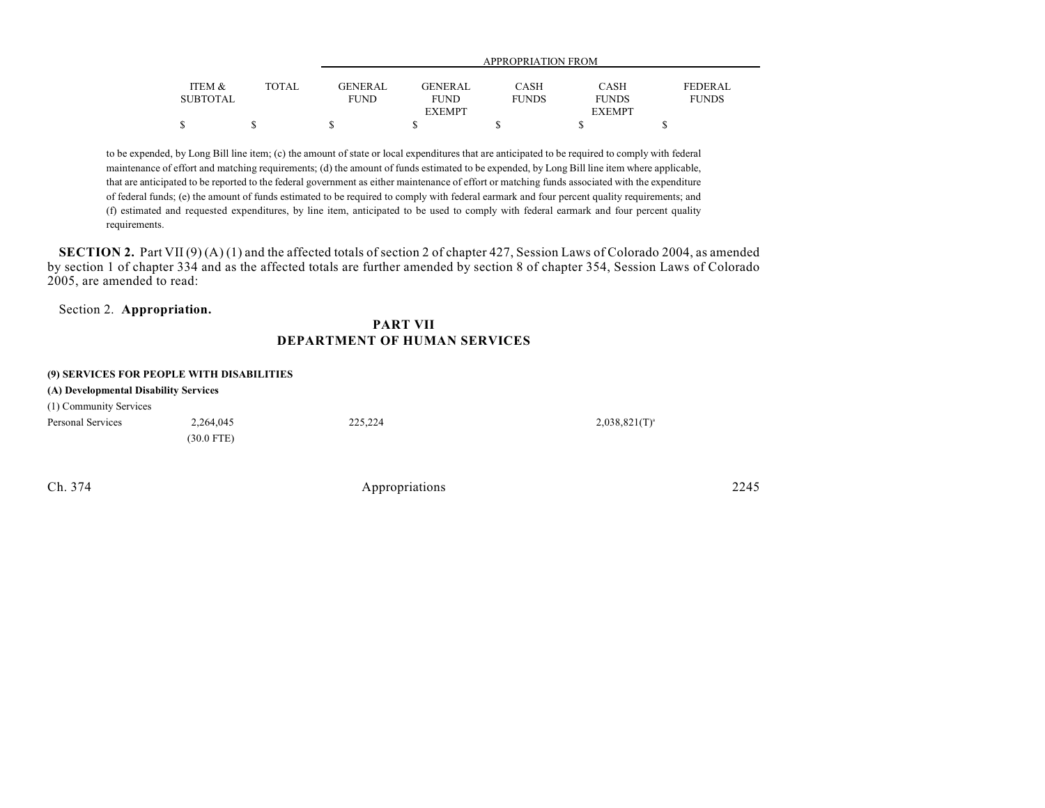| ITEM & SUBTOTAL | TOTAL | APPROPRIATION FROM GENERAL FUND | GENERAL FUND EXEMPT | CASH FUNDS | CASH FUNDS EXEMPT | FEDERAL FUNDS |
|---|---|---|---|---|---|---|
| $ | $ | $ | $ | $ | $ | $ |

to be expended, by Long Bill line item; (c) the amount of state or local expenditures that are anticipated to be required to comply with federal maintenance of effort and matching requirements; (d) the amount of funds estimated to be expended, by Long Bill line item where applicable, that are anticipated to be reported to the federal government as either maintenance of effort or matching funds associated with the expenditure of federal funds; (e) the amount of funds estimated to be required to comply with federal earmark and four percent quality requirements; and (f) estimated and requested expenditures, by line item, anticipated to be used to comply with federal earmark and four percent quality requirements.

**SECTION 2.** Part VII (9) (A) (1) and the affected totals of section 2 of chapter 427, Session Laws of Colorado 2004, as amended by section 1 of chapter 334 and as the affected totals are further amended by section 8 of chapter 354, Session Laws of Colorado 2005, are amended to read:

Section 2. **Appropriation.**

## PART VII
## DEPARTMENT OF HUMAN SERVICES

**(9) SERVICES FOR PEOPLE WITH DISABILITIES**

**(A) Developmental Disability Services**

(1) Community Services

| | ITEM & SUBTOTAL | TOTAL | GENERAL FUND | GENERAL FUND EXEMPT | CASH FUNDS | CASH FUNDS EXEMPT | FEDERAL FUNDS |
|---|---|---|---|---|---|---|---|
| Personal Services | 2,264,045 | | 225,224 | | | 2,038,821(T)[a] | |
| | (30.0 FTE) | | | | | | |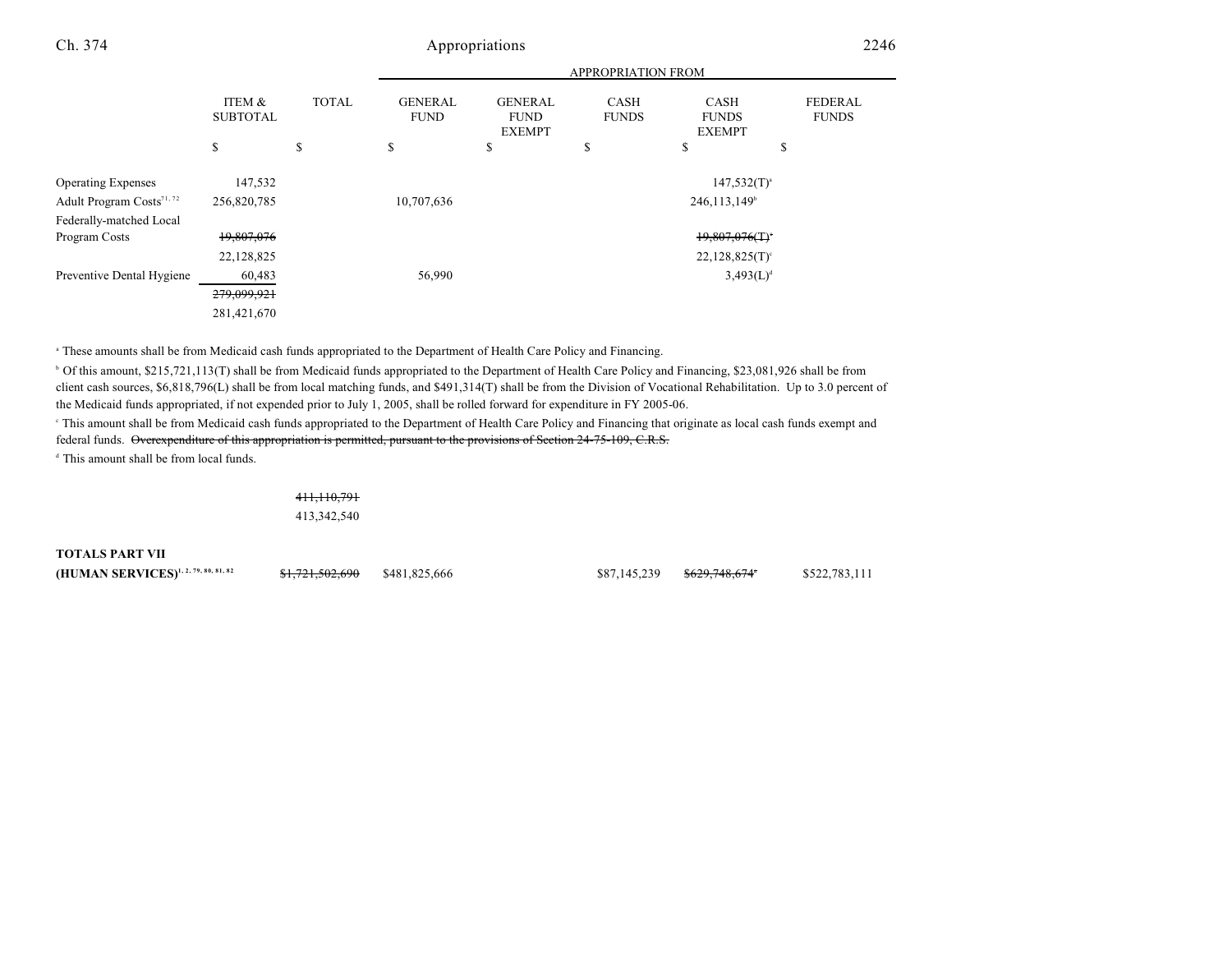| | ITEM & SUBTOTAL | TOTAL | GENERAL FUND | GENERAL FUND EXEMPT | CASH FUNDS | CASH FUNDS EXEMPT | FEDERAL FUNDS |
|---|---|---|---|---|---|---|---|
| | | | APPROPRIATION FROM | | | | |
| | $ | $ | $ | $ | $ | $ | $ |
| Operating Expenses | 147,532 | | | | | 147,532(T)[a] | |
| Adult Program Costs[71, 72] | 256,820,785 | | 10,707,636 | | | 246,113,149[b] | |
| Federally-matched Local Program Costs | ~~19,807,076~~ 22,128,825 | | | | | ~~19,807,076(T)~~[c] 22,128,825(T)[c] | |
| Preventive Dental Hygiene | 60,483 | | 56,990 | | | 3,493(L)[d] | |
| | ~~279,099,921~~ 281,421,670 | | | | | | |

[a] These amounts shall be from Medicaid cash funds appropriated to the Department of Health Care Policy and Financing.

[b] Of this amount, $215,721,113(T) shall be from Medicaid funds appropriated to the Department of Health Care Policy and Financing, $23,081,926 shall be from client cash sources, $6,818,796(L) shall be from local matching funds, and $491,314(T) shall be from the Division of Vocational Rehabilitation. Up to 3.0 percent of the Medicaid funds appropriated, if not expended prior to July 1, 2005, shall be rolled forward for expenditure in FY 2005-06.

[c] This amount shall be from Medicaid cash funds appropriated to the Department of Health Care Policy and Financing that originate as local cash funds exempt and federal funds. ~~Overexpenditure of this appropriation is permitted, pursuant to the provisions of Section 24-75-109, C.R.S.~~

[d] This amount shall be from local funds.

| | ITEM & SUBTOTAL | TOTAL | GENERAL FUND | GENERAL FUND EXEMPT | CASH FUNDS | CASH FUNDS EXEMPT | FEDERAL FUNDS |
|---|---|---|---|---|---|---|---|
| | | ~~411,110,791~~ 413,342,540 | | | | | |
| **TOTALS PART VII (HUMAN SERVICES)**[1, 2, 79, 80, 81, 82] | | ~~$1,721,502,690~~ | $481,825,666 | | $87,145,239 | ~~$629,748,674~~[a] | $522,783,111 |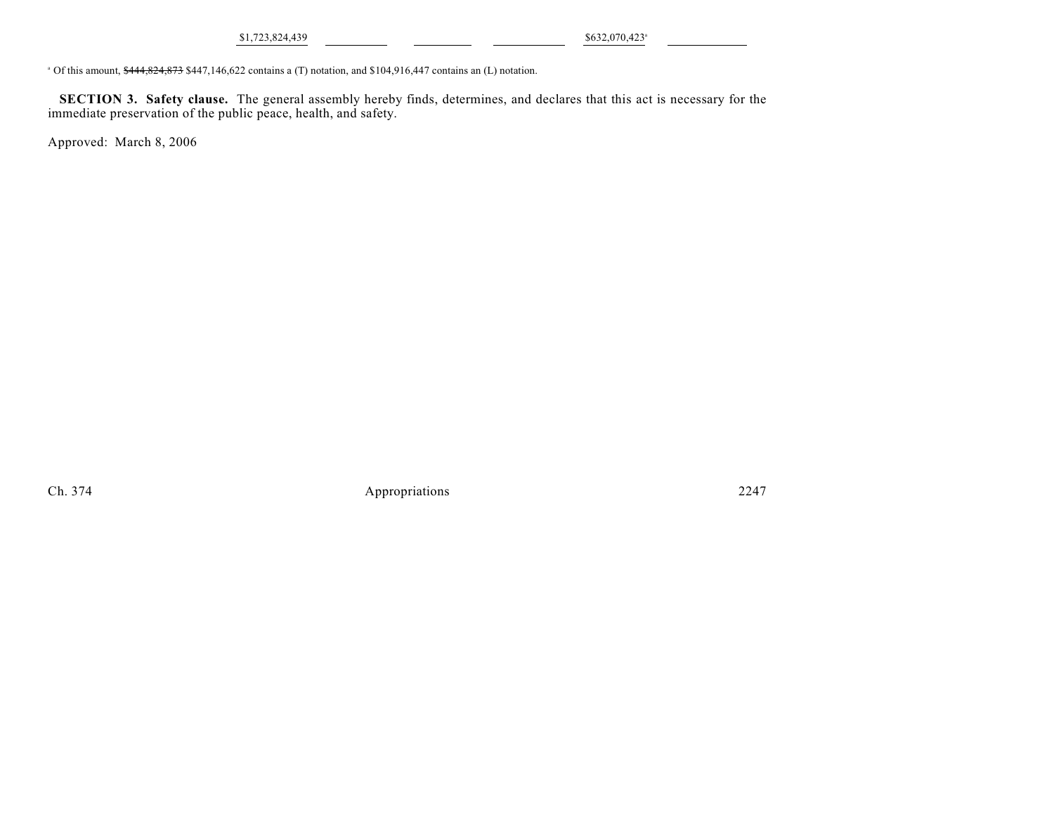| | | | | | |
|---|---|---|---|---|---|
| $1,723,824,439 | | | | $632,070,423[a] | |

[a] Of this amount, ~~$444,824,873~~ $447,146,622 contains a (T) notation, and $104,916,447 contains an (L) notation.

**SECTION 3. Safety clause.** The general assembly hereby finds, determines, and declares that this act is necessary for the immediate preservation of the public peace, health, and safety.

Approved: March 8, 2006